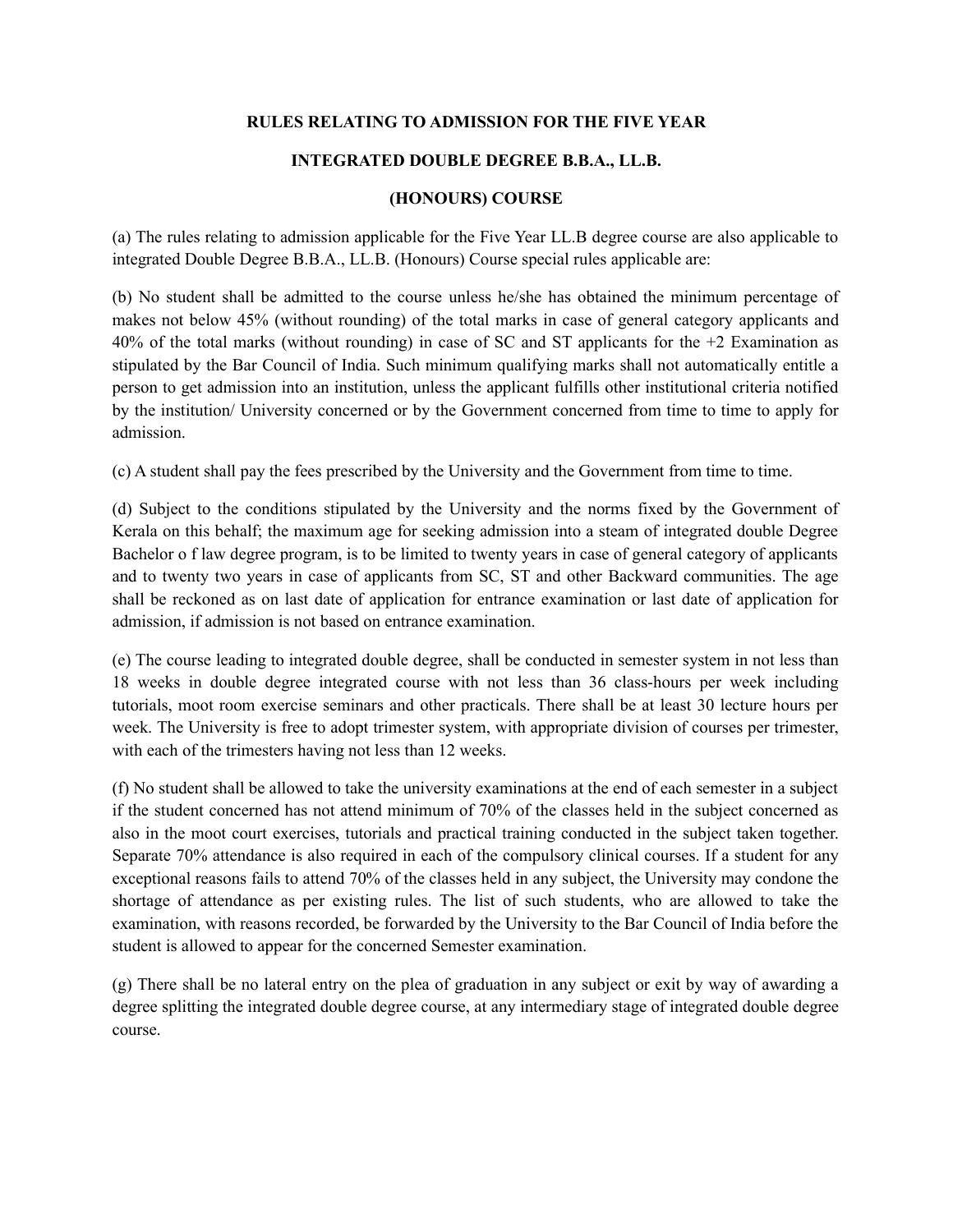# RULES RELATING TO ADMISSION FOR THE FIVE YEAR INTEGRATED DOUBLE DEGREE B.B.A., LL.B. (HONOURS) COURSE

(a) The rules relating to admission applicable for the Five Year LL.B degree course are also applicable to integrated Double Degree B.B.A., LL.B. (Honours) Course special rules applicable are:

(b) No student shall be admitted to the course unless he/she has obtained the minimum percentage of makes not below 45% (without rounding) of the total marks in case of general category applicants and 40% of the total marks (without rounding) in case of SC and ST applicants for the +2 Examination as stipulated by the Bar Council of India. Such minimum qualifying marks shall not automatically entitle a person to get admission into an institution, unless the applicant fulfills other institutional criteria notified by the institution/ University concerned or by the Government concerned from time to time to apply for admission.

(c) A student shall pay the fees prescribed by the University and the Government from time to time.

(d) Subject to the conditions stipulated by the University and the norms fixed by the Government of Kerala on this behalf; the maximum age for seeking admission into a steam of integrated double Degree Bachelor o f law degree program, is to be limited to twenty years in case of general category of applicants and to twenty two years in case of applicants from SC, ST and other Backward communities. The age shall be reckoned as on last date of application for entrance examination or last date of application for admission, if admission is not based on entrance examination.

(e) The course leading to integrated double degree, shall be conducted in semester system in not less than 18 weeks in double degree integrated course with not less than 36 class-hours per week including tutorials, moot room exercise seminars and other practicals. There shall be at least 30 lecture hours per week. The University is free to adopt trimester system, with appropriate division of courses per trimester, with each of the trimesters having not less than 12 weeks.

(f) No student shall be allowed to take the university examinations at the end of each semester in a subject if the student concerned has not attend minimum of 70% of the classes held in the subject concerned as also in the moot court exercises, tutorials and practical training conducted in the subject taken together. Separate 70% attendance is also required in each of the compulsory clinical courses. If a student for any exceptional reasons fails to attend 70% of the classes held in any subject, the University may condone the shortage of attendance as per existing rules. The list of such students, who are allowed to take the examination, with reasons recorded, be forwarded by the University to the Bar Council of India before the student is allowed to appear for the concerned Semester examination.

(g) There shall be no lateral entry on the plea of graduation in any subject or exit by way of awarding a degree splitting the integrated double degree course, at any intermediary stage of integrated double degree course.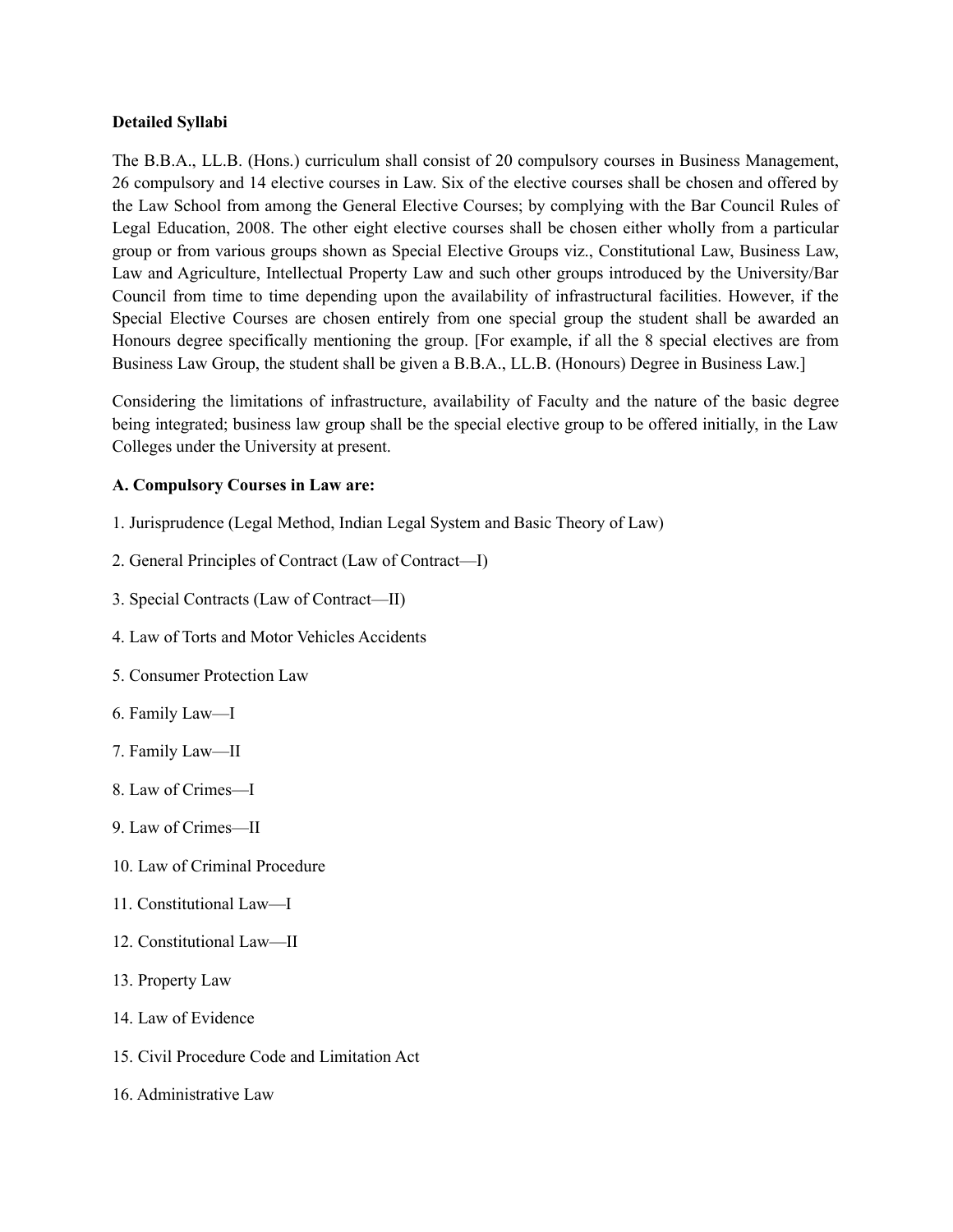**Detailed Syllabi**

The B.B.A., LL.B. (Hons.) curriculum shall consist of 20 compulsory courses in Business Management, 26 compulsory and 14 elective courses in Law. Six of the elective courses shall be chosen and offered by the Law School from among the General Elective Courses; by complying with the Bar Council Rules of Legal Education, 2008. The other eight elective courses shall be chosen either wholly from a particular group or from various groups shown as Special Elective Groups viz., Constitutional Law, Business Law, Law and Agriculture, Intellectual Property Law and such other groups introduced by the University/Bar Council from time to time depending upon the availability of infrastructural facilities. However, if the Special Elective Courses are chosen entirely from one special group the student shall be awarded an Honours degree specifically mentioning the group. [For example, if all the 8 special electives are from Business Law Group, the student shall be given a B.B.A., LL.B. (Honours) Degree in Business Law.]

Considering the limitations of infrastructure, availability of Faculty and the nature of the basic degree being integrated; business law group shall be the special elective group to be offered initially, in the Law Colleges under the University at present.

**A. Compulsory Courses in Law are:**

1. Jurisprudence (Legal Method, Indian Legal System and Basic Theory of Law)

2. General Principles of Contract (Law of Contract—I)

3. Special Contracts (Law of Contract—II)

4. Law of Torts and Motor Vehicles Accidents

5. Consumer Protection Law

6. Family Law—I

7. Family Law—II

8. Law of Crimes—I

9. Law of Crimes—II

10. Law of Criminal Procedure

11. Constitutional Law—I

12. Constitutional Law—II

13. Property Law

14. Law of Evidence

15. Civil Procedure Code and Limitation Act

16. Administrative Law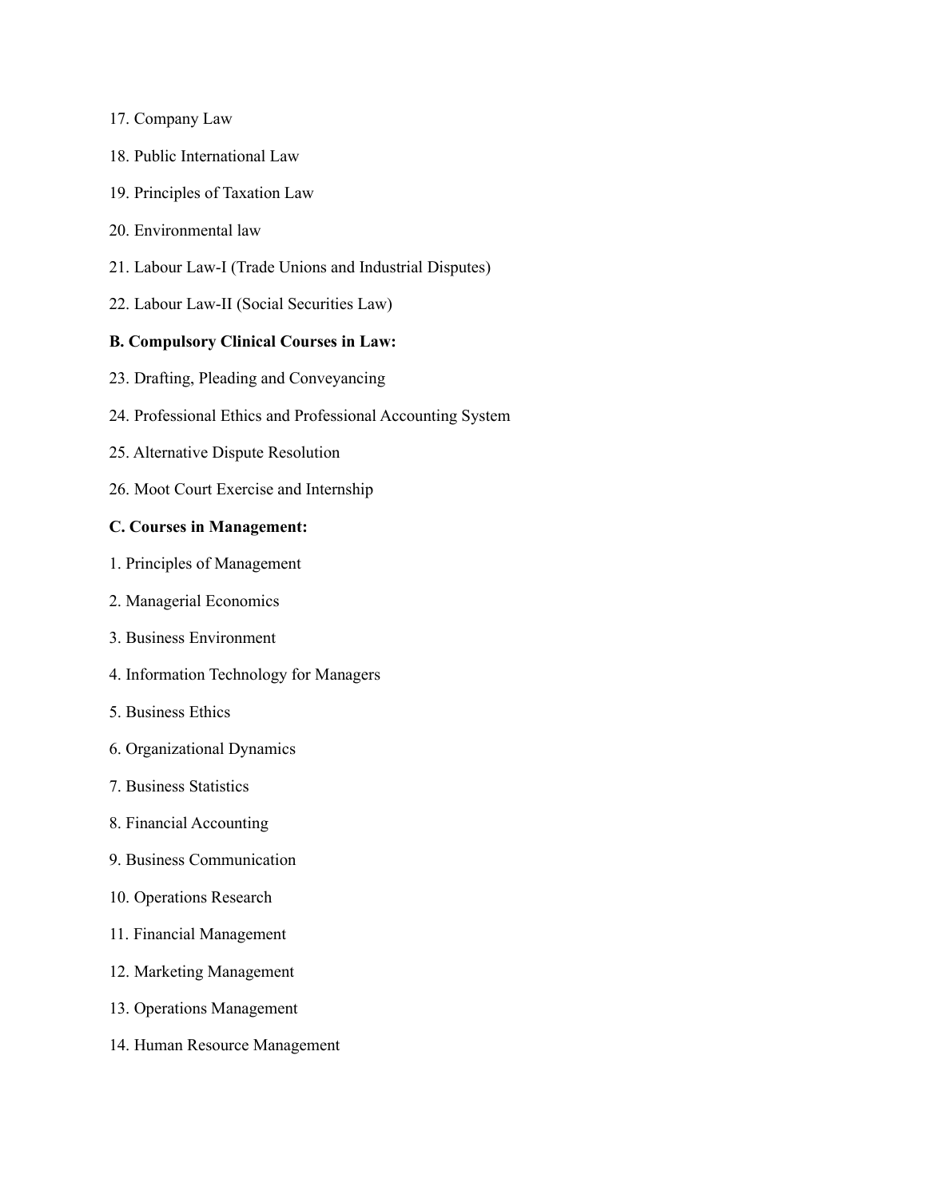17. Company Law

18. Public International Law

19. Principles of Taxation Law

20. Environmental law

21. Labour Law-I (Trade Unions and Industrial Disputes)

22. Labour Law-II (Social Securities Law)

**B. Compulsory Clinical Courses in Law:**

23. Drafting, Pleading and Conveyancing

24. Professional Ethics and Professional Accounting System

25. Alternative Dispute Resolution

26. Moot Court Exercise and Internship

**C. Courses in Management:**

1. Principles of Management

2. Managerial Economics

3. Business Environment

4. Information Technology for Managers

5. Business Ethics

6. Organizational Dynamics

7. Business Statistics

8. Financial Accounting

9. Business Communication

10. Operations Research

11. Financial Management

12. Marketing Management

13. Operations Management

14. Human Resource Management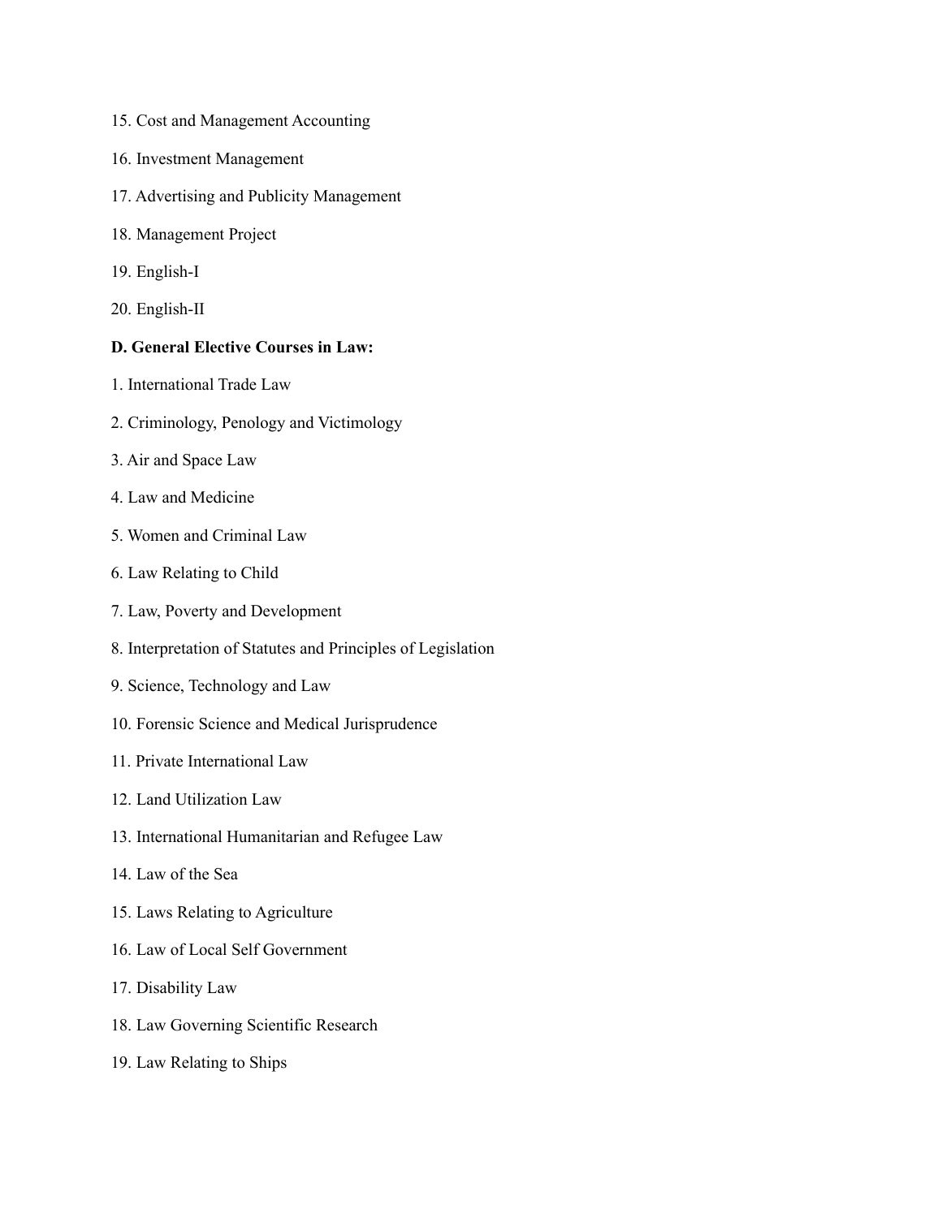15. Cost and Management Accounting

16. Investment Management

17. Advertising and Publicity Management

18. Management Project

19. English-I

20. English-II

**D. General Elective Courses in Law:**

1. International Trade Law

2. Criminology, Penology and Victimology

3. Air and Space Law

4. Law and Medicine

5. Women and Criminal Law

6. Law Relating to Child

7. Law, Poverty and Development

8. Interpretation of Statutes and Principles of Legislation

9. Science, Technology and Law

10. Forensic Science and Medical Jurisprudence

11. Private International Law

12. Land Utilization Law

13. International Humanitarian and Refugee Law

14. Law of the Sea

15. Laws Relating to Agriculture

16. Law of Local Self Government

17. Disability Law

18. Law Governing Scientific Research

19. Law Relating to Ships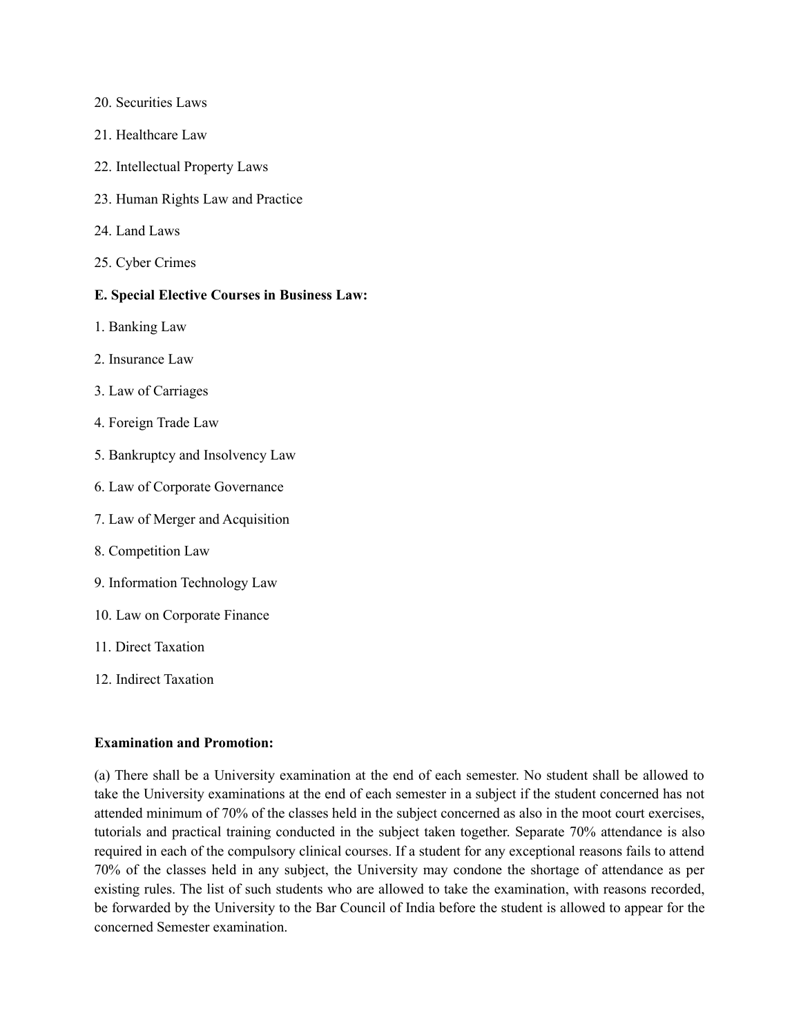20. Securities Laws

21. Healthcare Law

22. Intellectual Property Laws

23. Human Rights Law and Practice

24. Land Laws

25. Cyber Crimes

**E. Special Elective Courses in Business Law:**

1. Banking Law

2. Insurance Law

3. Law of Carriages

4. Foreign Trade Law

5. Bankruptcy and Insolvency Law

6. Law of Corporate Governance

7. Law of Merger and Acquisition

8. Competition Law

9. Information Technology Law

10. Law on Corporate Finance

11. Direct Taxation

12. Indirect Taxation

**Examination and Promotion:**

(a) There shall be a University examination at the end of each semester. No student shall be allowed to take the University examinations at the end of each semester in a subject if the student concerned has not attended minimum of 70% of the classes held in the subject concerned as also in the moot court exercises, tutorials and practical training conducted in the subject taken together. Separate 70% attendance is also required in each of the compulsory clinical courses. If a student for any exceptional reasons fails to attend 70% of the classes held in any subject, the University may condone the shortage of attendance as per existing rules. The list of such students who are allowed to take the examination, with reasons recorded, be forwarded by the University to the Bar Council of India before the student is allowed to appear for the concerned Semester examination.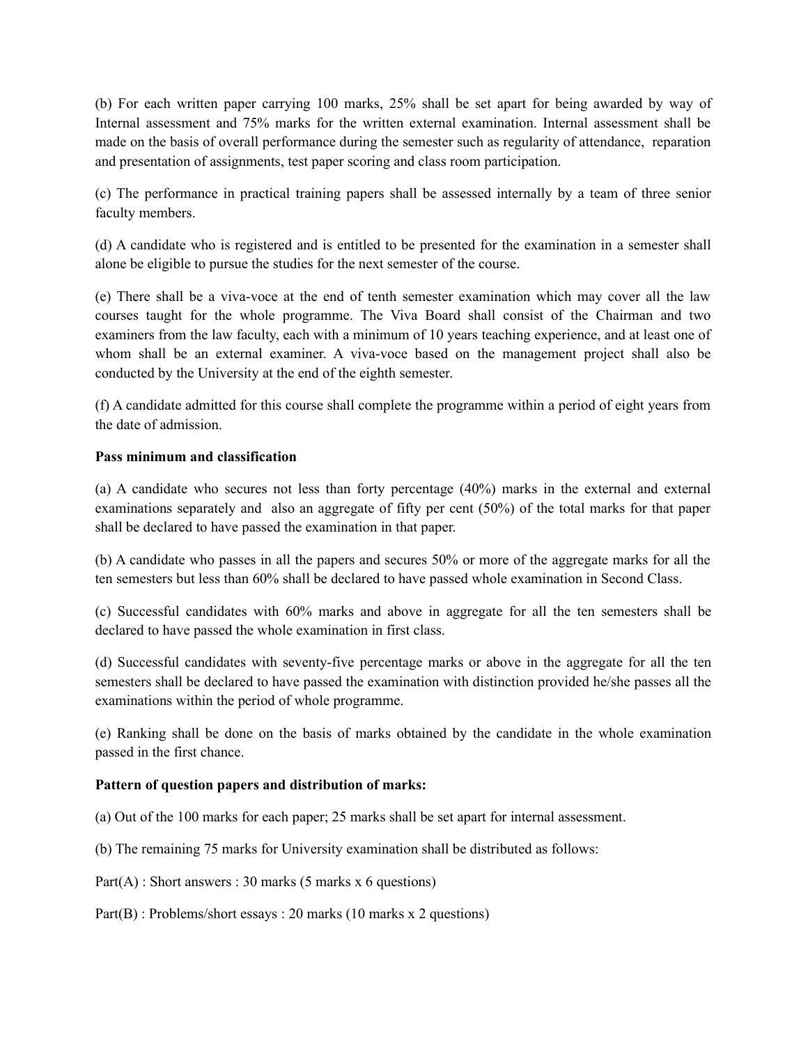(b) For each written paper carrying 100 marks, 25% shall be set apart for being awarded by way of Internal assessment and 75% marks for the written external examination. Internal assessment shall be made on the basis of overall performance during the semester such as regularity of attendance, reparation and presentation of assignments, test paper scoring and class room participation.

(c) The performance in practical training papers shall be assessed internally by a team of three senior faculty members.

(d) A candidate who is registered and is entitled to be presented for the examination in a semester shall alone be eligible to pursue the studies for the next semester of the course.

(e) There shall be a viva-voce at the end of tenth semester examination which may cover all the law courses taught for the whole programme. The Viva Board shall consist of the Chairman and two examiners from the law faculty, each with a minimum of 10 years teaching experience, and at least one of whom shall be an external examiner. A viva-voce based on the management project shall also be conducted by the University at the end of the eighth semester.

(f) A candidate admitted for this course shall complete the programme within a period of eight years from the date of admission.

**Pass minimum and classification**

(a) A candidate who secures not less than forty percentage (40%) marks in the external and external examinations separately and also an aggregate of fifty per cent (50%) of the total marks for that paper shall be declared to have passed the examination in that paper.

(b) A candidate who passes in all the papers and secures 50% or more of the aggregate marks for all the ten semesters but less than 60% shall be declared to have passed whole examination in Second Class.

(c) Successful candidates with 60% marks and above in aggregate for all the ten semesters shall be declared to have passed the whole examination in first class.

(d) Successful candidates with seventy-five percentage marks or above in the aggregate for all the ten semesters shall be declared to have passed the examination with distinction provided he/she passes all the examinations within the period of whole programme.

(e) Ranking shall be done on the basis of marks obtained by the candidate in the whole examination passed in the first chance.

**Pattern of question papers and distribution of marks:**

(a) Out of the 100 marks for each paper; 25 marks shall be set apart for internal assessment.

(b) The remaining 75 marks for University examination shall be distributed as follows:

Part(A) : Short answers : 30 marks (5 marks x 6 questions)

Part(B) : Problems/short essays : 20 marks (10 marks x 2 questions)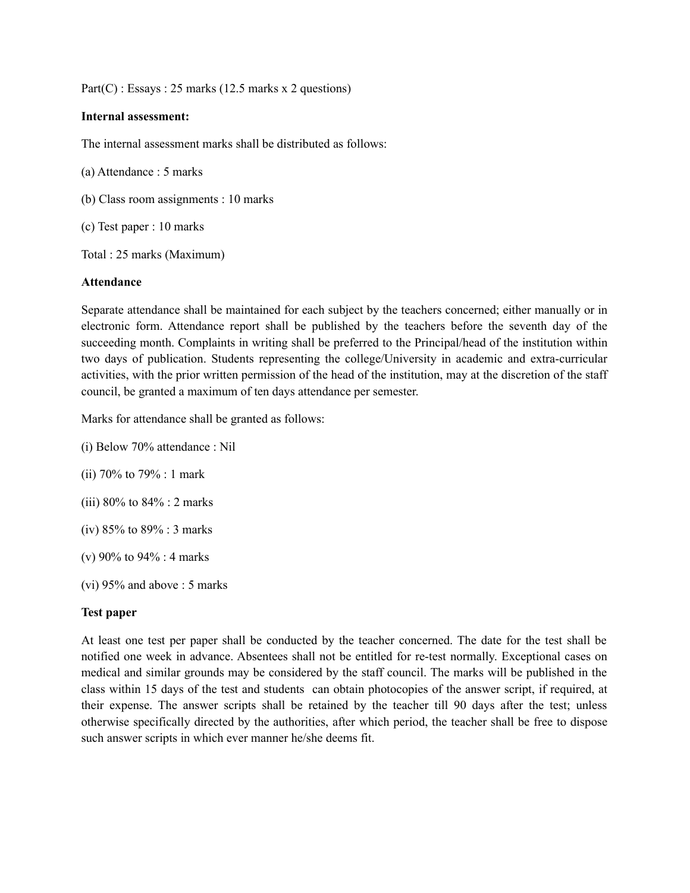Part(C) : Essays : 25 marks (12.5 marks x 2 questions)

**Internal assessment:**

The internal assessment marks shall be distributed as follows:

(a) Attendance : 5 marks

(b) Class room assignments : 10 marks

(c) Test paper : 10 marks

Total : 25 marks (Maximum)

**Attendance**

Separate attendance shall be maintained for each subject by the teachers concerned; either manually or in electronic form. Attendance report shall be published by the teachers before the seventh day of the succeeding month. Complaints in writing shall be preferred to the Principal/head of the institution within two days of publication. Students representing the college/University in academic and extra-curricular activities, with the prior written permission of the head of the institution, may at the discretion of the staff council, be granted a maximum of ten days attendance per semester.

Marks for attendance shall be granted as follows:

(i) Below 70% attendance : Nil

(ii) 70% to 79% : 1 mark

(iii) 80% to 84% : 2 marks

(iv) 85% to 89% : 3 marks

(v) 90% to 94% : 4 marks

(vi) 95% and above : 5 marks

**Test paper**

At least one test per paper shall be conducted by the teacher concerned. The date for the test shall be notified one week in advance. Absentees shall not be entitled for re-test normally. Exceptional cases on medical and similar grounds may be considered by the staff council. The marks will be published in the class within 15 days of the test and students can obtain photocopies of the answer script, if required, at their expense. The answer scripts shall be retained by the teacher till 90 days after the test; unless otherwise specifically directed by the authorities, after which period, the teacher shall be free to dispose such answer scripts in which ever manner he/she deems fit.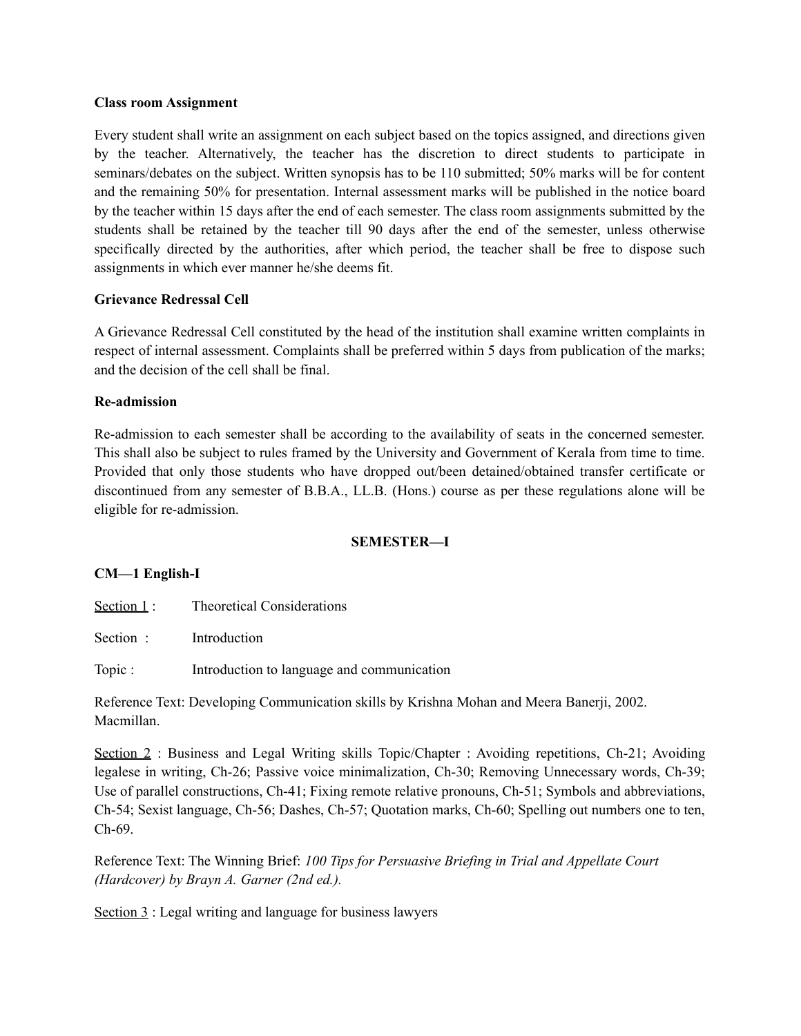**Class room Assignment**

Every student shall write an assignment on each subject based on the topics assigned, and directions given by the teacher. Alternatively, the teacher has the discretion to direct students to participate in seminars/debates on the subject. Written synopsis has to be 110 submitted; 50% marks will be for content and the remaining 50% for presentation. Internal assessment marks will be published in the notice board by the teacher within 15 days after the end of each semester. The class room assignments submitted by the students shall be retained by the teacher till 90 days after the end of the semester, unless otherwise specifically directed by the authorities, after which period, the teacher shall be free to dispose such assignments in which ever manner he/she deems fit.

**Grievance Redressal Cell**

A Grievance Redressal Cell constituted by the head of the institution shall examine written complaints in respect of internal assessment. Complaints shall be preferred within 5 days from publication of the marks; and the decision of the cell shall be final.

**Re-admission**

Re-admission to each semester shall be according to the availability of seats in the concerned semester. This shall also be subject to rules framed by the University and Government of Kerala from time to time. Provided that only those students who have dropped out/been detained/obtained transfer certificate or discontinued from any semester of B.B.A., LL.B. (Hons.) course as per these regulations alone will be eligible for re-admission.

## SEMESTER—I

**CM—1 English-I**

Section 1 : Theoretical Considerations

Section : Introduction

Topic : Introduction to language and communication

Reference Text: Developing Communication skills by Krishna Mohan and Meera Banerji, 2002. Macmillan.

Section 2 : Business and Legal Writing skills Topic/Chapter : Avoiding repetitions, Ch-21; Avoiding legalese in writing, Ch-26; Passive voice minimalization, Ch-30; Removing Unnecessary words, Ch-39; Use of parallel constructions, Ch-41; Fixing remote relative pronouns, Ch-51; Symbols and abbreviations, Ch-54; Sexist language, Ch-56; Dashes, Ch-57; Quotation marks, Ch-60; Spelling out numbers one to ten, Ch-69.

Reference Text: The Winning Brief: *100 Tips for Persuasive Briefing in Trial and Appellate Court (Hardcover) by Brayn A. Garner (2nd ed.).*

Section 3 : Legal writing and language for business lawyers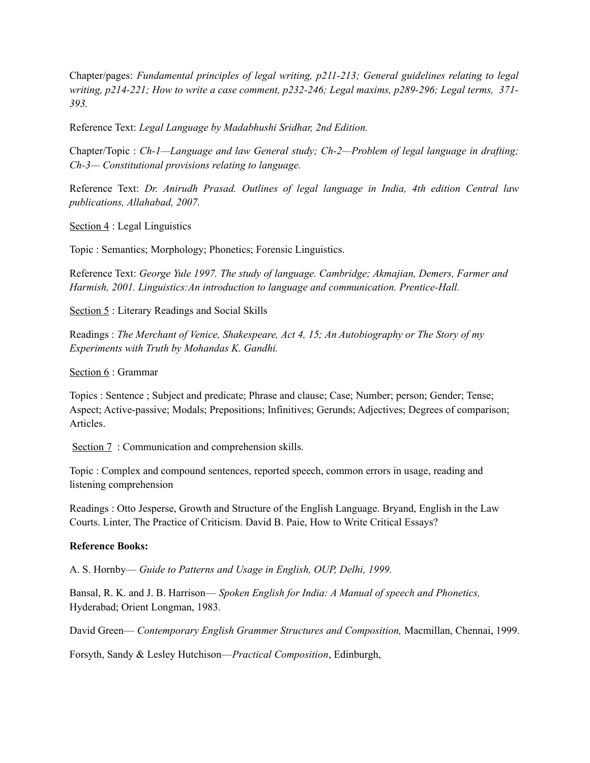Chapter/pages: *Fundamental principles of legal writing, p211-213; General guidelines relating to legal writing, p214-221; How to write a case comment, p232-246; Legal maxims, p289-296; Legal terms, 371-393.*

Reference Text: *Legal Language by Madabhushi Sridhar, 2nd Edition.*

Chapter/Topic : *Ch-1—Language and law General study; Ch-2—Problem of legal language in drafting; Ch-3— Constitutional provisions relating to language.*

Reference Text: *Dr. Anirudh Prasad. Outlines of legal language in India, 4th edition Central law publications, Allahabad, 2007.*

<u>Section 4</u> : Legal Linguistics

Topic : Semantics; Morphology; Phonetics; Forensic Linguistics.

Reference Text: *George Yule 1997. The study of language. Cambridge; Akmajian, Demers, Farmer and Harmish, 2001. Linguistics:An introduction to language and communication. Prentice-Hall.*

<u>Section 5</u> : Literary Readings and Social Skills

Readings : *The Merchant of Venice, Shakespeare, Act 4, 15; An Autobiography or The Story of my Experiments with Truth by Mohandas K. Gandhi.*

<u>Section 6</u> : Grammar

Topics : Sentence ; Subject and predicate; Phrase and clause; Case; Number; person; Gender; Tense; Aspect; Active-passive; Modals; Prepositions; Infinitives; Gerunds; Adjectives; Degrees of comparison; Articles.

<u>Section 7</u> : Communication and comprehension skills.

Topic : Complex and compound sentences, reported speech, common errors in usage, reading and listening comprehension

Readings : Otto Jesperse, Growth and Structure of the English Language. Bryand, English in the Law Courts. Linter, The Practice of Criticism. David B. Paie, How to Write Critical Essays?

**Reference Books:**

A. S. Hornby— *Guide to Patterns and Usage in English, OUP, Delhi, 1999.*

Bansal, R. K. and J. B. Harrison— *Spoken English for India: A Manual of speech and Phonetics,* Hyderabad; Orient Longman, 1983.

David Green— *Contemporary English Grammer Structures and Composition,* Macmillan, Chennai, 1999.

Forsyth, Sandy & Lesley Hutchison—*Practical Composition*, Edinburgh,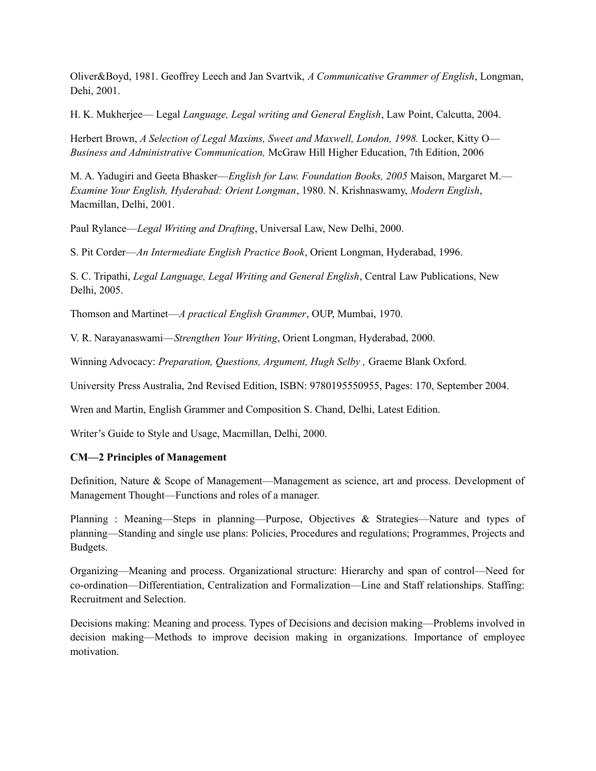Oliver&Boyd, 1981. Geoffrey Leech and Jan Svartvik, *A Communicative Grammer of English*, Longman, Dehi, 2001.

H. K. Mukherjee— Legal *Language, Legal writing and General English*, Law Point, Calcutta, 2004.

Herbert Brown, *A Selection of Legal Maxims, Sweet and Maxwell, London, 1998.* Locker, Kitty O—*Business and Administrative Communication,* McGraw Hill Higher Education, 7th Edition, 2006

M. A. Yadugiri and Geeta Bhasker—*English for Law. Foundation Books, 2005* Maison, Margaret M.—*Examine Your English, Hyderabad: Orient Longman*, 1980. N. Krishnaswamy, *Modern English*, Macmillan, Delhi, 2001.

Paul Rylance—*Legal Writing and Drafting*, Universal Law, New Delhi, 2000.

S. Pit Corder—*An Intermediate English Practice Book*, Orient Longman, Hyderabad, 1996.

S. C. Tripathi, *Legal Language, Legal Writing and General English*, Central Law Publications, New Delhi, 2005.

Thomson and Martinet—*A practical English Grammer*, OUP, Mumbai, 1970.

V. R. Narayanaswami—*Strengthen Your Writing*, Orient Longman, Hyderabad, 2000.

Winning Advocacy: *Preparation, Questions, Argument, Hugh Selby ,* Graeme Blank Oxford.

University Press Australia, 2nd Revised Edition, ISBN: 9780195550955, Pages: 170, September 2004.

Wren and Martin, English Grammer and Composition S. Chand, Delhi, Latest Edition.

Writer's Guide to Style and Usage, Macmillan, Delhi, 2000.

**CM—2 Principles of Management**

Definition, Nature & Scope of Management—Management as science, art and process. Development of Management Thought—Functions and roles of a manager.

Planning : Meaning—Steps in planning—Purpose, Objectives & Strategies—Nature and types of planning—Standing and single use plans: Policies, Procedures and regulations; Programmes, Projects and Budgets.

Organizing—Meaning and process. Organizational structure: Hierarchy and span of control—Need for co-ordination—Differentiation, Centralization and Formalization—Line and Staff relationships. Staffing: Recruitment and Selection.

Decisions making: Meaning and process. Types of Decisions and decision making—Problems involved in decision making—Methods to improve decision making in organizations. Importance of employee motivation.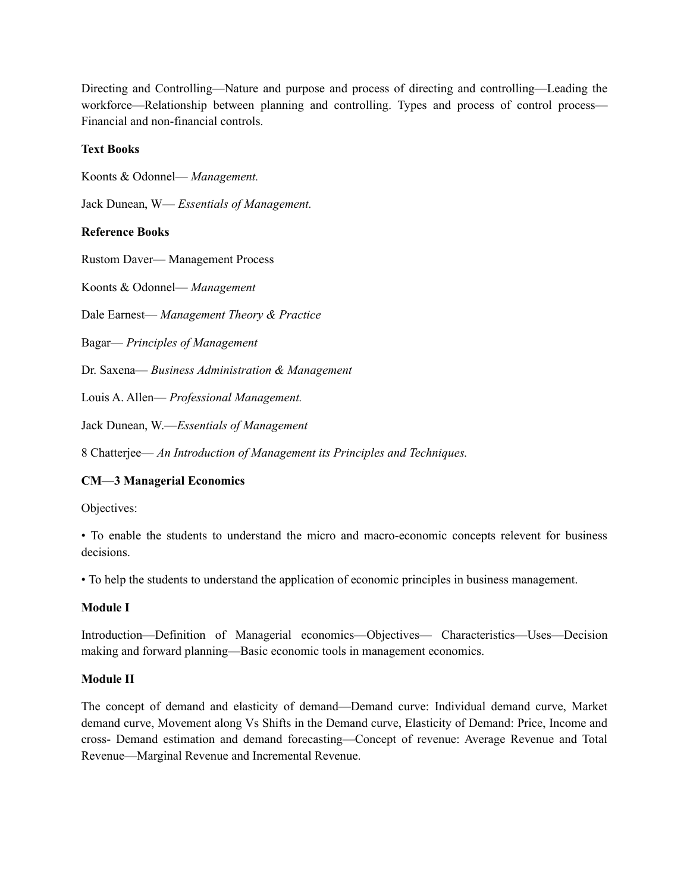Directing and Controlling—Nature and purpose and process of directing and controlling—Leading the workforce—Relationship between planning and controlling. Types and process of control process—Financial and non-financial controls.

**Text Books**

Koonts & Odonnel— *Management.*

Jack Dunean, W— *Essentials of Management.*

**Reference Books**

Rustom Daver— Management Process

Koonts & Odonnel— *Management*

Dale Earnest— *Management Theory & Practice*

Bagar— *Principles of Management*

Dr. Saxena— *Business Administration & Management*

Louis A. Allen— *Professional Management.*

Jack Dunean, W.—*Essentials of Management*

8 Chatterjee— *An Introduction of Management its Principles and Techniques.*

**CM—3 Managerial Economics**

Objectives:

• To enable the students to understand the micro and macro-economic concepts relevent for business decisions.

• To help the students to understand the application of economic principles in business management.

**Module I**

Introduction—Definition of Managerial economics—Objectives— Characteristics—Uses—Decision making and forward planning—Basic economic tools in management economics.

**Module II**

The concept of demand and elasticity of demand—Demand curve: Individual demand curve, Market demand curve, Movement along Vs Shifts in the Demand curve, Elasticity of Demand: Price, Income and cross- Demand estimation and demand forecasting—Concept of revenue: Average Revenue and Total Revenue—Marginal Revenue and Incremental Revenue.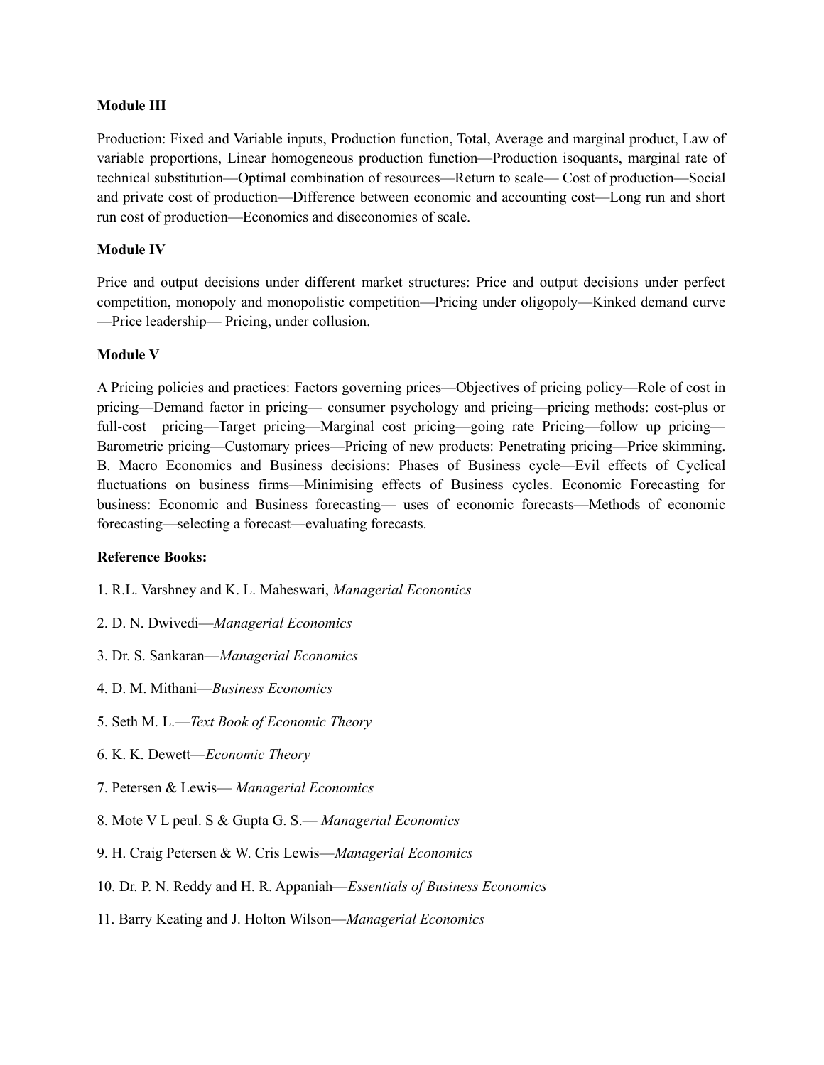**Module III**

Production: Fixed and Variable inputs, Production function, Total, Average and marginal product, Law of variable proportions, Linear homogeneous production function—Production isoquants, marginal rate of technical substitution—Optimal combination of resources—Return to scale— Cost of production—Social and private cost of production—Difference between economic and accounting cost—Long run and short run cost of production—Economics and diseconomies of scale.

**Module IV**

Price and output decisions under different market structures: Price and output decisions under perfect competition, monopoly and monopolistic competition—Pricing under oligopoly—Kinked demand curve —Price leadership— Pricing, under collusion.

**Module V**

A Pricing policies and practices: Factors governing prices—Objectives of pricing policy—Role of cost in pricing—Demand factor in pricing— consumer psychology and pricing—pricing methods: cost-plus or full-cost pricing—Target pricing—Marginal cost pricing—going rate Pricing—follow up pricing—Barometric pricing—Customary prices—Pricing of new products: Penetrating pricing—Price skimming. B. Macro Economics and Business decisions: Phases of Business cycle—Evil effects of Cyclical fluctuations on business firms—Minimising effects of Business cycles. Economic Forecasting for business: Economic and Business forecasting— uses of economic forecasts—Methods of economic forecasting—selecting a forecast—evaluating forecasts.

**Reference Books:**

1. R.L. Varshney and K. L. Maheswari, *Managerial Economics*
2. D. N. Dwivedi—*Managerial Economics*
3. Dr. S. Sankaran—*Managerial Economics*
4. D. M. Mithani—*Business Economics*
5. Seth M. L.—*Text Book of Economic Theory*
6. K. K. Dewett—*Economic Theory*
7. Petersen & Lewis— *Managerial Economics*
8. Mote V L peul. S & Gupta G. S.— *Managerial Economics*
9. H. Craig Petersen & W. Cris Lewis—*Managerial Economics*
10. Dr. P. N. Reddy and H. R. Appaniah—*Essentials of Business Economics*
11. Barry Keating and J. Holton Wilson—*Managerial Economics*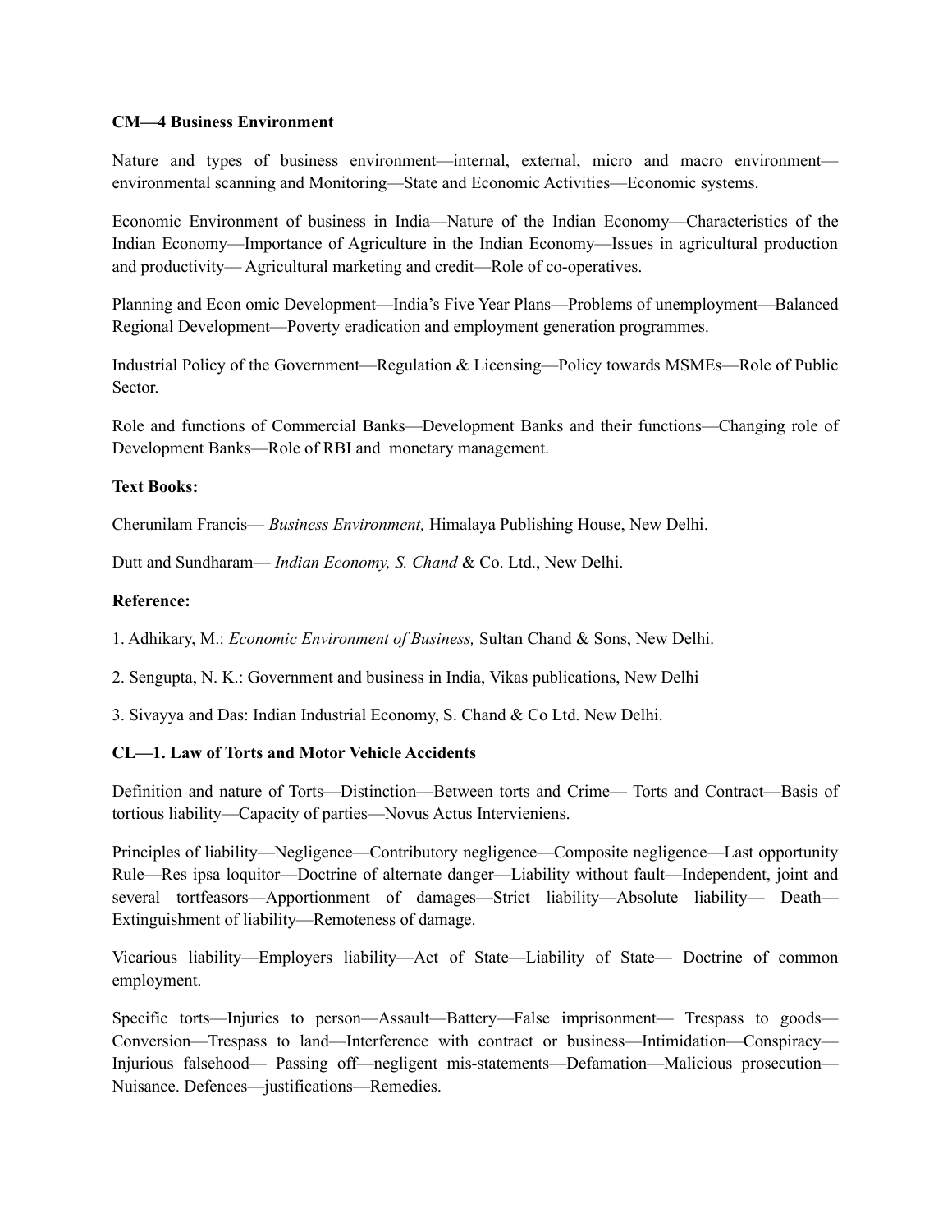**CM—4 Business Environment**

Nature and types of business environment—internal, external, micro and macro environment—environmental scanning and Monitoring—State and Economic Activities—Economic systems.

Economic Environment of business in India—Nature of the Indian Economy—Characteristics of the Indian Economy—Importance of Agriculture in the Indian Economy—Issues in agricultural production and productivity— Agricultural marketing and credit—Role of co-operatives.

Planning and Econ omic Development—India's Five Year Plans—Problems of unemployment—Balanced Regional Development—Poverty eradication and employment generation programmes.

Industrial Policy of the Government—Regulation & Licensing—Policy towards MSMEs—Role of Public Sector.

Role and functions of Commercial Banks—Development Banks and their functions—Changing role of Development Banks—Role of RBI and monetary management.

**Text Books:**

Cherunilam Francis— *Business Environment,* Himalaya Publishing House, New Delhi.

Dutt and Sundharam— *Indian Economy, S. Chand* & Co. Ltd., New Delhi.

**Reference:**

1. Adhikary, M.: *Economic Environment of Business,* Sultan Chand & Sons, New Delhi.
2. Sengupta, N. K.: Government and business in India, Vikas publications, New Delhi
3. Sivayya and Das: Indian Industrial Economy, S. Chand & Co Ltd. New Delhi.

**CL—1. Law of Torts and Motor Vehicle Accidents**

Definition and nature of Torts—Distinction—Between torts and Crime— Torts and Contract—Basis of tortious liability—Capacity of parties—Novus Actus Intervieniens.

Principles of liability—Negligence—Contributory negligence—Composite negligence—Last opportunity Rule—Res ipsa loquitor—Doctrine of alternate danger—Liability without fault—Independent, joint and several tortfeasors—Apportionment of damages—Strict liability—Absolute liability— Death—Extinguishment of liability—Remoteness of damage.

Vicarious liability—Employers liability—Act of State—Liability of State— Doctrine of common employment.

Specific torts—Injuries to person—Assault—Battery—False imprisonment— Trespass to goods—Conversion—Trespass to land—Interference with contract or business—Intimidation—Conspiracy—Injurious falsehood— Passing off—negligent mis-statements—Defamation—Malicious prosecution—Nuisance. Defences—justifications—Remedies.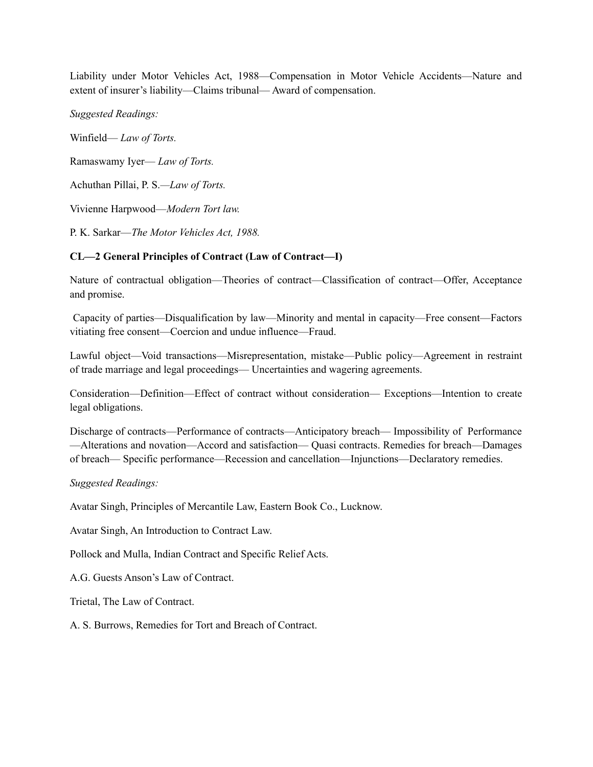Liability under Motor Vehicles Act, 1988—Compensation in Motor Vehicle Accidents—Nature and extent of insurer's liability—Claims tribunal— Award of compensation.

*Suggested Readings:*

Winfield— *Law of Torts.*

Ramaswamy Iyer— *Law of Torts.*

Achuthan Pillai, P. S.—*Law of Torts.*

Vivienne Harpwood—*Modern Tort law.*

P. K. Sarkar—*The Motor Vehicles Act, 1988.*

**CL—2 General Principles of Contract (Law of Contract—I)**

Nature of contractual obligation—Theories of contract—Classification of contract—Offer, Acceptance and promise.

Capacity of parties—Disqualification by law—Minority and mental in capacity—Free consent—Factors vitiating free consent—Coercion and undue influence—Fraud.

Lawful object—Void transactions—Misrepresentation, mistake—Public policy—Agreement in restraint of trade marriage and legal proceedings— Uncertainties and wagering agreements.

Consideration—Definition—Effect of contract without consideration— Exceptions—Intention to create legal obligations.

Discharge of contracts—Performance of contracts—Anticipatory breach— Impossibility of Performance —Alterations and novation—Accord and satisfaction— Quasi contracts. Remedies for breach—Damages of breach— Specific performance—Recession and cancellation—Injunctions—Declaratory remedies.

*Suggested Readings:*

Avatar Singh, Principles of Mercantile Law, Eastern Book Co., Lucknow.

Avatar Singh, An Introduction to Contract Law.

Pollock and Mulla, Indian Contract and Specific Relief Acts.

A.G. Guests Anson's Law of Contract.

Trietal, The Law of Contract.

A. S. Burrows, Remedies for Tort and Breach of Contract.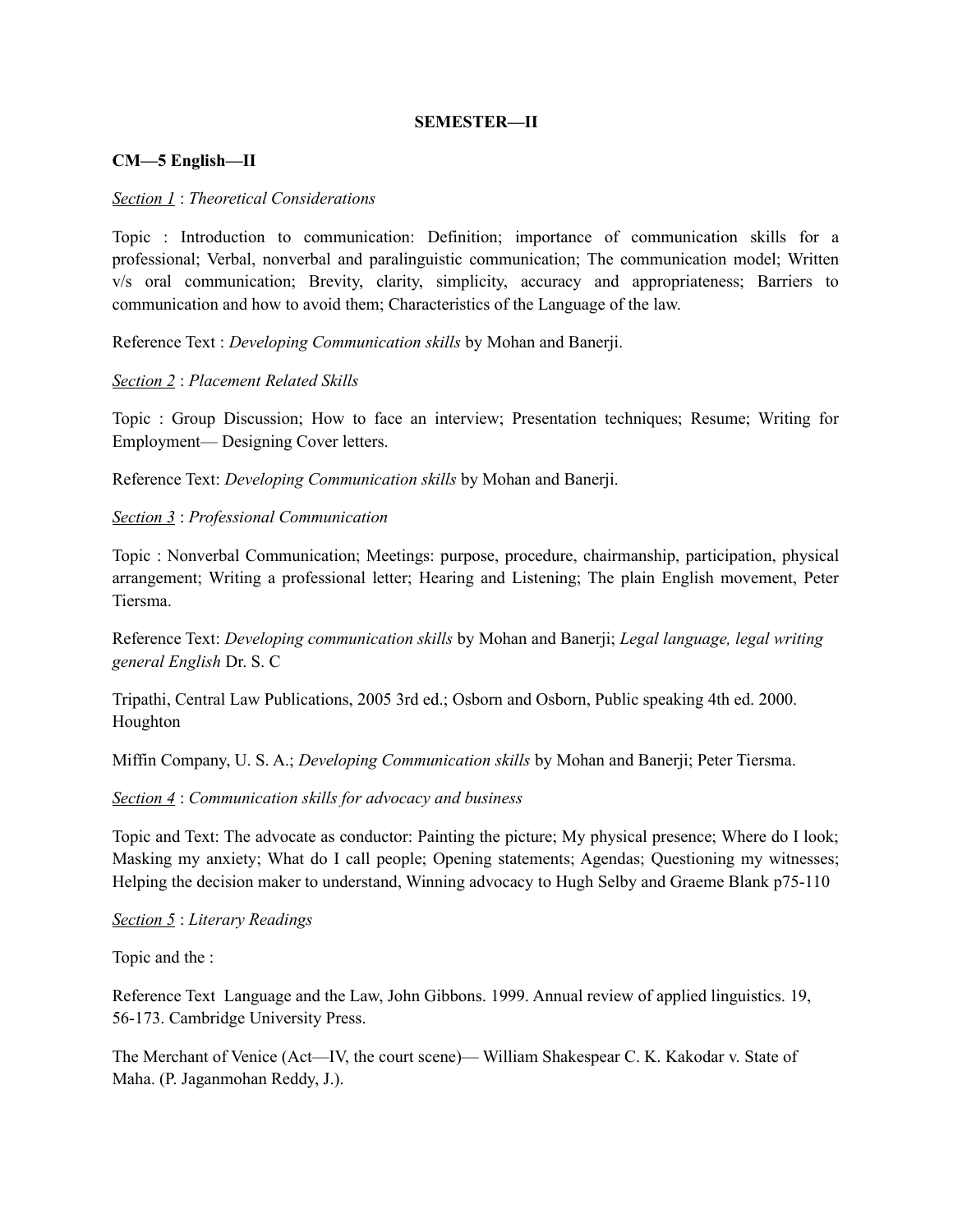**SEMESTER—II**

**CM—5 English—II**

*Section 1* : *Theoretical Considerations*

Topic : Introduction to communication: Definition; importance of communication skills for a professional; Verbal, nonverbal and paralinguistic communication; The communication model; Written v/s oral communication; Brevity, clarity, simplicity, accuracy and appropriateness; Barriers to communication and how to avoid them; Characteristics of the Language of the law.

Reference Text : *Developing Communication skills* by Mohan and Banerji.

*Section 2* : *Placement Related Skills*

Topic : Group Discussion; How to face an interview; Presentation techniques; Resume; Writing for Employment— Designing Cover letters.

Reference Text: *Developing Communication skills* by Mohan and Banerji.

*Section 3* : *Professional Communication*

Topic : Nonverbal Communication; Meetings: purpose, procedure, chairmanship, participation, physical arrangement; Writing a professional letter; Hearing and Listening; The plain English movement, Peter Tiersma.

Reference Text: *Developing communication skills* by Mohan and Banerji; *Legal language, legal writing general English* Dr. S. C

Tripathi, Central Law Publications, 2005 3rd ed.; Osborn and Osborn, Public speaking 4th ed. 2000. Houghton

Miffin Company, U. S. A.; *Developing Communication skills* by Mohan and Banerji; Peter Tiersma.

*Section 4* : *Communication skills for advocacy and business*

Topic and Text: The advocate as conductor: Painting the picture; My physical presence; Where do I look; Masking my anxiety; What do I call people; Opening statements; Agendas; Questioning my witnesses; Helping the decision maker to understand, Winning advocacy to Hugh Selby and Graeme Blank p75-110

*Section 5* : *Literary Readings*

Topic and the :

Reference Text Language and the Law, John Gibbons. 1999. Annual review of applied linguistics. 19, 56-173. Cambridge University Press.

The Merchant of Venice (Act—IV, the court scene)— William Shakespear C. K. Kakodar v. State of Maha. (P. Jaganmohan Reddy, J.).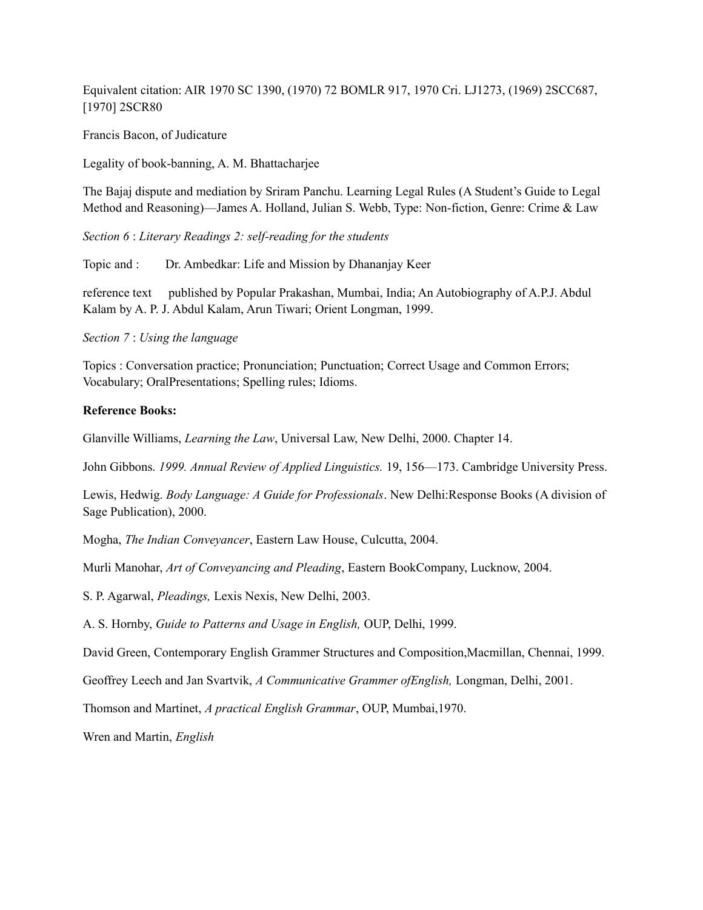Equivalent citation: AIR 1970 SC 1390, (1970) 72 BOMLR 917, 1970 Cri. LJ1273, (1969) 2SCC687, [1970] 2SCR80

Francis Bacon, of Judicature

Legality of book-banning, A. M. Bhattacharjee

The Bajaj dispute and mediation by Sriram Panchu. Learning Legal Rules (A Student's Guide to Legal Method and Reasoning)—James A. Holland, Julian S. Webb, Type: Non-fiction, Genre: Crime & Law

*Section 6* : *Literary Readings 2: self-reading for the students*

Topic and : Dr. Ambedkar: Life and Mission by Dhananjay Keer

reference text published by Popular Prakashan, Mumbai, India; An Autobiography of A.P.J. Abdul Kalam by A. P. J. Abdul Kalam, Arun Tiwari; Orient Longman, 1999.

*Section 7* : *Using the language*

Topics : Conversation practice; Pronunciation; Punctuation; Correct Usage and Common Errors; Vocabulary; OralPresentations; Spelling rules; Idioms.

**Reference Books:**

Glanville Williams, *Learning the Law*, Universal Law, New Delhi, 2000. Chapter 14.

John Gibbons. *1999. Annual Review of Applied Linguistics.* 19, 156—173. Cambridge University Press.

Lewis, Hedwig. *Body Language: A Guide for Professionals*. New Delhi:Response Books (A division of Sage Publication), 2000.

Mogha, *The Indian Conveyancer*, Eastern Law House, Culcutta, 2004.

Murli Manohar, *Art of Conveyancing and Pleading*, Eastern BookCompany, Lucknow, 2004.

S. P. Agarwal, *Pleadings,* Lexis Nexis, New Delhi, 2003.

A. S. Hornby, *Guide to Patterns and Usage in English,* OUP, Delhi, 1999.

David Green, Contemporary English Grammer Structures and Composition,Macmillan, Chennai, 1999.

Geoffrey Leech and Jan Svartvik, *A Communicative Grammer ofEnglish,* Longman, Delhi, 2001.

Thomson and Martinet, *A practical English Grammar*, OUP, Mumbai,1970.

Wren and Martin, *English*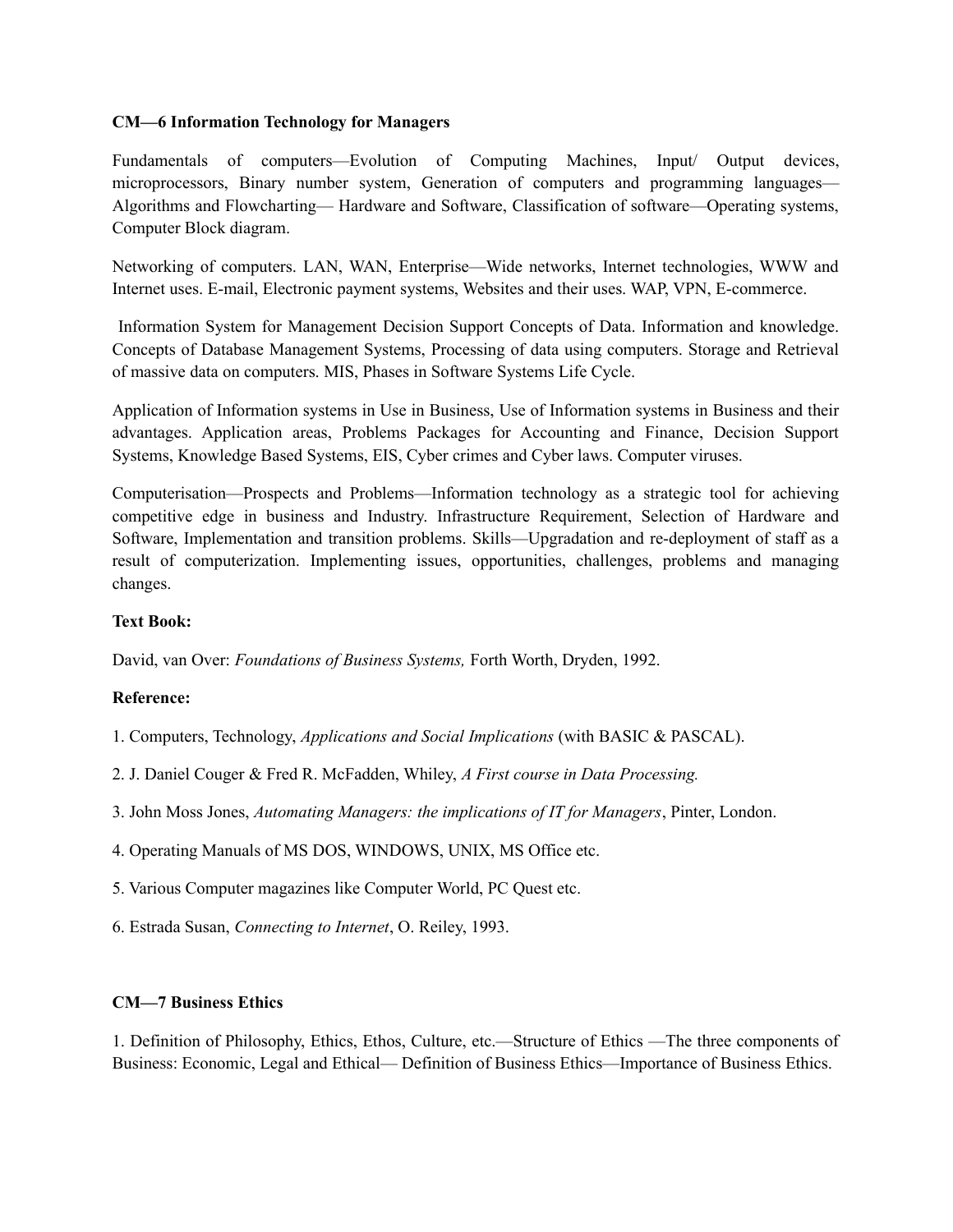**CM—6 Information Technology for Managers**

Fundamentals of computers—Evolution of Computing Machines, Input/ Output devices, microprocessors, Binary number system, Generation of computers and programming languages—Algorithms and Flowcharting— Hardware and Software, Classification of software—Operating systems, Computer Block diagram.

Networking of computers. LAN, WAN, Enterprise—Wide networks, Internet technologies, WWW and Internet uses. E-mail, Electronic payment systems, Websites and their uses. WAP, VPN, E-commerce.

Information System for Management Decision Support Concepts of Data. Information and knowledge. Concepts of Database Management Systems, Processing of data using computers. Storage and Retrieval of massive data on computers. MIS, Phases in Software Systems Life Cycle.

Application of Information systems in Use in Business, Use of Information systems in Business and their advantages. Application areas, Problems Packages for Accounting and Finance, Decision Support Systems, Knowledge Based Systems, EIS, Cyber crimes and Cyber laws. Computer viruses.

Computerisation—Prospects and Problems—Information technology as a strategic tool for achieving competitive edge in business and Industry. Infrastructure Requirement, Selection of Hardware and Software, Implementation and transition problems. Skills—Upgradation and re-deployment of staff as a result of computerization. Implementing issues, opportunities, challenges, problems and managing changes.

**Text Book:**

David, van Over: *Foundations of Business Systems,* Forth Worth, Dryden, 1992.

**Reference:**

1. Computers, Technology, *Applications and Social Implications* (with BASIC & PASCAL).

2. J. Daniel Couger & Fred R. McFadden, Whiley, *A First course in Data Processing.*

3. John Moss Jones, *Automating Managers: the implications of IT for Managers*, Pinter, London.

4. Operating Manuals of MS DOS, WINDOWS, UNIX, MS Office etc.

5. Various Computer magazines like Computer World, PC Quest etc.

6. Estrada Susan, *Connecting to Internet*, O. Reiley, 1993.

**CM—7 Business Ethics**

1. Definition of Philosophy, Ethics, Ethos, Culture, etc.—Structure of Ethics —The three components of Business: Economic, Legal and Ethical— Definition of Business Ethics—Importance of Business Ethics.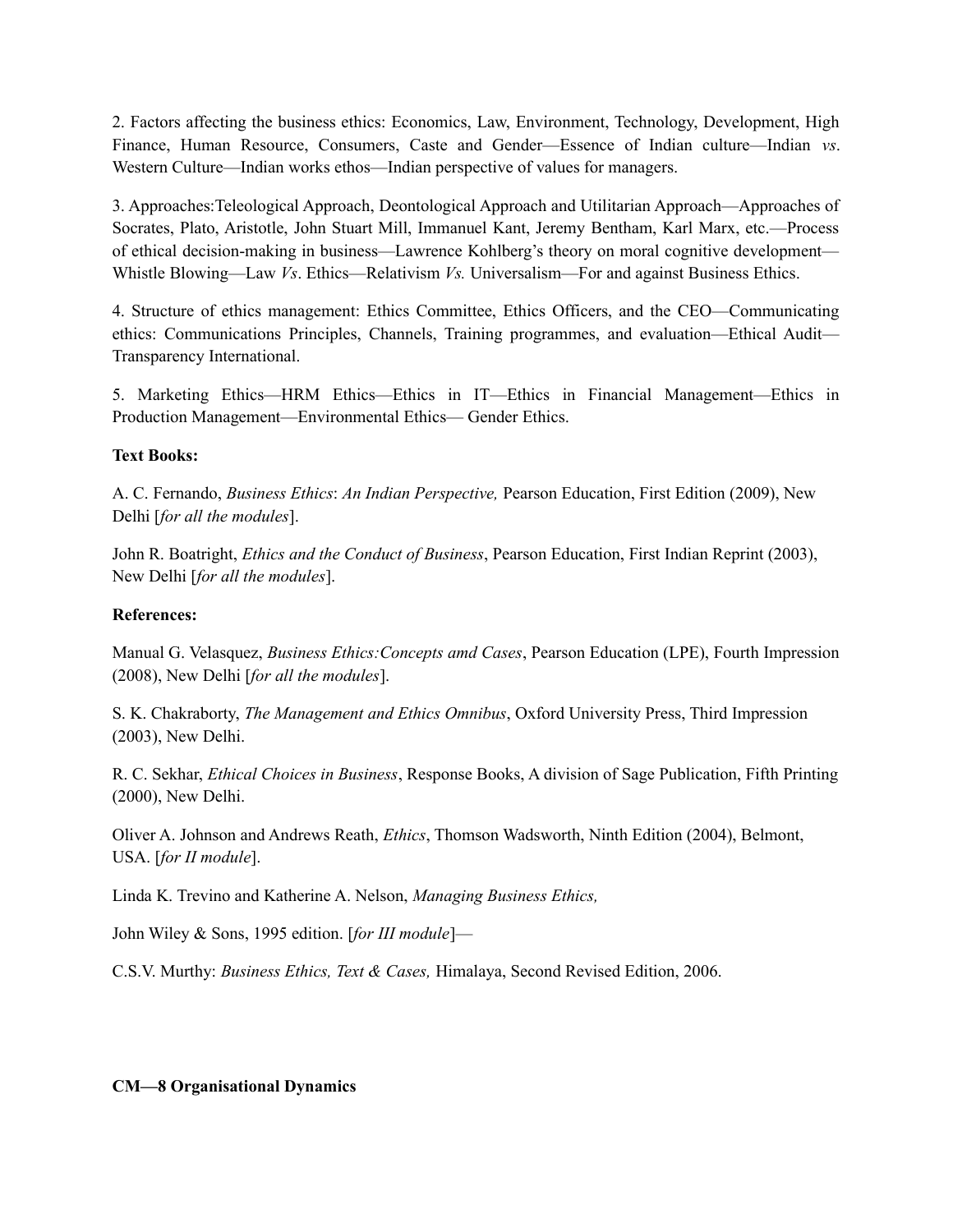2. Factors affecting the business ethics: Economics, Law, Environment, Technology, Development, High Finance, Human Resource, Consumers, Caste and Gender—Essence of Indian culture—Indian *vs*. Western Culture—Indian works ethos—Indian perspective of values for managers.

3. Approaches:Teleological Approach, Deontological Approach and Utilitarian Approach—Approaches of Socrates, Plato, Aristotle, John Stuart Mill, Immanuel Kant, Jeremy Bentham, Karl Marx, etc.—Process of ethical decision-making in business—Lawrence Kohlberg's theory on moral cognitive development—Whistle Blowing—Law *Vs*. Ethics—Relativism *Vs.* Universalism—For and against Business Ethics.

4. Structure of ethics management: Ethics Committee, Ethics Officers, and the CEO—Communicating ethics: Communications Principles, Channels, Training programmes, and evaluation—Ethical Audit—Transparency International.

5. Marketing Ethics—HRM Ethics—Ethics in IT—Ethics in Financial Management—Ethics in Production Management—Environmental Ethics— Gender Ethics.

**Text Books:**

A. C. Fernando, *Business Ethics*: *An Indian Perspective,* Pearson Education, First Edition (2009), New Delhi [*for all the modules*].

John R. Boatright, *Ethics and the Conduct of Business*, Pearson Education, First Indian Reprint (2003), New Delhi [*for all the modules*].

**References:**

Manual G. Velasquez, *Business Ethics:Concepts amd Cases*, Pearson Education (LPE), Fourth Impression (2008), New Delhi [*for all the modules*].

S. K. Chakraborty, *The Management and Ethics Omnibus*, Oxford University Press, Third Impression (2003), New Delhi.

R. C. Sekhar, *Ethical Choices in Business*, Response Books, A division of Sage Publication, Fifth Printing (2000), New Delhi.

Oliver A. Johnson and Andrews Reath, *Ethics*, Thomson Wadsworth, Ninth Edition (2004), Belmont, USA. [*for II module*].

Linda K. Trevino and Katherine A. Nelson, *Managing Business Ethics,*

John Wiley & Sons, 1995 edition. [*for III module*]—

C.S.V. Murthy: *Business Ethics, Text & Cases,* Himalaya, Second Revised Edition, 2006.

**CM—8 Organisational Dynamics**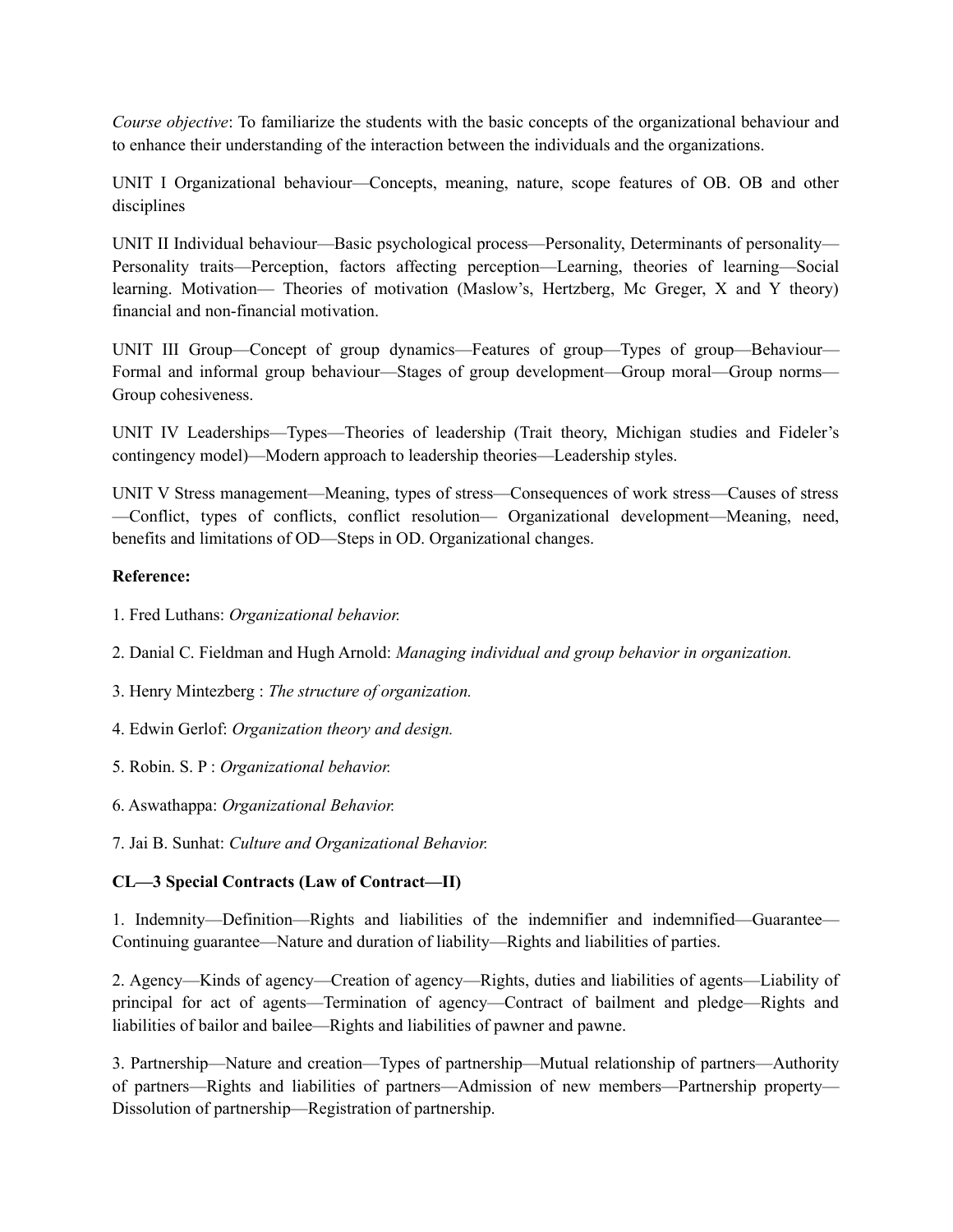*Course objective*: To familiarize the students with the basic concepts of the organizational behaviour and to enhance their understanding of the interaction between the individuals and the organizations.

UNIT I Organizational behaviour—Concepts, meaning, nature, scope features of OB. OB and other disciplines

UNIT II Individual behaviour—Basic psychological process—Personality, Determinants of personality—Personality traits—Perception, factors affecting perception—Learning, theories of learning—Social learning. Motivation— Theories of motivation (Maslow's, Hertzberg, Mc Greger, X and Y theory) financial and non-financial motivation.

UNIT III Group—Concept of group dynamics—Features of group—Types of group—Behaviour—Formal and informal group behaviour—Stages of group development—Group moral—Group norms—Group cohesiveness.

UNIT IV Leaderships—Types—Theories of leadership (Trait theory, Michigan studies and Fideler's contingency model)—Modern approach to leadership theories—Leadership styles.

UNIT V Stress management—Meaning, types of stress—Consequences of work stress—Causes of stress—Conflict, types of conflicts, conflict resolution— Organizational development—Meaning, need, benefits and limitations of OD—Steps in OD. Organizational changes.

**Reference:**

1. Fred Luthans: *Organizational behavior.*

2. Danial C. Fieldman and Hugh Arnold: *Managing individual and group behavior in organization.*

3. Henry Mintezberg : *The structure of organization.*

4. Edwin Gerlof: *Organization theory and design.*

5. Robin. S. P : *Organizational behavior.*

6. Aswathappa: *Organizational Behavior.*

7. Jai B. Sunhat: *Culture and Organizational Behavior.*

**CL—3 Special Contracts (Law of Contract—II)**

1. Indemnity—Definition—Rights and liabilities of the indemnifier and indemnified—Guarantee—Continuing guarantee—Nature and duration of liability—Rights and liabilities of parties.

2. Agency—Kinds of agency—Creation of agency—Rights, duties and liabilities of agents—Liability of principal for act of agents—Termination of agency—Contract of bailment and pledge—Rights and liabilities of bailor and bailee—Rights and liabilities of pawner and pawne.

3. Partnership—Nature and creation—Types of partnership—Mutual relationship of partners—Authority of partners—Rights and liabilities of partners—Admission of new members—Partnership property—Dissolution of partnership—Registration of partnership.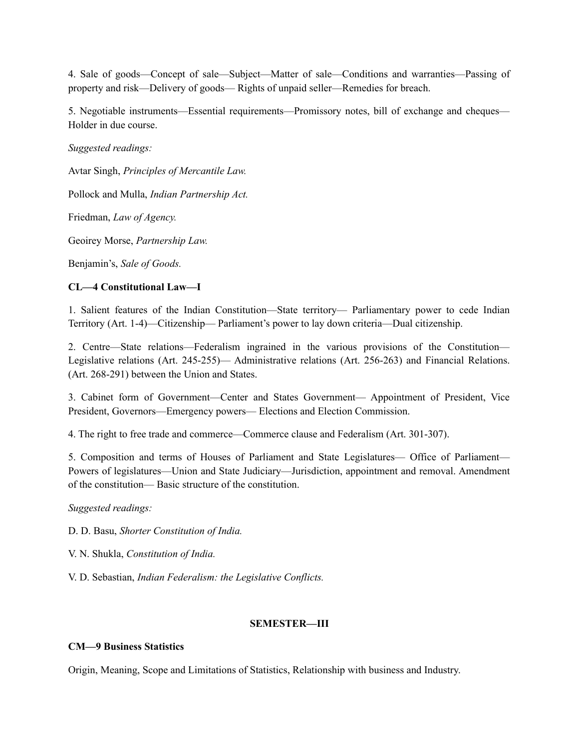4. Sale of goods—Concept of sale—Subject—Matter of sale—Conditions and warranties—Passing of property and risk—Delivery of goods— Rights of unpaid seller—Remedies for breach.

5. Negotiable instruments—Essential requirements—Promissory notes, bill of exchange and cheques—Holder in due course.

*Suggested readings:*

Avtar Singh, *Principles of Mercantile Law.*

Pollock and Mulla, *Indian Partnership Act.*

Friedman, *Law of Agency.*

Geoirey Morse, *Partnership Law.*

Benjamin's, *Sale of Goods.*

**CL—4 Constitutional Law—I**

1. Salient features of the Indian Constitution—State territory— Parliamentary power to cede Indian Territory (Art. 1-4)—Citizenship— Parliament's power to lay down criteria—Dual citizenship.

2. Centre—State relations—Federalism ingrained in the various provisions of the Constitution—Legislative relations (Art. 245-255)— Administrative relations (Art. 256-263) and Financial Relations. (Art. 268-291) between the Union and States.

3. Cabinet form of Government—Center and States Government— Appointment of President, Vice President, Governors—Emergency powers— Elections and Election Commission.

4. The right to free trade and commerce—Commerce clause and Federalism (Art. 301-307).

5. Composition and terms of Houses of Parliament and State Legislatures— Office of Parliament—Powers of legislatures—Union and State Judiciary—Jurisdiction, appointment and removal. Amendment of the constitution— Basic structure of the constitution.

*Suggested readings:*

D. D. Basu, *Shorter Constitution of India.*

V. N. Shukla, *Constitution of India.*

V. D. Sebastian, *Indian Federalism: the Legislative Conflicts.*

## SEMESTER—III

**CM—9 Business Statistics**

Origin, Meaning, Scope and Limitations of Statistics, Relationship with business and Industry.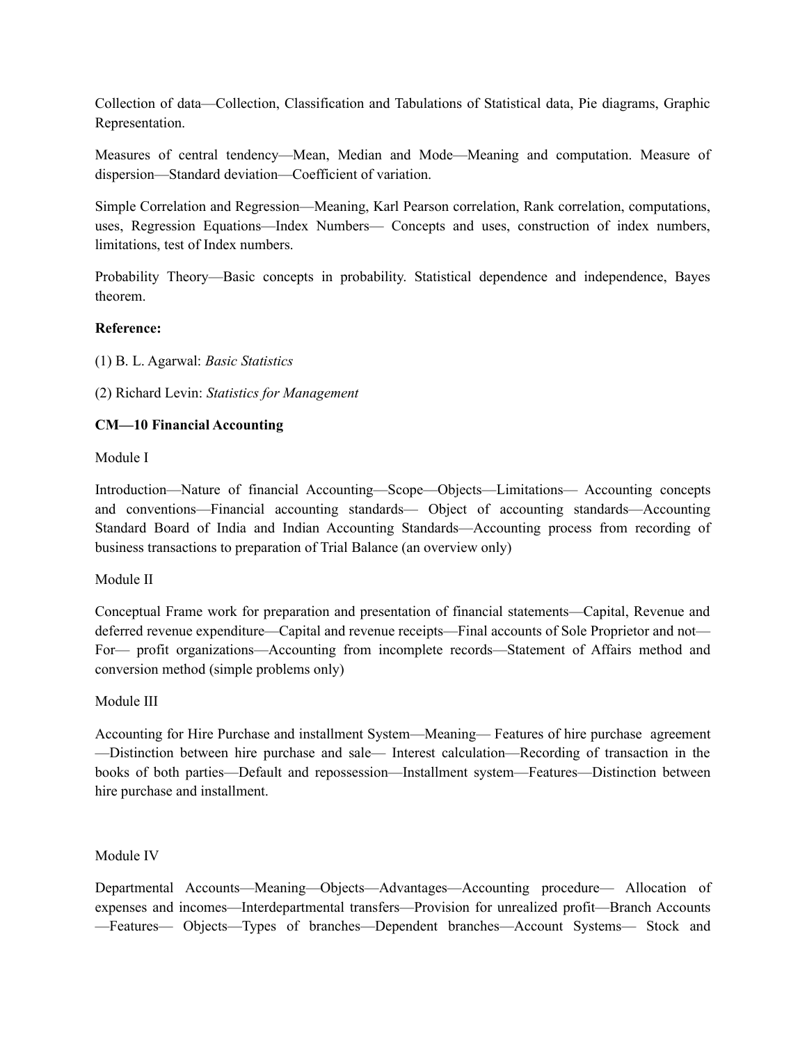Collection of data—Collection, Classification and Tabulations of Statistical data, Pie diagrams, Graphic Representation.

Measures of central tendency—Mean, Median and Mode—Meaning and computation. Measure of dispersion—Standard deviation—Coefficient of variation.

Simple Correlation and Regression—Meaning, Karl Pearson correlation, Rank correlation, computations, uses, Regression Equations—Index Numbers— Concepts and uses, construction of index numbers, limitations, test of Index numbers.

Probability Theory—Basic concepts in probability. Statistical dependence and independence, Bayes theorem.

**Reference:**

(1) B. L. Agarwal: *Basic Statistics*

(2) Richard Levin: *Statistics for Management*

**CM—10 Financial Accounting**

Module I

Introduction—Nature of financial Accounting—Scope—Objects—Limitations— Accounting concepts and conventions—Financial accounting standards— Object of accounting standards—Accounting Standard Board of India and Indian Accounting Standards—Accounting process from recording of business transactions to preparation of Trial Balance (an overview only)

Module II

Conceptual Frame work for preparation and presentation of financial statements—Capital, Revenue and deferred revenue expenditure—Capital and revenue receipts—Final accounts of Sole Proprietor and not—For— profit organizations—Accounting from incomplete records—Statement of Affairs method and conversion method (simple problems only)

Module III

Accounting for Hire Purchase and installment System—Meaning— Features of hire purchase agreement —Distinction between hire purchase and sale— Interest calculation—Recording of transaction in the books of both parties—Default and repossession—Installment system—Features—Distinction between hire purchase and installment.

Module IV

Departmental Accounts—Meaning—Objects—Advantages—Accounting procedure— Allocation of expenses and incomes—Interdepartmental transfers—Provision for unrealized profit—Branch Accounts —Features— Objects—Types of branches—Dependent branches—Account Systems— Stock and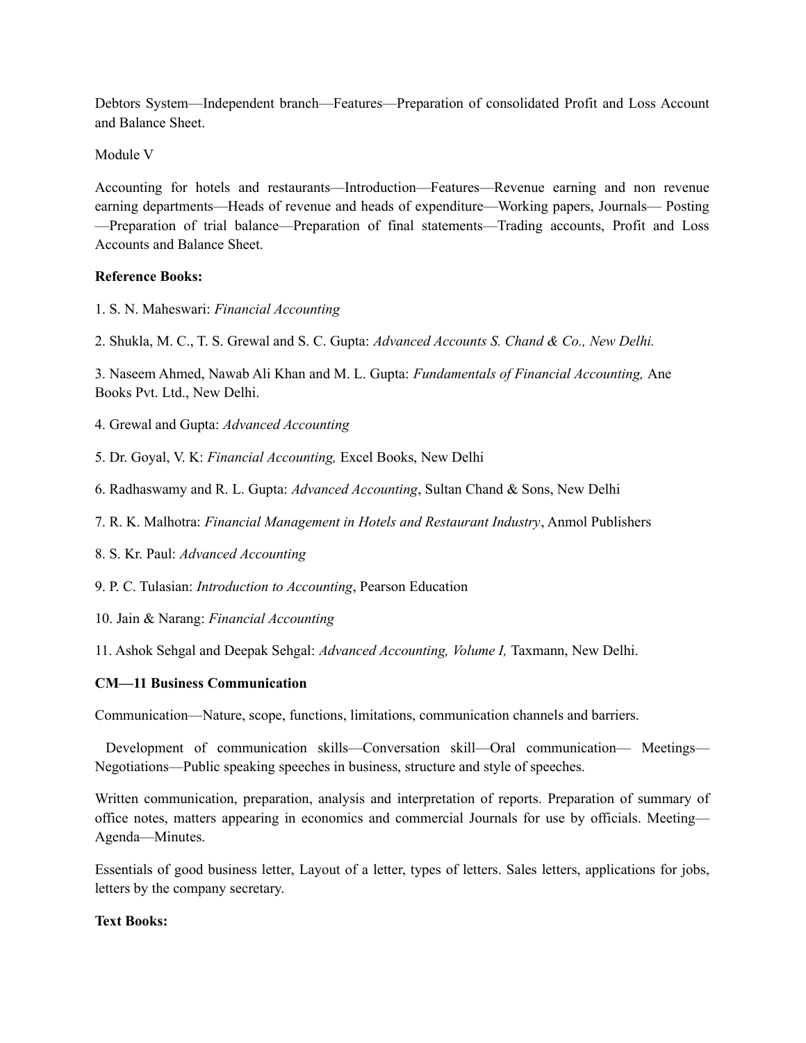Debtors System—Independent branch—Features—Preparation of consolidated Profit and Loss Account and Balance Sheet.

Module V

Accounting for hotels and restaurants—Introduction—Features—Revenue earning and non revenue earning departments—Heads of revenue and heads of expenditure—Working papers, Journals— Posting —Preparation of trial balance—Preparation of final statements—Trading accounts, Profit and Loss Accounts and Balance Sheet.

**Reference Books:**

1. S. N. Maheswari: *Financial Accounting*

2. Shukla, M. C., T. S. Grewal and S. C. Gupta: *Advanced Accounts S. Chand & Co., New Delhi.*

3. Naseem Ahmed, Nawab Ali Khan and M. L. Gupta: *Fundamentals of Financial Accounting,* Ane Books Pvt. Ltd., New Delhi.

4. Grewal and Gupta: *Advanced Accounting*

5. Dr. Goyal, V. K: *Financial Accounting,* Excel Books, New Delhi

6. Radhaswamy and R. L. Gupta: *Advanced Accounting*, Sultan Chand & Sons, New Delhi

7. R. K. Malhotra: *Financial Management in Hotels and Restaurant Industry*, Anmol Publishers

8. S. Kr. Paul: *Advanced Accounting*

9. P. C. Tulasian: *Introduction to Accounting*, Pearson Education

10. Jain & Narang: *Financial Accounting*

11. Ashok Sehgal and Deepak Sehgal: *Advanced Accounting, Volume I,* Taxmann, New Delhi.

**CM—11 Business Communication**

Communication—Nature, scope, functions, limitations, communication channels and barriers.

Development of communication skills—Conversation skill—Oral communication— Meetings—Negotiations—Public speaking speeches in business, structure and style of speeches.

Written communication, preparation, analysis and interpretation of reports. Preparation of summary of office notes, matters appearing in economics and commercial Journals for use by officials. Meeting—Agenda—Minutes.

Essentials of good business letter, Layout of a letter, types of letters. Sales letters, applications for jobs, letters by the company secretary.

**Text Books:**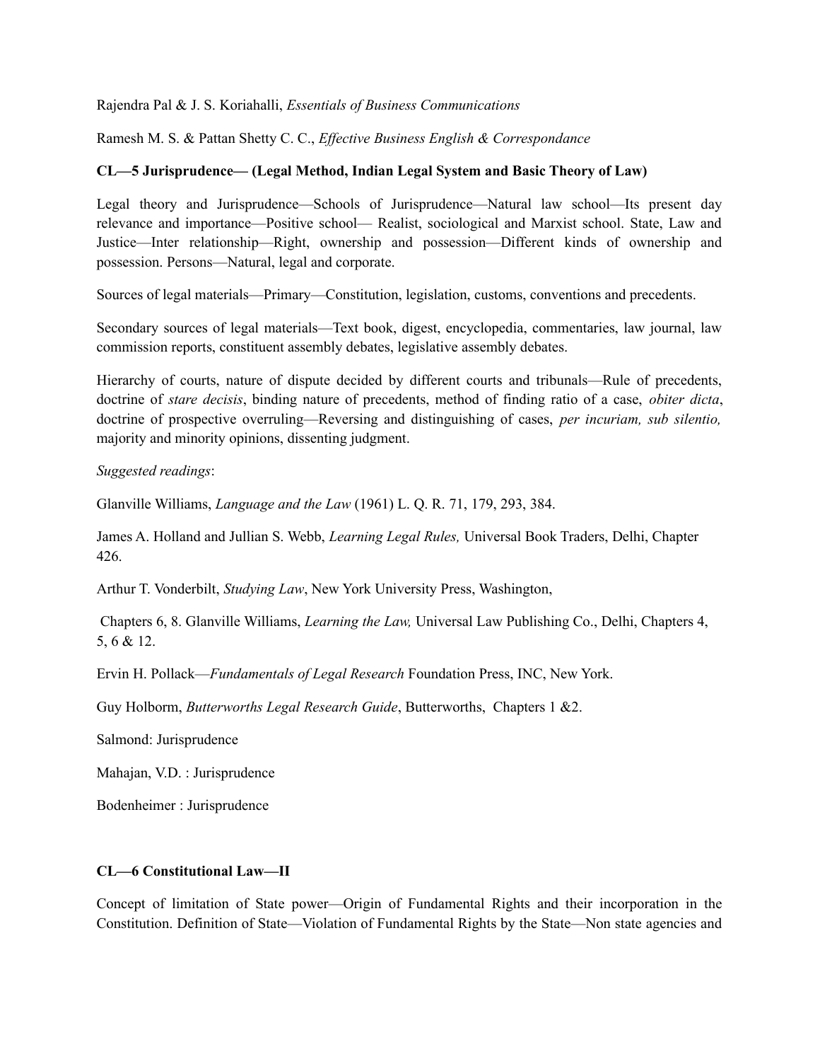Rajendra Pal & J. S. Koriahalli, *Essentials of Business Communications*

Ramesh M. S. & Pattan Shetty C. C., *Effective Business English & Correspondance*

**CL—5 Jurisprudence— (Legal Method, Indian Legal System and Basic Theory of Law)**

Legal theory and Jurisprudence—Schools of Jurisprudence—Natural law school—Its present day relevance and importance—Positive school— Realist, sociological and Marxist school. State, Law and Justice—Inter relationship—Right, ownership and possession—Different kinds of ownership and possession. Persons—Natural, legal and corporate.

Sources of legal materials—Primary—Constitution, legislation, customs, conventions and precedents.

Secondary sources of legal materials—Text book, digest, encyclopedia, commentaries, law journal, law commission reports, constituent assembly debates, legislative assembly debates.

Hierarchy of courts, nature of dispute decided by different courts and tribunals—Rule of precedents, doctrine of *stare decisis*, binding nature of precedents, method of finding ratio of a case, *obiter dicta*, doctrine of prospective overruling—Reversing and distinguishing of cases, *per incuriam, sub silentio,* majority and minority opinions, dissenting judgment.

*Suggested readings*:

Glanville Williams, *Language and the Law* (1961) L. Q. R. 71, 179, 293, 384.

James A. Holland and Jullian S. Webb, *Learning Legal Rules,* Universal Book Traders, Delhi, Chapter 426.

Arthur T. Vonderbilt, *Studying Law*, New York University Press, Washington,

Chapters 6, 8. Glanville Williams, *Learning the Law,* Universal Law Publishing Co., Delhi, Chapters 4, 5, 6 & 12.

Ervin H. Pollack—*Fundamentals of Legal Research* Foundation Press, INC, New York.

Guy Holborm, *Butterworths Legal Research Guide*, Butterworths, Chapters 1 &2.

Salmond: Jurisprudence

Mahajan, V.D. : Jurisprudence

Bodenheimer : Jurisprudence

**CL—6 Constitutional Law—II**

Concept of limitation of State power—Origin of Fundamental Rights and their incorporation in the Constitution. Definition of State—Violation of Fundamental Rights by the State—Non state agencies and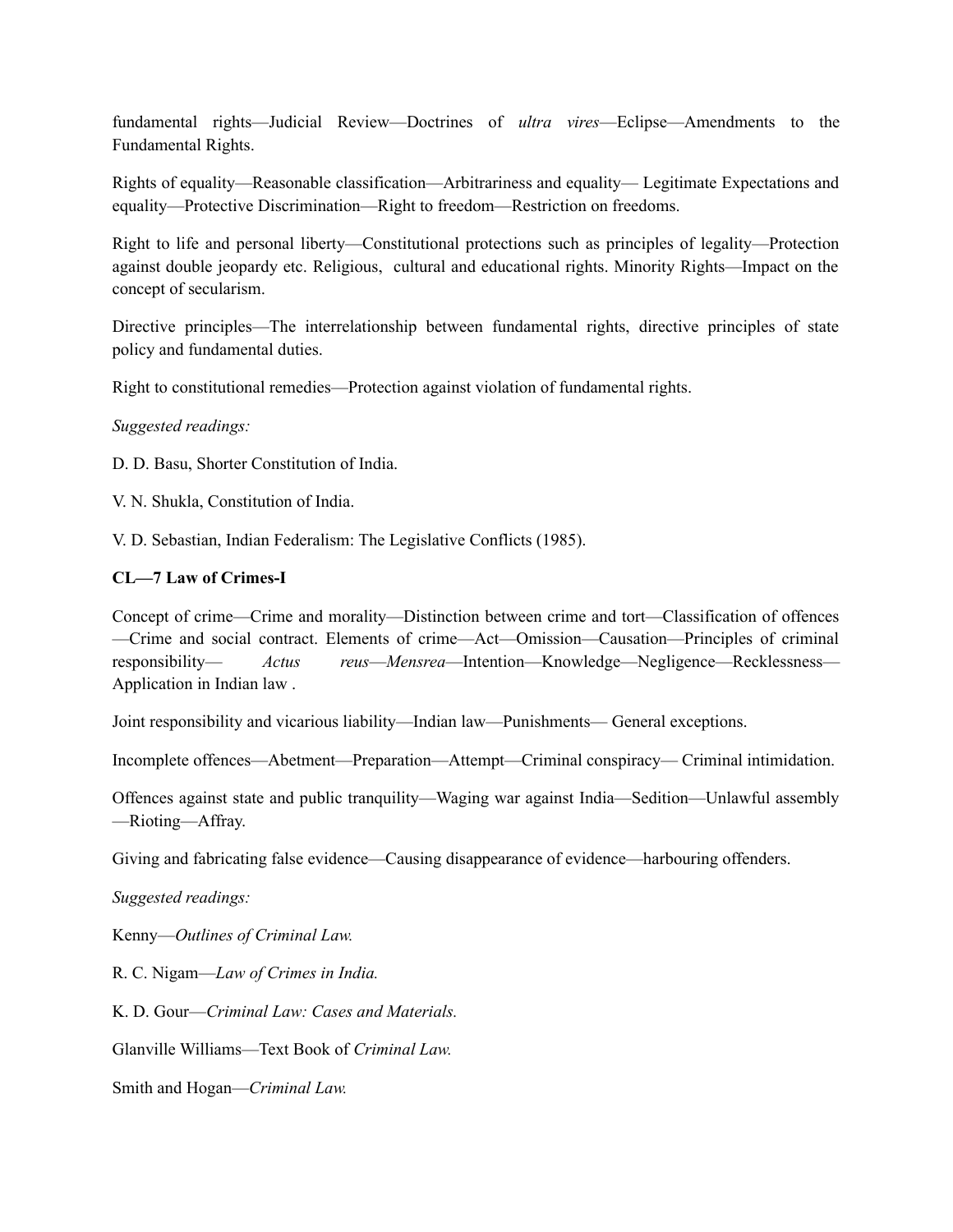fundamental rights—Judicial Review—Doctrines of *ultra vires*—Eclipse—Amendments to the Fundamental Rights.

Rights of equality—Reasonable classification—Arbitrariness and equality— Legitimate Expectations and equality—Protective Discrimination—Right to freedom—Restriction on freedoms.

Right to life and personal liberty—Constitutional protections such as principles of legality—Protection against double jeopardy etc. Religious, cultural and educational rights. Minority Rights—Impact on the concept of secularism.

Directive principles—The interrelationship between fundamental rights, directive principles of state policy and fundamental duties.

Right to constitutional remedies—Protection against violation of fundamental rights.

*Suggested readings:*

D. D. Basu, Shorter Constitution of India.

V. N. Shukla, Constitution of India.

V. D. Sebastian, Indian Federalism: The Legislative Conflicts (1985).

**CL—7 Law of Crimes-I**

Concept of crime—Crime and morality—Distinction between crime and tort—Classification of offences—Crime and social contract. Elements of crime—Act—Omission—Causation—Principles of criminal responsibility— *Actus reus*—*Mensrea*—Intention—Knowledge—Negligence—Recklessness—Application in Indian law .

Joint responsibility and vicarious liability—Indian law—Punishments— General exceptions.

Incomplete offences—Abetment—Preparation—Attempt—Criminal conspiracy— Criminal intimidation.

Offences against state and public tranquility—Waging war against India—Sedition—Unlawful assembly—Rioting—Affray.

Giving and fabricating false evidence—Causing disappearance of evidence—harbouring offenders.

*Suggested readings:*

Kenny—*Outlines of Criminal Law.*

R. C. Nigam—*Law of Crimes in India.*

K. D. Gour—*Criminal Law: Cases and Materials.*

Glanville Williams—Text Book of *Criminal Law.*

Smith and Hogan—*Criminal Law.*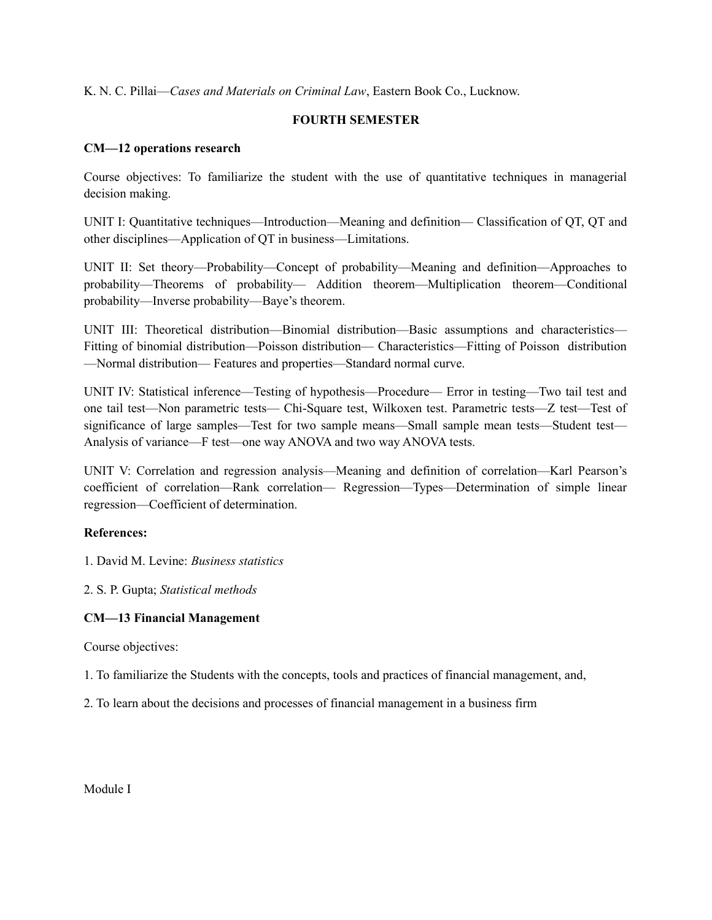K. N. C. Pillai—*Cases and Materials on Criminal Law*, Eastern Book Co., Lucknow.

## FOURTH SEMESTER

### CM—12 operations research

Course objectives: To familiarize the student with the use of quantitative techniques in managerial decision making.

UNIT I: Quantitative techniques—Introduction—Meaning and definition— Classification of QT, QT and other disciplines—Application of QT in business—Limitations.

UNIT II: Set theory—Probability—Concept of probability—Meaning and definition—Approaches to probability—Theorems of probability— Addition theorem—Multiplication theorem—Conditional probability—Inverse probability—Baye's theorem.

UNIT III: Theoretical distribution—Binomial distribution—Basic assumptions and characteristics—Fitting of binomial distribution—Poisson distribution— Characteristics—Fitting of Poisson distribution —Normal distribution— Features and properties—Standard normal curve.

UNIT IV: Statistical inference—Testing of hypothesis—Procedure— Error in testing—Two tail test and one tail test—Non parametric tests— Chi-Square test, Wilkoxen test. Parametric tests—Z test—Test of significance of large samples—Test for two sample means—Small sample mean tests—Student test—Analysis of variance—F test—one way ANOVA and two way ANOVA tests.

UNIT V: Correlation and regression analysis—Meaning and definition of correlation—Karl Pearson's coefficient of correlation—Rank correlation— Regression—Types—Determination of simple linear regression—Coefficient of determination.

**References:**

1. David M. Levine: *Business statistics*

2. S. P. Gupta; *Statistical methods*

### CM—13 Financial Management

Course objectives:

1. To familiarize the Students with the concepts, tools and practices of financial management, and,

2. To learn about the decisions and processes of financial management in a business firm

Module I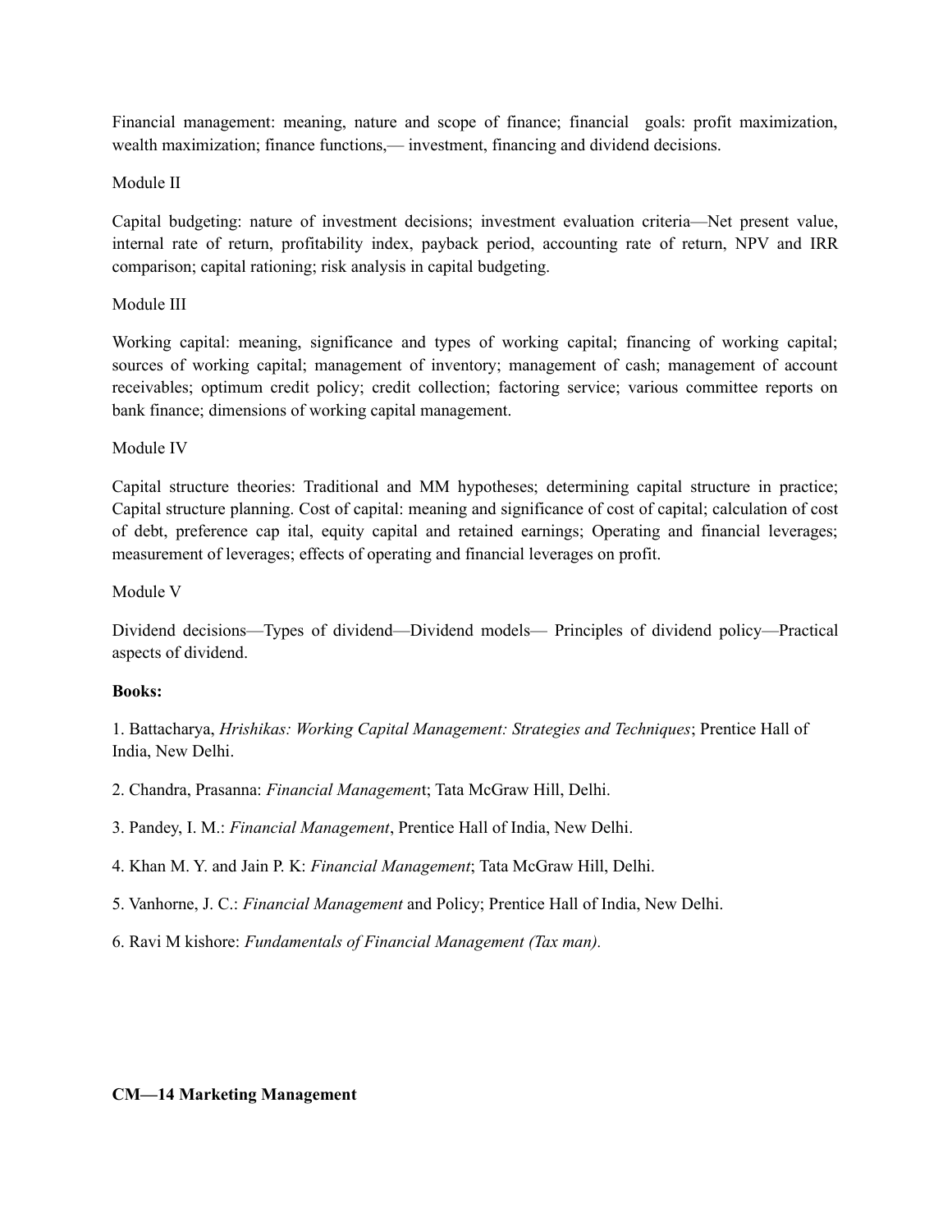Financial management: meaning, nature and scope of finance; financial goals: profit maximization, wealth maximization; finance functions,— investment, financing and dividend decisions.

Module II

Capital budgeting: nature of investment decisions; investment evaluation criteria—Net present value, internal rate of return, profitability index, payback period, accounting rate of return, NPV and IRR comparison; capital rationing; risk analysis in capital budgeting.

Module III

Working capital: meaning, significance and types of working capital; financing of working capital; sources of working capital; management of inventory; management of cash; management of account receivables; optimum credit policy; credit collection; factoring service; various committee reports on bank finance; dimensions of working capital management.

Module IV

Capital structure theories: Traditional and MM hypotheses; determining capital structure in practice; Capital structure planning. Cost of capital: meaning and significance of cost of capital; calculation of cost of debt, preference cap ital, equity capital and retained earnings; Operating and financial leverages; measurement of leverages; effects of operating and financial leverages on profit.

Module V

Dividend decisions—Types of dividend—Dividend models— Principles of dividend policy—Practical aspects of dividend.

**Books:**

1. Battacharya, *Hrishikas: Working Capital Management: Strategies and Techniques*; Prentice Hall of India, New Delhi.

2. Chandra, Prasanna: *Financial Managemen*t; Tata McGraw Hill, Delhi.

3. Pandey, I. M.: *Financial Management*, Prentice Hall of India, New Delhi.

4. Khan M. Y. and Jain P. K: *Financial Management*; Tata McGraw Hill, Delhi.

5. Vanhorne, J. C.: *Financial Management* and Policy; Prentice Hall of India, New Delhi.

6. Ravi M kishore: *Fundamentals of Financial Management (Tax man).*

**CM—14 Marketing Management**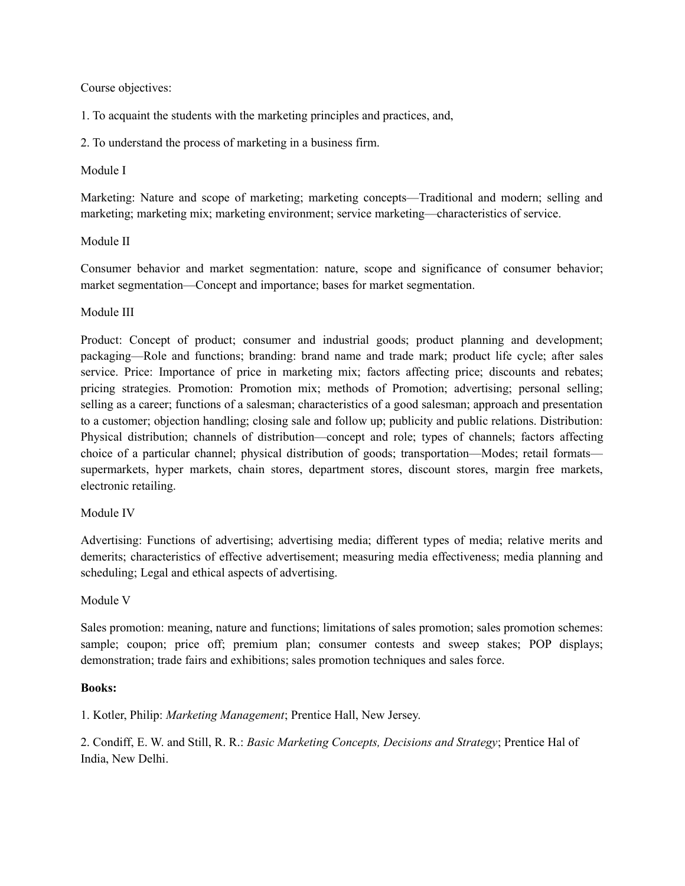Course objectives:

1. To acquaint the students with the marketing principles and practices, and,

2. To understand the process of marketing in a business firm.

Module I

Marketing: Nature and scope of marketing; marketing concepts—Traditional and modern; selling and marketing; marketing mix; marketing environment; service marketing—characteristics of service.

Module II

Consumer behavior and market segmentation: nature, scope and significance of consumer behavior; market segmentation—Concept and importance; bases for market segmentation.

Module III

Product: Concept of product; consumer and industrial goods; product planning and development; packaging—Role and functions; branding: brand name and trade mark; product life cycle; after sales service. Price: Importance of price in marketing mix; factors affecting price; discounts and rebates; pricing strategies. Promotion: Promotion mix; methods of Promotion; advertising; personal selling; selling as a career; functions of a salesman; characteristics of a good salesman; approach and presentation to a customer; objection handling; closing sale and follow up; publicity and public relations. Distribution: Physical distribution; channels of distribution—concept and role; types of channels; factors affecting choice of a particular channel; physical distribution of goods; transportation—Modes; retail formats—supermarkets, hyper markets, chain stores, department stores, discount stores, margin free markets, electronic retailing.

Module IV

Advertising: Functions of advertising; advertising media; different types of media; relative merits and demerits; characteristics of effective advertisement; measuring media effectiveness; media planning and scheduling; Legal and ethical aspects of advertising.

Module V

Sales promotion: meaning, nature and functions; limitations of sales promotion; sales promotion schemes: sample; coupon; price off; premium plan; consumer contests and sweep stakes; POP displays; demonstration; trade fairs and exhibitions; sales promotion techniques and sales force.

**Books:**

1. Kotler, Philip: *Marketing Management*; Prentice Hall, New Jersey.

2. Condiff, E. W. and Still, R. R.: *Basic Marketing Concepts, Decisions and Strategy*; Prentice Hal of India, New Delhi.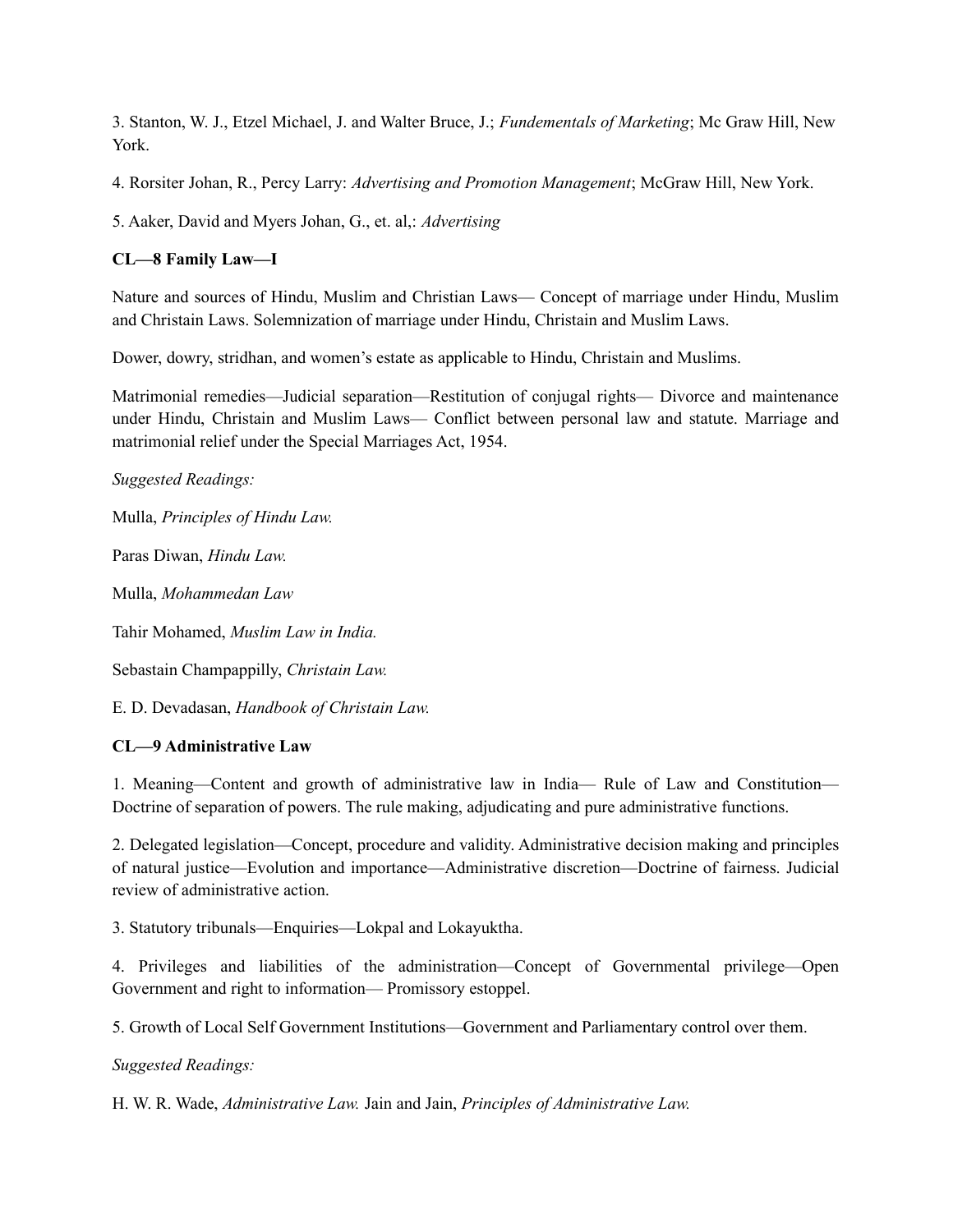3. Stanton, W. J., Etzel Michael, J. and Walter Bruce, J.; *Fundementals of Marketing*; Mc Graw Hill, New York.

4. Rorsiter Johan, R., Percy Larry: *Advertising and Promotion Management*; McGraw Hill, New York.

5. Aaker, David and Myers Johan, G., et. al,: *Advertising*

**CL—8 Family Law—I**

Nature and sources of Hindu, Muslim and Christian Laws— Concept of marriage under Hindu, Muslim and Christain Laws. Solemnization of marriage under Hindu, Christain and Muslim Laws.

Dower, dowry, stridhan, and women's estate as applicable to Hindu, Christain and Muslims.

Matrimonial remedies—Judicial separation—Restitution of conjugal rights— Divorce and maintenance under Hindu, Christain and Muslim Laws— Conflict between personal law and statute. Marriage and matrimonial relief under the Special Marriages Act, 1954.

*Suggested Readings:*

Mulla, *Principles of Hindu Law.*

Paras Diwan, *Hindu Law.*

Mulla, *Mohammedan Law*

Tahir Mohamed, *Muslim Law in India.*

Sebastain Champappilly, *Christain Law.*

E. D. Devadasan, *Handbook of Christain Law.*

**CL—9 Administrative Law**

1. Meaning—Content and growth of administrative law in India— Rule of Law and Constitution— Doctrine of separation of powers. The rule making, adjudicating and pure administrative functions.

2. Delegated legislation—Concept, procedure and validity. Administrative decision making and principles of natural justice—Evolution and importance—Administrative discretion—Doctrine of fairness. Judicial review of administrative action.

3. Statutory tribunals—Enquiries—Lokpal and Lokayuktha.

4. Privileges and liabilities of the administration—Concept of Governmental privilege—Open Government and right to information— Promissory estoppel.

5. Growth of Local Self Government Institutions—Government and Parliamentary control over them.

*Suggested Readings:*

H. W. R. Wade, *Administrative Law.* Jain and Jain, *Principles of Administrative Law.*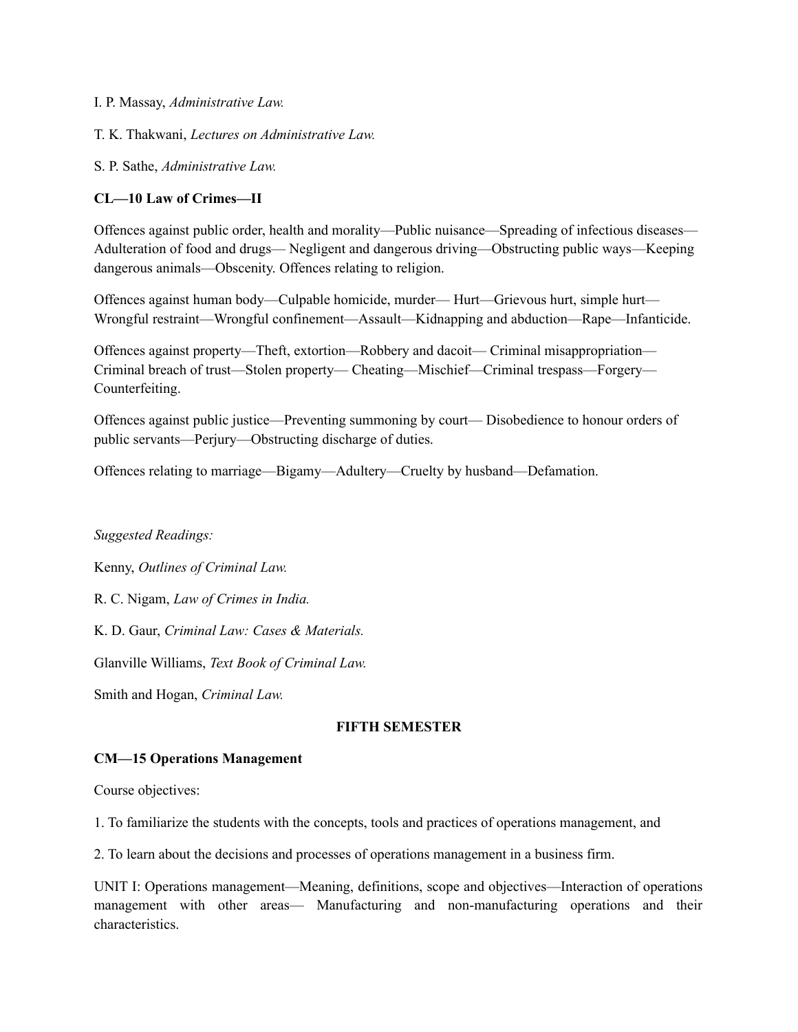I. P. Massay, *Administrative Law.*

T. K. Thakwani, *Lectures on Administrative Law.*

S. P. Sathe, *Administrative Law.*

**CL—10 Law of Crimes—II**

Offences against public order, health and morality—Public nuisance—Spreading of infectious diseases—Adulteration of food and drugs— Negligent and dangerous driving—Obstructing public ways—Keeping dangerous animals—Obscenity. Offences relating to religion.

Offences against human body—Culpable homicide, murder— Hurt—Grievous hurt, simple hurt—Wrongful restraint—Wrongful confinement—Assault—Kidnapping and abduction—Rape—Infanticide.

Offences against property—Theft, extortion—Robbery and dacoit— Criminal misappropriation—Criminal breach of trust—Stolen property— Cheating—Mischief—Criminal trespass—Forgery—Counterfeiting.

Offences against public justice—Preventing summoning by court— Disobedience to honour orders of public servants—Perjury—Obstructing discharge of duties.

Offences relating to marriage—Bigamy—Adultery—Cruelty by husband—Defamation.

*Suggested Readings:*

Kenny, *Outlines of Criminal Law.*

R. C. Nigam, *Law of Crimes in India.*

K. D. Gaur, *Criminal Law: Cases & Materials.*

Glanville Williams, *Text Book of Criminal Law.*

Smith and Hogan, *Criminal Law.*

## FIFTH SEMESTER

**CM—15 Operations Management**

Course objectives:

1. To familiarize the students with the concepts, tools and practices of operations management, and

2. To learn about the decisions and processes of operations management in a business firm.

UNIT I: Operations management—Meaning, definitions, scope and objectives—Interaction of operations management with other areas— Manufacturing and non-manufacturing operations and their characteristics.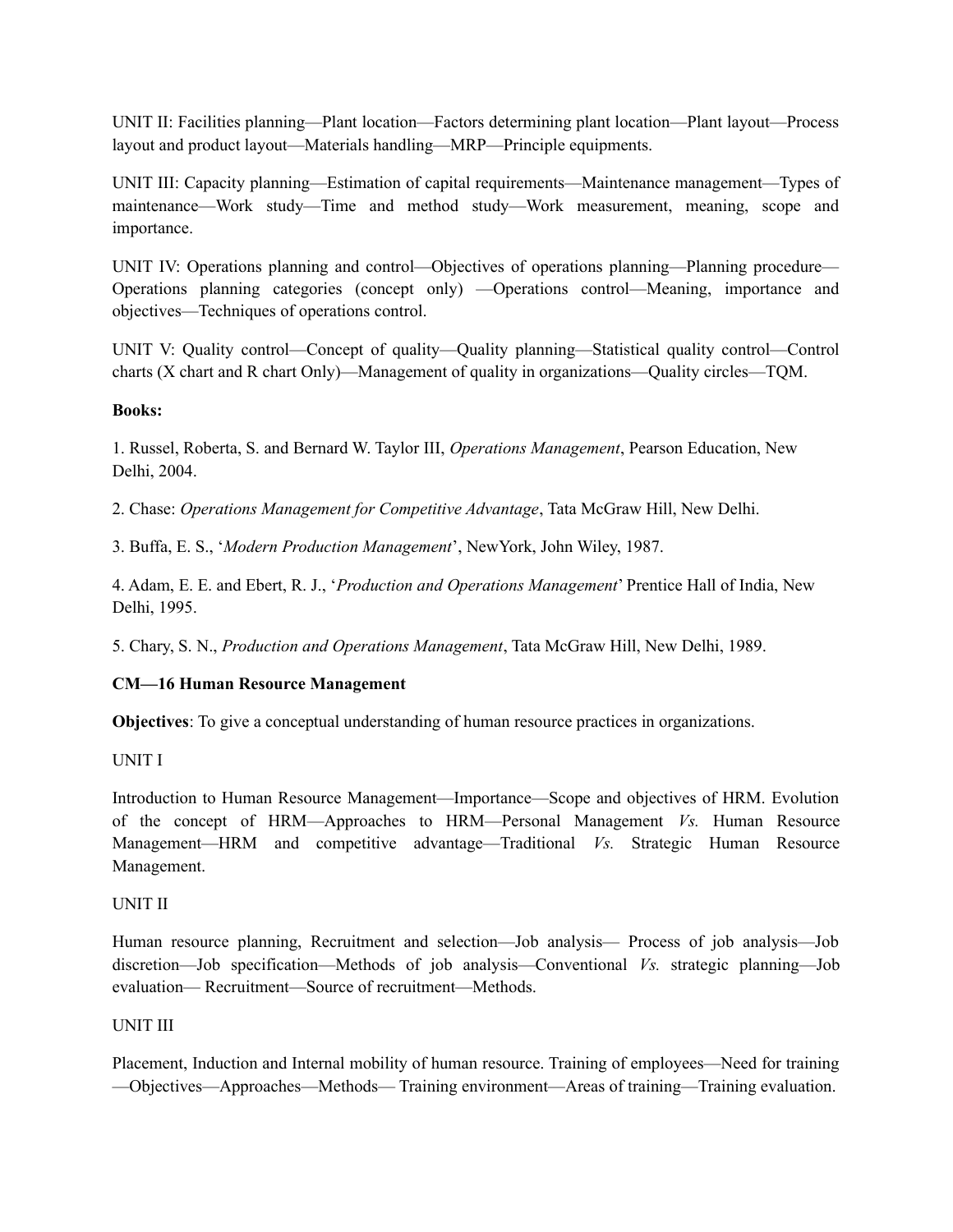UNIT II: Facilities planning—Plant location—Factors determining plant location—Plant layout—Process layout and product layout—Materials handling—MRP—Principle equipments.

UNIT III: Capacity planning—Estimation of capital requirements—Maintenance management—Types of maintenance—Work study—Time and method study—Work measurement, meaning, scope and importance.

UNIT IV: Operations planning and control—Objectives of operations planning—Planning procedure—Operations planning categories (concept only) —Operations control—Meaning, importance and objectives—Techniques of operations control.

UNIT V: Quality control—Concept of quality—Quality planning—Statistical quality control—Control charts (X chart and R chart Only)—Management of quality in organizations—Quality circles—TQM.

**Books:**

1. Russel, Roberta, S. and Bernard W. Taylor III, *Operations Management*, Pearson Education, New Delhi, 2004.

2. Chase: *Operations Management for Competitive Advantage*, Tata McGraw Hill, New Delhi.

3. Buffa, E. S., '*Modern Production Management*', NewYork, John Wiley, 1987.

4. Adam, E. E. and Ebert, R. J., '*Production and Operations Management*' Prentice Hall of India, New Delhi, 1995.

5. Chary, S. N., *Production and Operations Management*, Tata McGraw Hill, New Delhi, 1989.

**CM—16 Human Resource Management**

**Objectives**: To give a conceptual understanding of human resource practices in organizations.

UNIT I

Introduction to Human Resource Management—Importance—Scope and objectives of HRM. Evolution of the concept of HRM—Approaches to HRM—Personal Management *Vs.* Human Resource Management—HRM and competitive advantage—Traditional *Vs.* Strategic Human Resource Management.

UNIT II

Human resource planning, Recruitment and selection—Job analysis— Process of job analysis—Job discretion—Job specification—Methods of job analysis—Conventional *Vs.* strategic planning—Job evaluation— Recruitment—Source of recruitment—Methods.

UNIT III

Placement, Induction and Internal mobility of human resource. Training of employees—Need for training —Objectives—Approaches—Methods— Training environment—Areas of training—Training evaluation.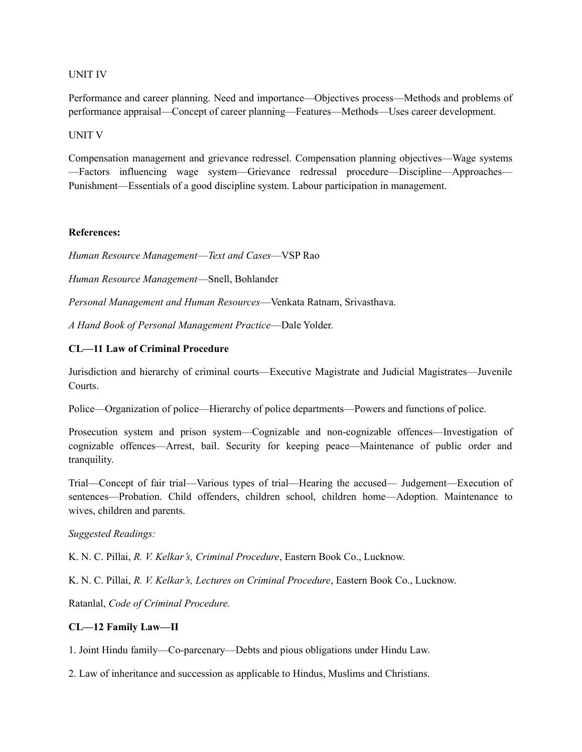UNIT IV

Performance and career planning. Need and importance—Objectives process—Methods and problems of performance appraisal—Concept of career planning—Features—Methods—Uses career development.

UNIT V

Compensation management and grievance redressel. Compensation planning objectives—Wage systems—Factors influencing wage system—Grievance redressal procedure—Discipline—Approaches—Punishment—Essentials of a good discipline system. Labour participation in management.

**References:**

*Human Resource Management—Text and Cases*—VSP Rao

*Human Resource Management*—Snell, Bohlander

*Personal Management and Human Resources*—Venkata Ratnam, Srivasthava.

*A Hand Book of Personal Management Practice*—Dale Yolder.

**CL—11 Law of Criminal Procedure**

Jurisdiction and hierarchy of criminal courts—Executive Magistrate and Judicial Magistrates—Juvenile Courts.

Police—Organization of police—Hierarchy of police departments—Powers and functions of police.

Prosecution system and prison system—Cognizable and non-cognizable offences—Investigation of cognizable offences—Arrest, bail. Security for keeping peace—Maintenance of public order and tranquility.

Trial—Concept of fair trial—Various types of trial—Hearing the accused— Judgement—Execution of sentences—Probation. Child offenders, children school, children home—Adoption. Maintenance to wives, children and parents.

*Suggested Readings:*

K. N. C. Pillai, *R. V. Kelkar's, Criminal Procedure*, Eastern Book Co., Lucknow.

K. N. C. Pillai, *R. V. Kelkar's, Lectures on Criminal Procedure*, Eastern Book Co., Lucknow.

Ratanlal, *Code of Criminal Procedure.*

**CL—12 Family Law—II**

1. Joint Hindu family—Co-parcenary—Debts and pious obligations under Hindu Law.

2. Law of inheritance and succession as applicable to Hindus, Muslims and Christians.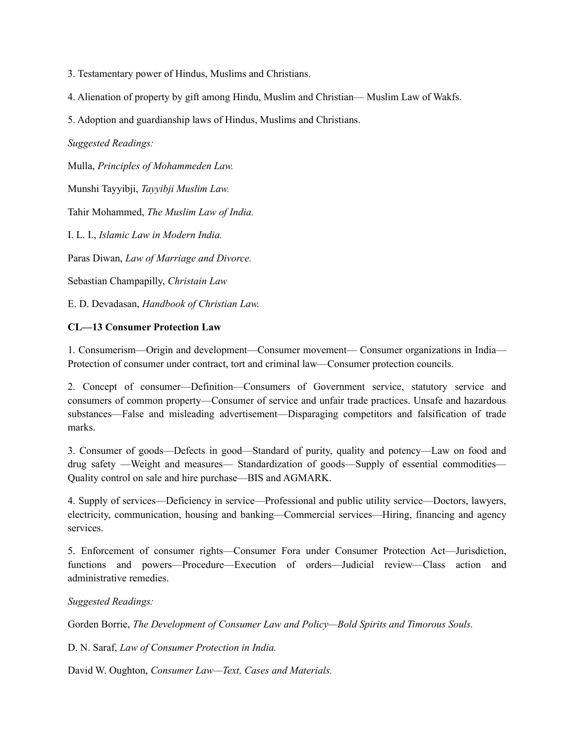3. Testamentary power of Hindus, Muslims and Christians.

4. Alienation of property by gift among Hindu, Muslim and Christian— Muslim Law of Wakfs.

5. Adoption and guardianship laws of Hindus, Muslims and Christians.

*Suggested Readings:*

Mulla, *Principles of Mohammeden Law.*

Munshi Tayyibji, *Tayyibji Muslim Law.*

Tahir Mohammed, *The Muslim Law of India.*

I. L. I., *Islamic Law in Modern India.*

Paras Diwan, *Law of Marriage and Divorce.*

Sebastian Champapilly, *Christain Law*

E. D. Devadasan, *Handbook of Christian Law.*

**CL—13 Consumer Protection Law**

1. Consumerism—Origin and development—Consumer movement— Consumer organizations in India—Protection of consumer under contract, tort and criminal law—Consumer protection councils.

2. Concept of consumer—Definition—Consumers of Government service, statutory service and consumers of common property—Consumer of service and unfair trade practices. Unsafe and hazardous substances—False and misleading advertisement—Disparaging competitors and falsification of trade marks.

3. Consumer of goods—Defects in good—Standard of purity, quality and potency—Law on food and drug safety —Weight and measures— Standardization of goods—Supply of essential commodities—Quality control on sale and hire purchase—BIS and AGMARK.

4. Supply of services—Deficiency in service—Professional and public utility service—Doctors, lawyers, electricity, communication, housing and banking—Commercial services—Hiring, financing and agency services.

5. Enforcement of consumer rights—Consumer Fora under Consumer Protection Act—Jurisdiction, functions and powers—Procedure—Execution of orders—Judicial review—Class action and administrative remedies.

*Suggested Readings:*

Gorden Borrie, *The Development of Consumer Law and Policy—Bold Spirits and Timorous Souls.*

D. N. Saraf, *Law of Consumer Protection in India.*

David W. Oughton, *Consumer Law—Text, Cases and Materials.*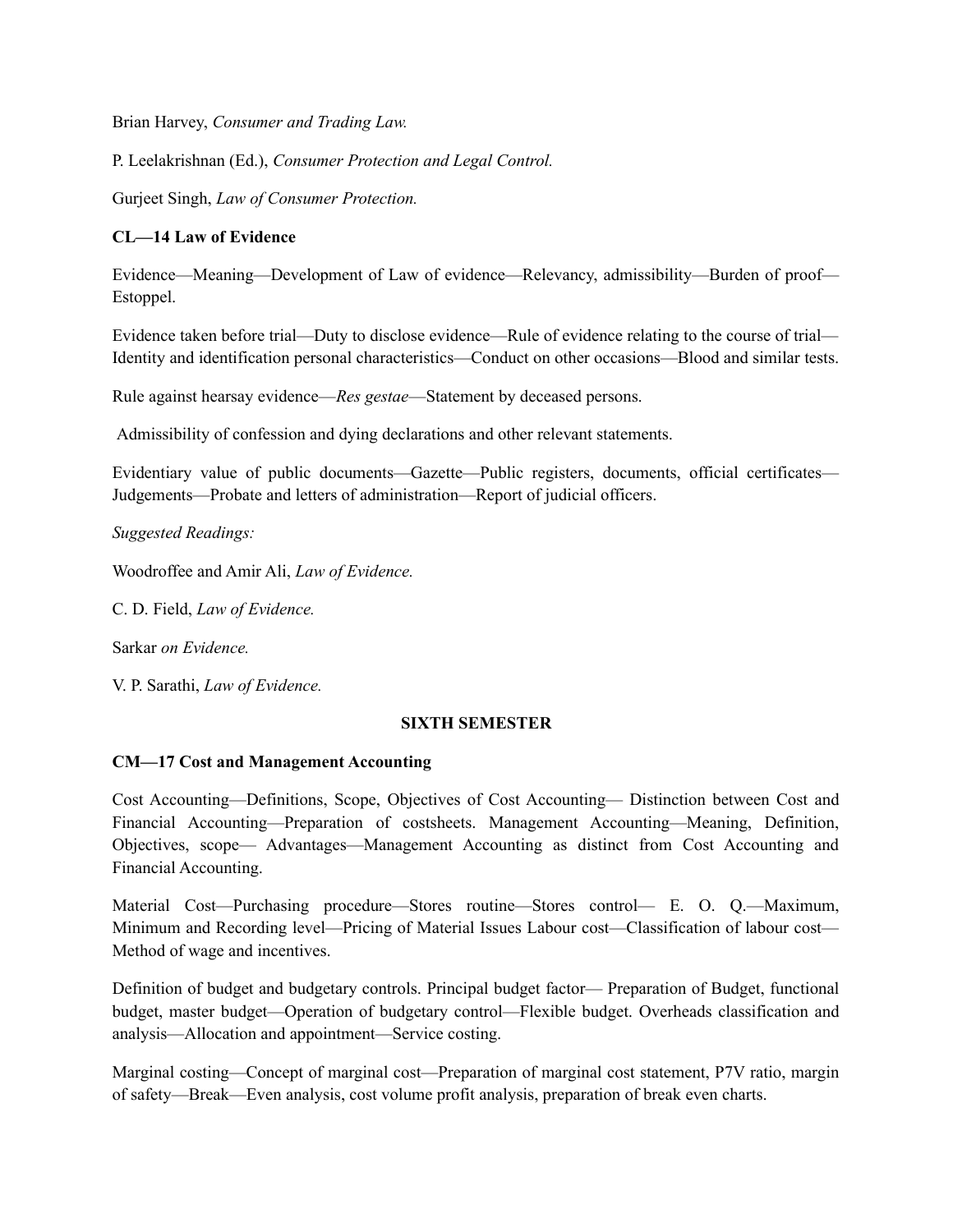Brian Harvey, *Consumer and Trading Law.*

P. Leelakrishnan (Ed.), *Consumer Protection and Legal Control.*

Gurjeet Singh, *Law of Consumer Protection.*

**CL—14 Law of Evidence**

Evidence—Meaning—Development of Law of evidence—Relevancy, admissibility—Burden of proof—Estoppel.

Evidence taken before trial—Duty to disclose evidence—Rule of evidence relating to the course of trial—Identity and identification personal characteristics—Conduct on other occasions—Blood and similar tests.

Rule against hearsay evidence—*Res gestae*—Statement by deceased persons.

Admissibility of confession and dying declarations and other relevant statements.

Evidentiary value of public documents—Gazette—Public registers, documents, official certificates—Judgements—Probate and letters of administration—Report of judicial officers.

*Suggested Readings:*

Woodroffee and Amir Ali, *Law of Evidence.*

C. D. Field, *Law of Evidence.*

Sarkar *on Evidence.*

V. P. Sarathi, *Law of Evidence.*

## SIXTH SEMESTER

**CM—17 Cost and Management Accounting**

Cost Accounting—Definitions, Scope, Objectives of Cost Accounting— Distinction between Cost and Financial Accounting—Preparation of costsheets. Management Accounting—Meaning, Definition, Objectives, scope— Advantages—Management Accounting as distinct from Cost Accounting and Financial Accounting.

Material Cost—Purchasing procedure—Stores routine—Stores control— E. O. Q.—Maximum, Minimum and Recording level—Pricing of Material Issues Labour cost—Classification of labour cost—Method of wage and incentives.

Definition of budget and budgetary controls. Principal budget factor— Preparation of Budget, functional budget, master budget—Operation of budgetary control—Flexible budget. Overheads classification and analysis—Allocation and appointment—Service costing.

Marginal costing—Concept of marginal cost—Preparation of marginal cost statement, P7V ratio, margin of safety—Break—Even analysis, cost volume profit analysis, preparation of break even charts.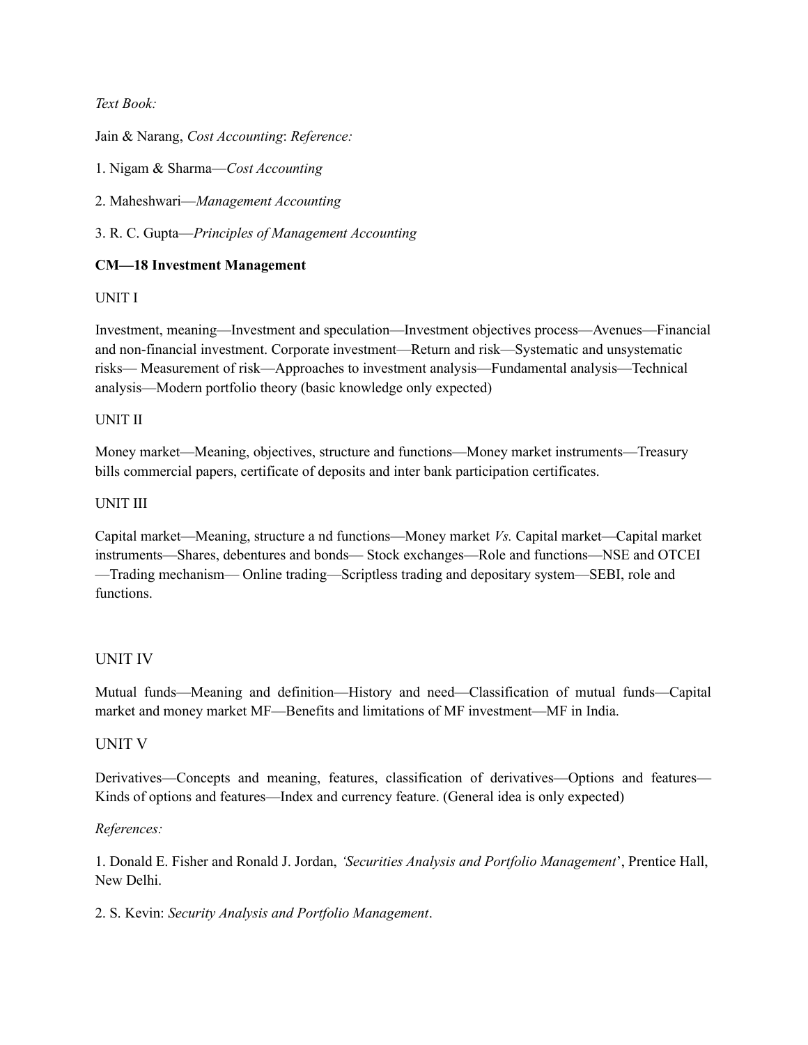*Text Book:*

Jain & Narang, *Cost Accounting*: *Reference:*

1. Nigam & Sharma—*Cost Accounting*

2. Maheshwari—*Management Accounting*

3. R. C. Gupta—*Principles of Management Accounting*

**CM—18 Investment Management**

UNIT I

Investment, meaning—Investment and speculation—Investment objectives process—Avenues—Financial and non-financial investment. Corporate investment—Return and risk—Systematic and unsystematic risks— Measurement of risk—Approaches to investment analysis—Fundamental analysis—Technical analysis—Modern portfolio theory (basic knowledge only expected)

UNIT II

Money market—Meaning, objectives, structure and functions—Money market instruments—Treasury bills commercial papers, certificate of deposits and inter bank participation certificates.

UNIT III

Capital market—Meaning, structure a nd functions—Money market *Vs.* Capital market—Capital market instruments—Shares, debentures and bonds— Stock exchanges—Role and functions—NSE and OTCEI —Trading mechanism— Online trading—Scriptless trading and depositary system—SEBI, role and functions.

UNIT IV

Mutual funds—Meaning and definition—History and need—Classification of mutual funds—Capital market and money market MF—Benefits and limitations of MF investment—MF in India.

UNIT V

Derivatives—Concepts and meaning, features, classification of derivatives—Options and features—Kinds of options and features—Index and currency feature. (General idea is only expected)

*References:*

1. Donald E. Fisher and Ronald J. Jordan, *'Securities Analysis and Portfolio Management*', Prentice Hall, New Delhi.

2. S. Kevin: *Security Analysis and Portfolio Management*.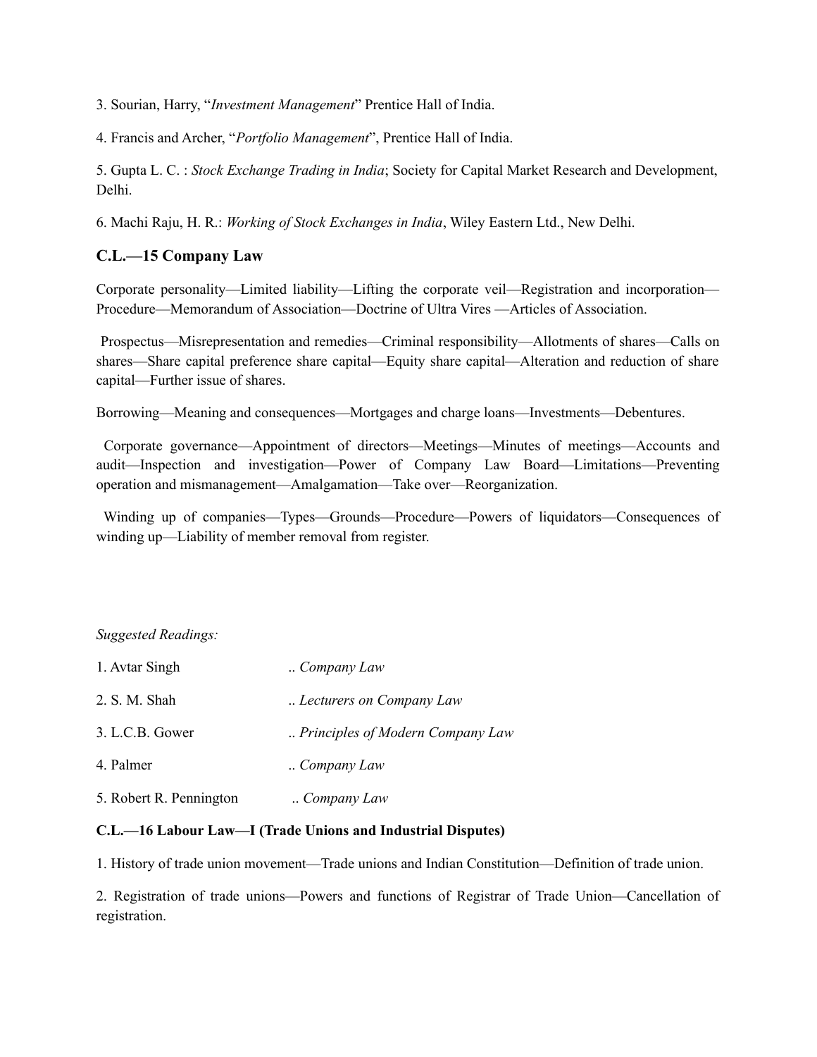3. Sourian, Harry, “*Investment Management*” Prentice Hall of India.

4. Francis and Archer, “*Portfolio Management*”, Prentice Hall of India.

5. Gupta L. C. : *Stock Exchange Trading in India*; Society for Capital Market Research and Development, Delhi.

6. Machi Raju, H. R.: *Working of Stock Exchanges in India*, Wiley Eastern Ltd., New Delhi.

### C.L.—15 Company Law

Corporate personality—Limited liability—Lifting the corporate veil—Registration and incorporation—Procedure—Memorandum of Association—Doctrine of Ultra Vires —Articles of Association.

Prospectus—Misrepresentation and remedies—Criminal responsibility—Allotments of shares—Calls on shares—Share capital preference share capital—Equity share capital—Alteration and reduction of share capital—Further issue of shares.

Borrowing—Meaning and consequences—Mortgages and charge loans—Investments—Debentures.

Corporate governance—Appointment of directors—Meetings—Minutes of meetings—Accounts and audit—Inspection and investigation—Power of Company Law Board—Limitations—Preventing operation and mismanagement—Amalgamation—Take over—Reorganization.

Winding up of companies—Types—Grounds—Procedure—Powers of liquidators—Consequences of winding up—Liability of member removal from register.

*Suggested Readings:*

1. Avtar Singh .. *Company Law*
2. S. M. Shah .. *Lecturers on Company Law*
3. L.C.B. Gower .. *Principles of Modern Company Law*
4. Palmer .. *Company Law*
5. Robert R. Pennington .. *Company Law*

### C.L.—16 Labour Law—I (Trade Unions and Industrial Disputes)

1. History of trade union movement—Trade unions and Indian Constitution—Definition of trade union.

2. Registration of trade unions—Powers and functions of Registrar of Trade Union—Cancellation of registration.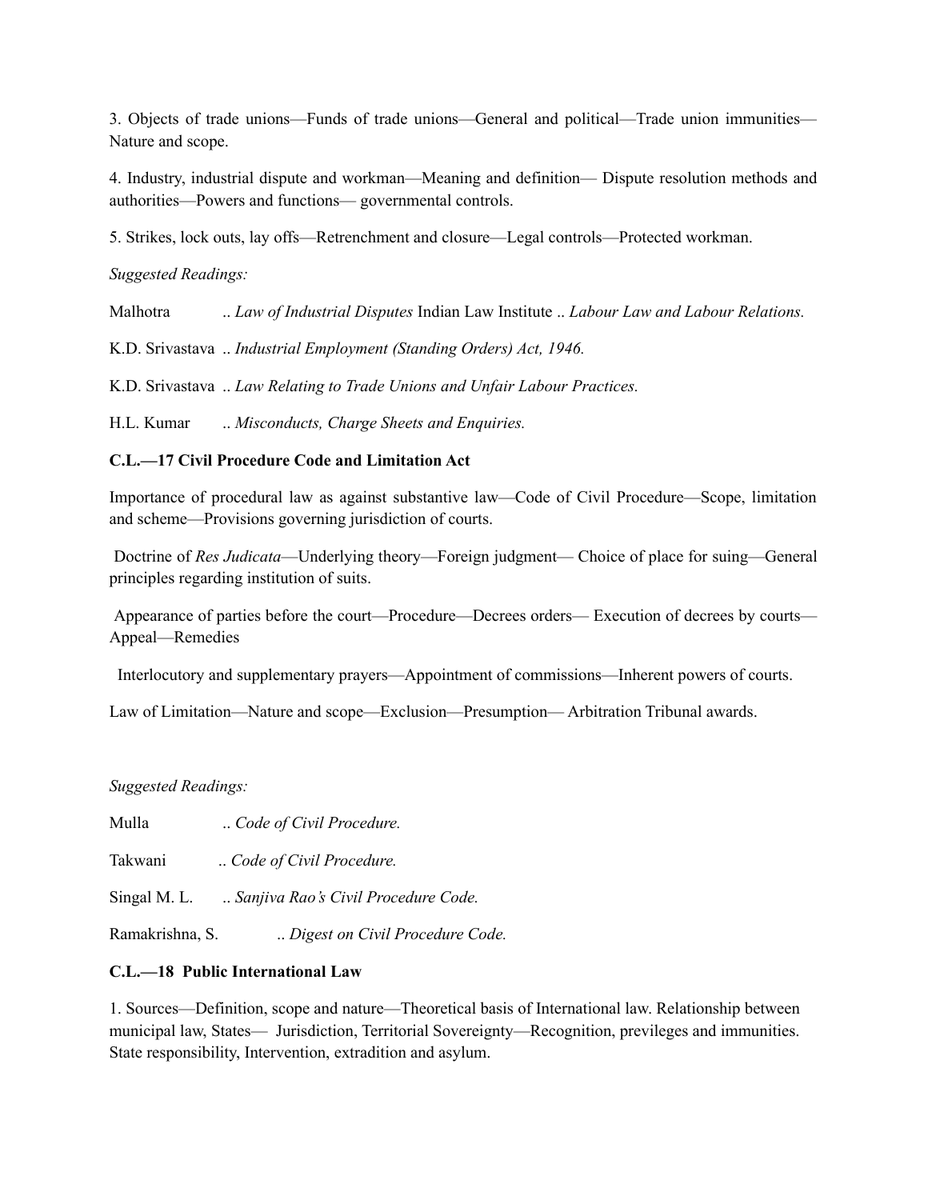3. Objects of trade unions—Funds of trade unions—General and political—Trade union immunities—Nature and scope.

4. Industry, industrial dispute and workman—Meaning and definition— Dispute resolution methods and authorities—Powers and functions— governmental controls.

5. Strikes, lock outs, lay offs—Retrenchment and closure—Legal controls—Protected workman.

*Suggested Readings:*

Malhotra .. *Law of Industrial Disputes* Indian Law Institute .. *Labour Law and Labour Relations.*

K.D. Srivastava .. *Industrial Employment (Standing Orders) Act, 1946.*

K.D. Srivastava .. *Law Relating to Trade Unions and Unfair Labour Practices.*

H.L. Kumar .. *Misconducts, Charge Sheets and Enquiries.*

**C.L.—17 Civil Procedure Code and Limitation Act**

Importance of procedural law as against substantive law—Code of Civil Procedure—Scope, limitation and scheme—Provisions governing jurisdiction of courts.

Doctrine of *Res Judicata*—Underlying theory—Foreign judgment— Choice of place for suing—General principles regarding institution of suits.

Appearance of parties before the court—Procedure—Decrees orders— Execution of decrees by courts—Appeal—Remedies

Interlocutory and supplementary prayers—Appointment of commissions—Inherent powers of courts.

Law of Limitation—Nature and scope—Exclusion—Presumption— Arbitration Tribunal awards.

*Suggested Readings:*

Mulla .. *Code of Civil Procedure.*

Takwani .. *Code of Civil Procedure.*

Singal M. L. .. *Sanjiva Rao's Civil Procedure Code.*

Ramakrishna, S. .. *Digest on Civil Procedure Code.*

**C.L.—18 Public International Law**

1. Sources—Definition, scope and nature—Theoretical basis of International law. Relationship between municipal law, States— Jurisdiction, Territorial Sovereignty—Recognition, previleges and immunities. State responsibility, Intervention, extradition and asylum.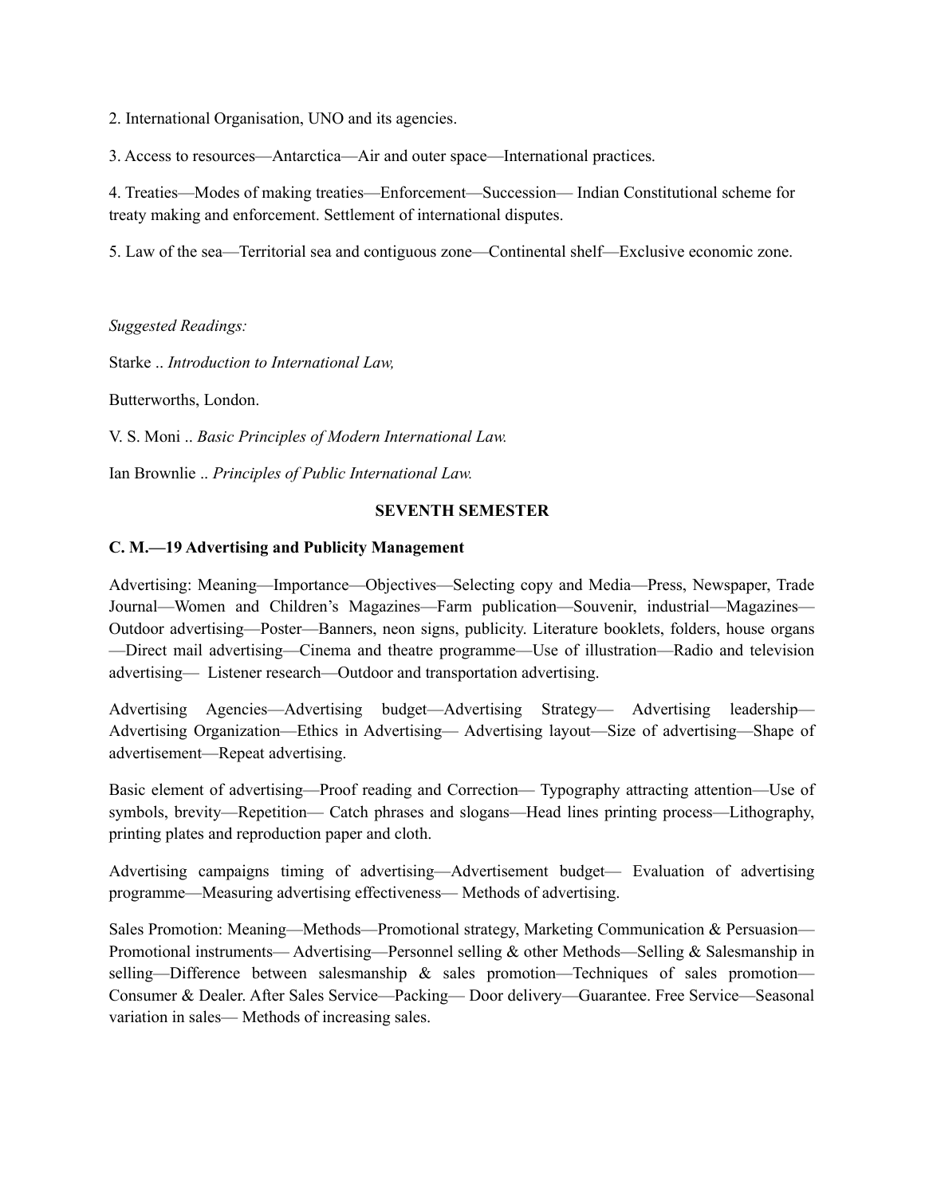2. International Organisation, UNO and its agencies.

3. Access to resources—Antarctica—Air and outer space—International practices.

4. Treaties—Modes of making treaties—Enforcement—Succession— Indian Constitutional scheme for treaty making and enforcement. Settlement of international disputes.

5. Law of the sea—Territorial sea and contiguous zone—Continental shelf—Exclusive economic zone.

*Suggested Readings:*

Starke .. *Introduction to International Law,*

Butterworths, London.

V. S. Moni .. *Basic Principles of Modern International Law.*

Ian Brownlie .. *Principles of Public International Law.*

## SEVENTH SEMESTER

### C. M.—19 Advertising and Publicity Management

Advertising: Meaning—Importance—Objectives—Selecting copy and Media—Press, Newspaper, Trade Journal—Women and Children's Magazines—Farm publication—Souvenir, industrial—Magazines—Outdoor advertising—Poster—Banners, neon signs, publicity. Literature booklets, folders, house organs—Direct mail advertising—Cinema and theatre programme—Use of illustration—Radio and television advertising— Listener research—Outdoor and transportation advertising.

Advertising Agencies—Advertising budget—Advertising Strategy— Advertising leadership—Advertising Organization—Ethics in Advertising— Advertising layout—Size of advertising—Shape of advertisement—Repeat advertising.

Basic element of advertising—Proof reading and Correction— Typography attracting attention—Use of symbols, brevity—Repetition— Catch phrases and slogans—Head lines printing process—Lithography, printing plates and reproduction paper and cloth.

Advertising campaigns timing of advertising—Advertisement budget— Evaluation of advertising programme—Measuring advertising effectiveness— Methods of advertising.

Sales Promotion: Meaning—Methods—Promotional strategy, Marketing Communication & Persuasion—Promotional instruments— Advertising—Personnel selling & other Methods—Selling & Salesmanship in selling—Difference between salesmanship & sales promotion—Techniques of sales promotion—Consumer & Dealer. After Sales Service—Packing— Door delivery—Guarantee. Free Service—Seasonal variation in sales— Methods of increasing sales.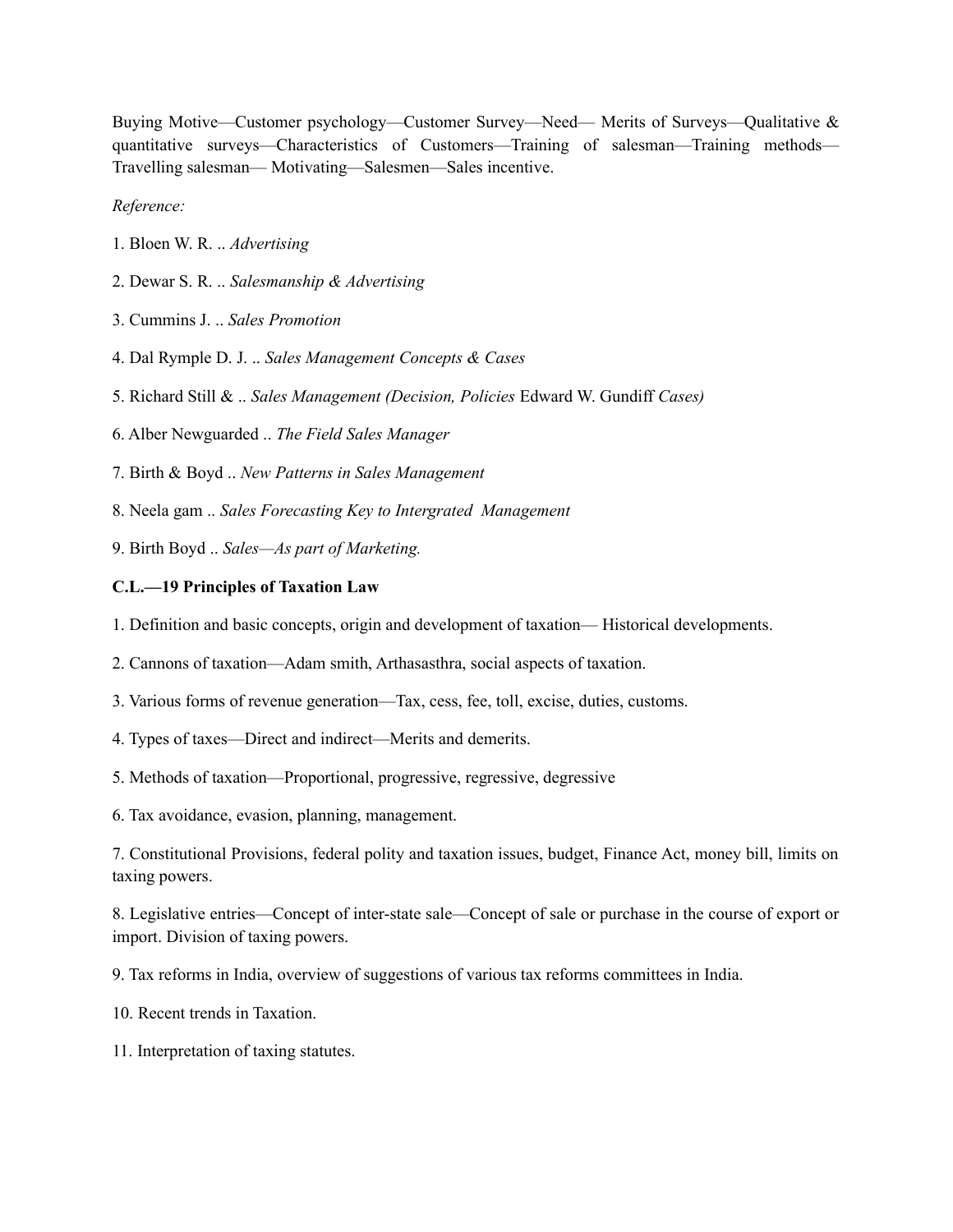Buying Motive—Customer psychology—Customer Survey—Need— Merits of Surveys—Qualitative & quantitative surveys—Characteristics of Customers—Training of salesman—Training methods—Travelling salesman— Motivating—Salesmen—Sales incentive.

*Reference:*

1. Bloen W. R. .. *Advertising*

2. Dewar S. R. .. *Salesmanship & Advertising*

3. Cummins J. .. *Sales Promotion*

4. Dal Rymple D. J. .. *Sales Management Concepts & Cases*

5. Richard Still & .. *Sales Management (Decision, Policies* Edward W. Gundiff *Cases)*

6. Alber Newguarded .. *The Field Sales Manager*

7. Birth & Boyd .. *New Patterns in Sales Management*

8. Neela gam .. *Sales Forecasting Key to Intergrated Management*

9. Birth Boyd .. *Sales—As part of Marketing.*

**C.L.—19 Principles of Taxation Law**

1. Definition and basic concepts, origin and development of taxation— Historical developments.

2. Cannons of taxation—Adam smith, Arthasasthra, social aspects of taxation.

3. Various forms of revenue generation—Tax, cess, fee, toll, excise, duties, customs.

4. Types of taxes—Direct and indirect—Merits and demerits.

5. Methods of taxation—Proportional, progressive, regressive, degressive

6. Tax avoidance, evasion, planning, management.

7. Constitutional Provisions, federal polity and taxation issues, budget, Finance Act, money bill, limits on taxing powers.

8. Legislative entries—Concept of inter-state sale—Concept of sale or purchase in the course of export or import. Division of taxing powers.

9. Tax reforms in India, overview of suggestions of various tax reforms committees in India.

10. Recent trends in Taxation.

11. Interpretation of taxing statutes.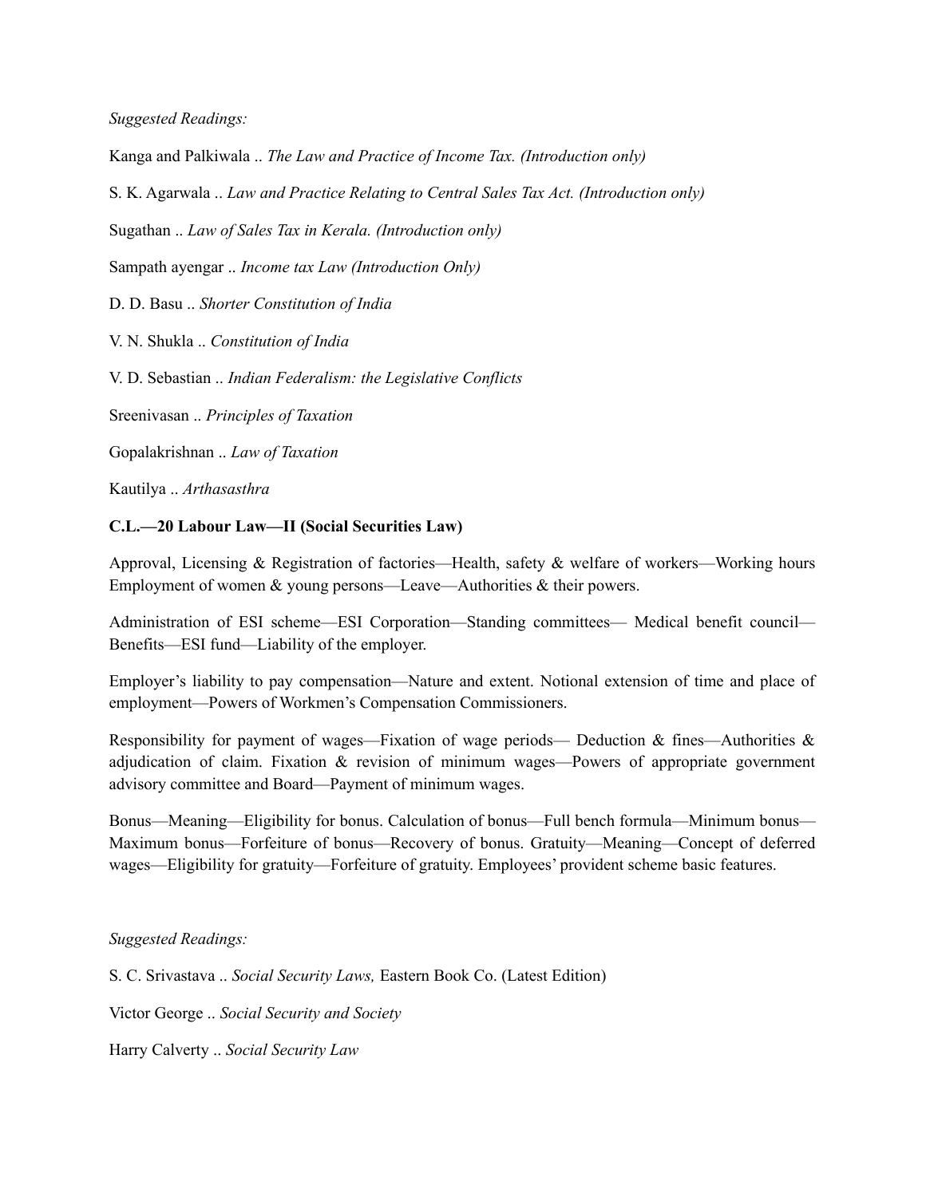*Suggested Readings:*

Kanga and Palkiwala .. *The Law and Practice of Income Tax. (Introduction only)*

S. K. Agarwala .. *Law and Practice Relating to Central Sales Tax Act. (Introduction only)*

Sugathan .. *Law of Sales Tax in Kerala. (Introduction only)*

Sampath ayengar .. *Income tax Law (Introduction Only)*

D. D. Basu .. *Shorter Constitution of India*

V. N. Shukla .. *Constitution of India*

V. D. Sebastian .. *Indian Federalism: the Legislative Conflicts*

Sreenivasan .. *Principles of Taxation*

Gopalakrishnan .. *Law of Taxation*

Kautilya .. *Arthasasthra*

**C.L.—20 Labour Law—II (Social Securities Law)**

Approval, Licensing & Registration of factories—Health, safety & welfare of workers—Working hours Employment of women & young persons—Leave—Authorities & their powers.

Administration of ESI scheme—ESI Corporation—Standing committees— Medical benefit council—Benefits—ESI fund—Liability of the employer.

Employer's liability to pay compensation—Nature and extent. Notional extension of time and place of employment—Powers of Workmen's Compensation Commissioners.

Responsibility for payment of wages—Fixation of wage periods— Deduction & fines—Authorities & adjudication of claim. Fixation & revision of minimum wages—Powers of appropriate government advisory committee and Board—Payment of minimum wages.

Bonus—Meaning—Eligibility for bonus. Calculation of bonus—Full bench formula—Minimum bonus—Maximum bonus—Forfeiture of bonus—Recovery of bonus. Gratuity—Meaning—Concept of deferred wages—Eligibility for gratuity—Forfeiture of gratuity. Employees' provident scheme basic features.

*Suggested Readings:*

S. C. Srivastava .. *Social Security Laws,* Eastern Book Co. (Latest Edition)

Victor George .. *Social Security and Society*

Harry Calverty .. *Social Security Law*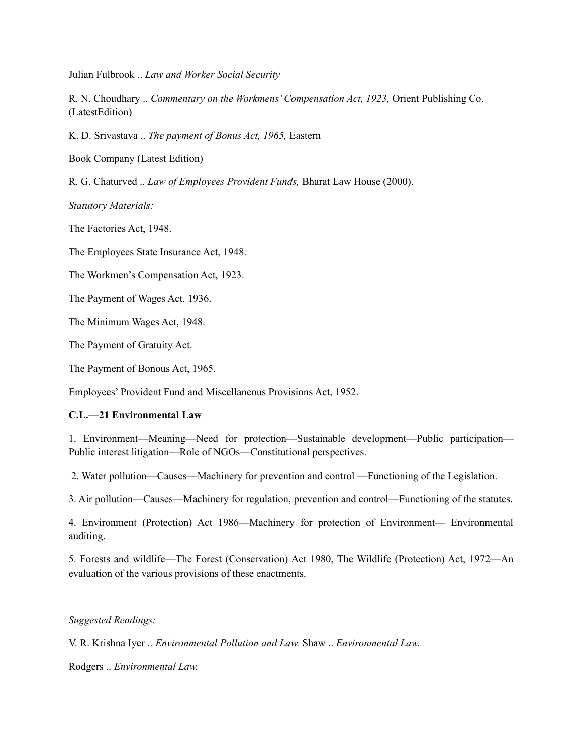Julian Fulbrook .. *Law and Worker Social Security*

R. N. Choudhary .. *Commentary on the Workmens' Compensation Act, 1923,* Orient Publishing Co. (LatestEdition)

K. D. Srivastava .. *The payment of Bonus Act, 1965,* Eastern

Book Company (Latest Edition)

R. G. Chaturved .. *Law of Employees Provident Funds,* Bharat Law House (2000).

*Statutory Materials:*

The Factories Act, 1948.

The Employees State Insurance Act, 1948.

The Workmen's Compensation Act, 1923.

The Payment of Wages Act, 1936.

The Minimum Wages Act, 1948.

The Payment of Gratuity Act.

The Payment of Bonous Act, 1965.

Employees' Provident Fund and Miscellaneous Provisions Act, 1952.

**C.L.—21 Environmental Law**

1. Environment—Meaning—Need for protection—Sustainable development—Public participation—Public interest litigation—Role of NGOs—Constitutional perspectives.

2. Water pollution—Causes—Machinery for prevention and control —Functioning of the Legislation.

3. Air pollution—Causes—Machinery for regulation, prevention and control—Functioning of the statutes.

4. Environment (Protection) Act 1986—Machinery for protection of Environment— Environmental auditing.

5. Forests and wildlife—The Forest (Conservation) Act 1980, The Wildlife (Protection) Act, 1972—An evaluation of the various provisions of these enactments.

*Suggested Readings:*

V. R. Krishna Iyer .. *Environmental Pollution and Law.* Shaw .. *Environmental Law.*

Rodgers .. *Environmental Law.*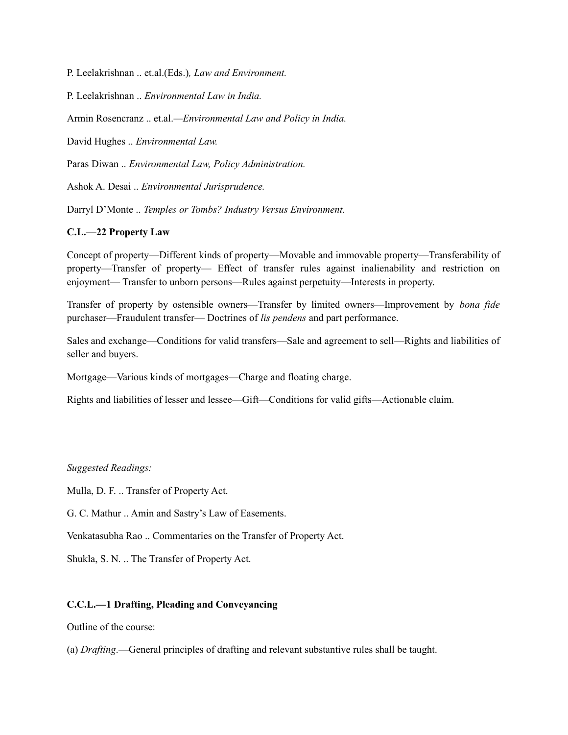P. Leelakrishnan .. et.al.(Eds.)*, Law and Environment.*

P. Leelakrishnan .. *Environmental Law in India.*

Armin Rosencranz .. et.al.—*Environmental Law and Policy in India.*

David Hughes .. *Environmental Law.*

Paras Diwan .. *Environmental Law, Policy Administration.*

Ashok A. Desai .. *Environmental Jurisprudence.*

Darryl D'Monte .. *Temples or Tombs? Industry Versus Environment.*

**C.L.—22 Property Law**

Concept of property—Different kinds of property—Movable and immovable property—Transferability of property—Transfer of property— Effect of transfer rules against inalienability and restriction on enjoyment— Transfer to unborn persons—Rules against perpetuity—Interests in property.

Transfer of property by ostensible owners—Transfer by limited owners—Improvement by *bona fide* purchaser—Fraudulent transfer— Doctrines of *lis pendens* and part performance.

Sales and exchange—Conditions for valid transfers—Sale and agreement to sell—Rights and liabilities of seller and buyers.

Mortgage—Various kinds of mortgages—Charge and floating charge.

Rights and liabilities of lesser and lessee—Gift—Conditions for valid gifts—Actionable claim.

*Suggested Readings:*

Mulla, D. F. .. Transfer of Property Act.

G. C. Mathur .. Amin and Sastry's Law of Easements.

Venkatasubha Rao .. Commentaries on the Transfer of Property Act.

Shukla, S. N. .. The Transfer of Property Act.

**C.C.L.—1 Drafting, Pleading and Conveyancing**

Outline of the course:

(a) *Drafting*.—General principles of drafting and relevant substantive rules shall be taught.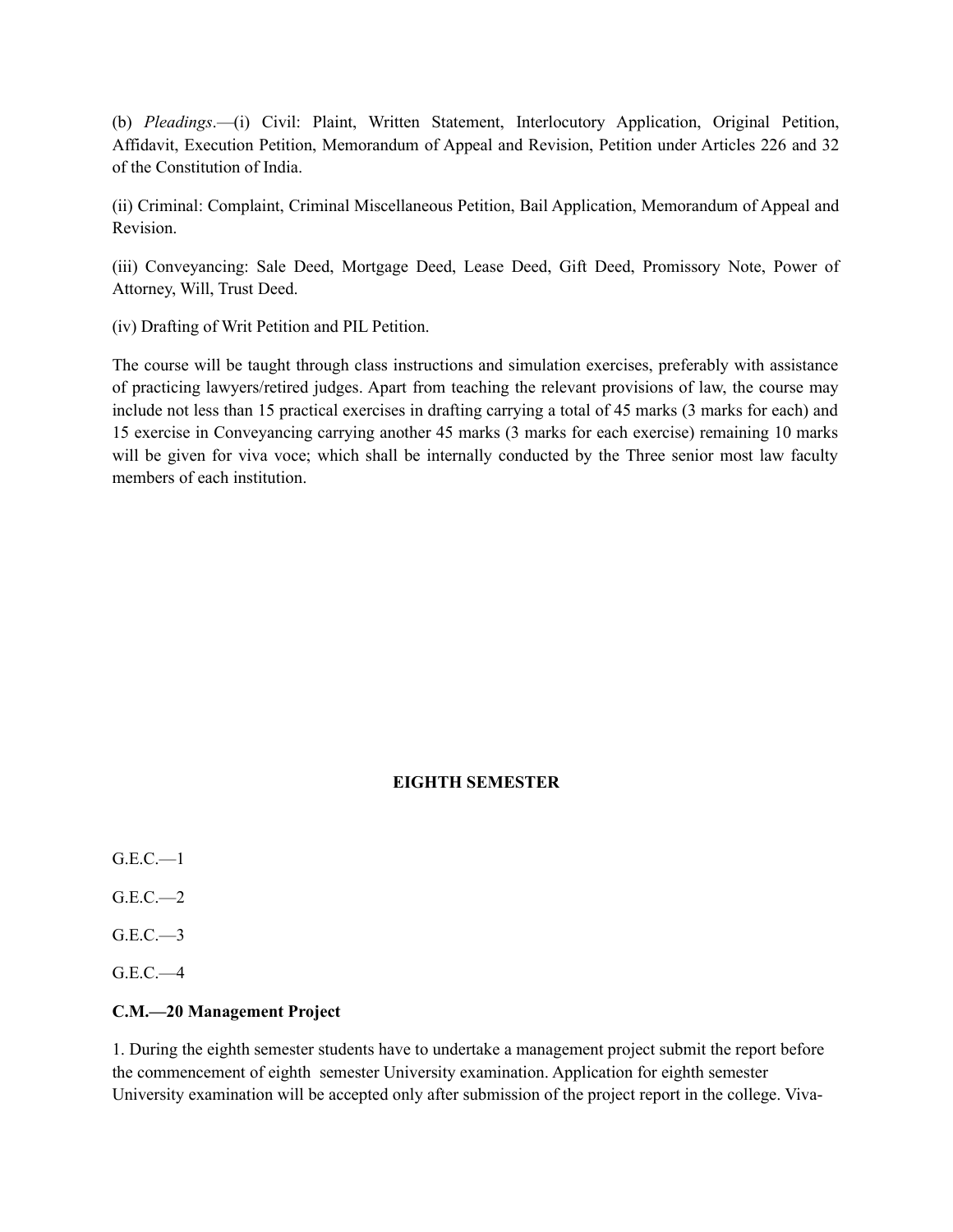(b) *Pleadings*.—(i) Civil: Plaint, Written Statement, Interlocutory Application, Original Petition, Affidavit, Execution Petition, Memorandum of Appeal and Revision, Petition under Articles 226 and 32 of the Constitution of India.

(ii) Criminal: Complaint, Criminal Miscellaneous Petition, Bail Application, Memorandum of Appeal and Revision.

(iii) Conveyancing: Sale Deed, Mortgage Deed, Lease Deed, Gift Deed, Promissory Note, Power of Attorney, Will, Trust Deed.

(iv) Drafting of Writ Petition and PIL Petition.

The course will be taught through class instructions and simulation exercises, preferably with assistance of practicing lawyers/retired judges. Apart from teaching the relevant provisions of law, the course may include not less than 15 practical exercises in drafting carrying a total of 45 marks (3 marks for each) and 15 exercise in Conveyancing carrying another 45 marks (3 marks for each exercise) remaining 10 marks will be given for viva voce; which shall be internally conducted by the Three senior most law faculty members of each institution.

## EIGHTH SEMESTER

G.E.C.—1

G.E.C.—2

G.E.C.—3

G.E.C.—4

**C.M.—20 Management Project**

1. During the eighth semester students have to undertake a management project submit the report before the commencement of eighth semester University examination. Application for eighth semester University examination will be accepted only after submission of the project report in the college. Viva-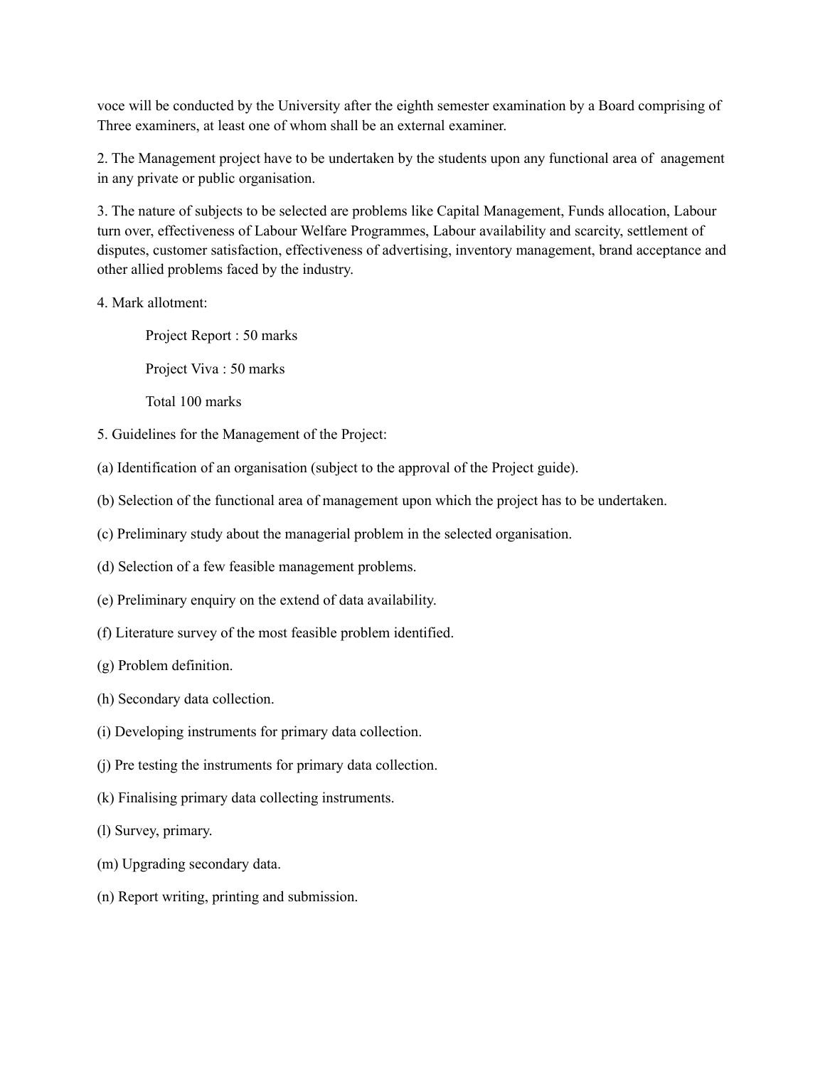voce will be conducted by the University after the eighth semester examination by a Board comprising of Three examiners, at least one of whom shall be an external examiner.

2. The Management project have to be undertaken by the students upon any functional area of anagement in any private or public organisation.

3. The nature of subjects to be selected are problems like Capital Management, Funds allocation, Labour turn over, effectiveness of Labour Welfare Programmes, Labour availability and scarcity, settlement of disputes, customer satisfaction, effectiveness of advertising, inventory management, brand acceptance and other allied problems faced by the industry.

4. Mark allotment:

Project Report : 50 marks

Project Viva : 50 marks

Total 100 marks

5. Guidelines for the Management of the Project:

(a) Identification of an organisation (subject to the approval of the Project guide).

(b) Selection of the functional area of management upon which the project has to be undertaken.

(c) Preliminary study about the managerial problem in the selected organisation.

(d) Selection of a few feasible management problems.

(e) Preliminary enquiry on the extend of data availability.

(f) Literature survey of the most feasible problem identified.

(g) Problem definition.

(h) Secondary data collection.

(i) Developing instruments for primary data collection.

(j) Pre testing the instruments for primary data collection.

(k) Finalising primary data collecting instruments.

(l) Survey, primary.

(m) Upgrading secondary data.

(n) Report writing, printing and submission.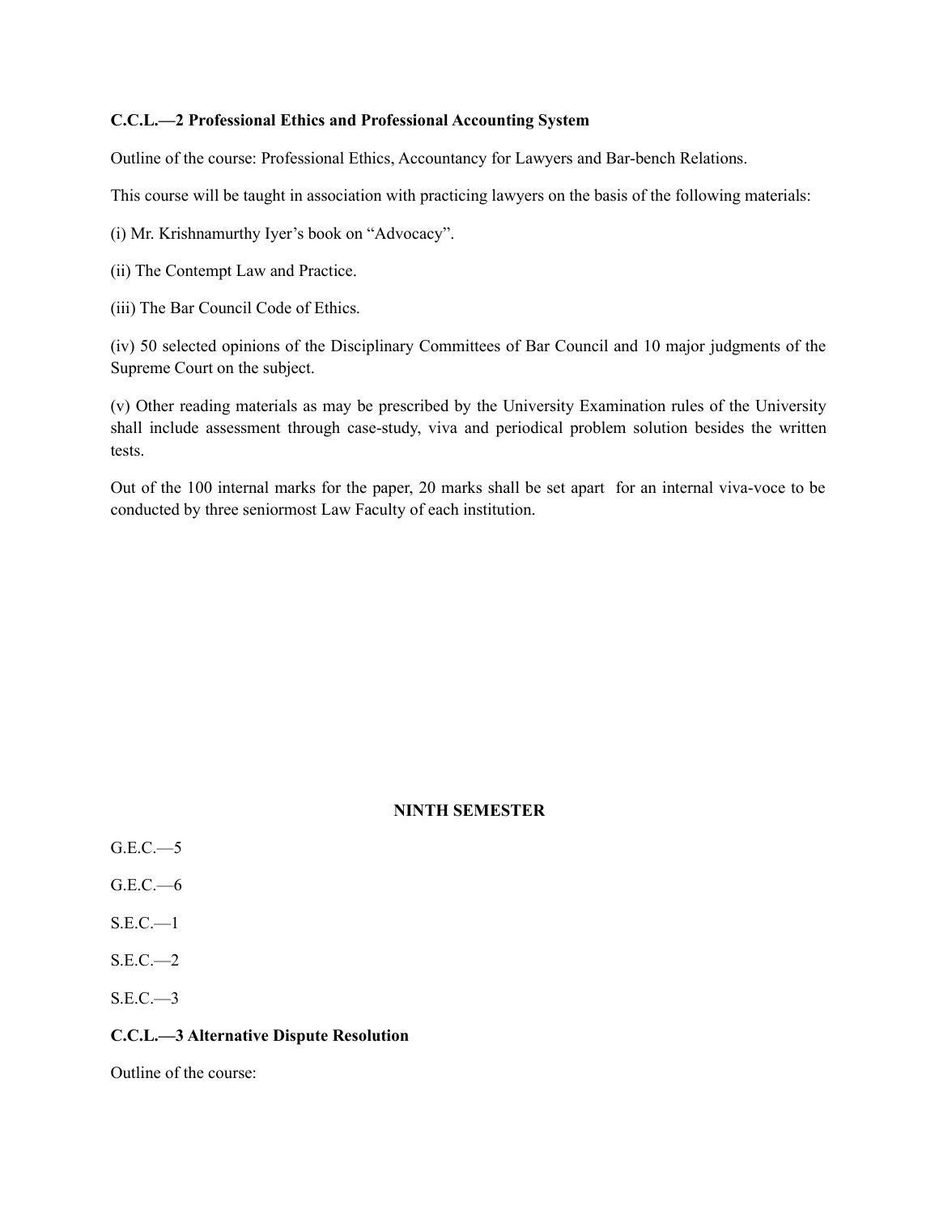**C.C.L.—2 Professional Ethics and Professional Accounting System**

Outline of the course: Professional Ethics, Accountancy for Lawyers and Bar-bench Relations.

This course will be taught in association with practicing lawyers on the basis of the following materials:

(i) Mr. Krishnamurthy Iyer's book on "Advocacy".

(ii) The Contempt Law and Practice.

(iii) The Bar Council Code of Ethics.

(iv) 50 selected opinions of the Disciplinary Committees of Bar Council and 10 major judgments of the Supreme Court on the subject.

(v) Other reading materials as may be prescribed by the University Examination rules of the University shall include assessment through case-study, viva and periodical problem solution besides the written tests.

Out of the 100 internal marks for the paper, 20 marks shall be set apart for an internal viva-voce to be conducted by three seniormost Law Faculty of each institution.

## NINTH SEMESTER

G.E.C.—5

G.E.C.—6

S.E.C.—1

S.E.C.—2

S.E.C.—3

**C.C.L.—3 Alternative Dispute Resolution**

Outline of the course: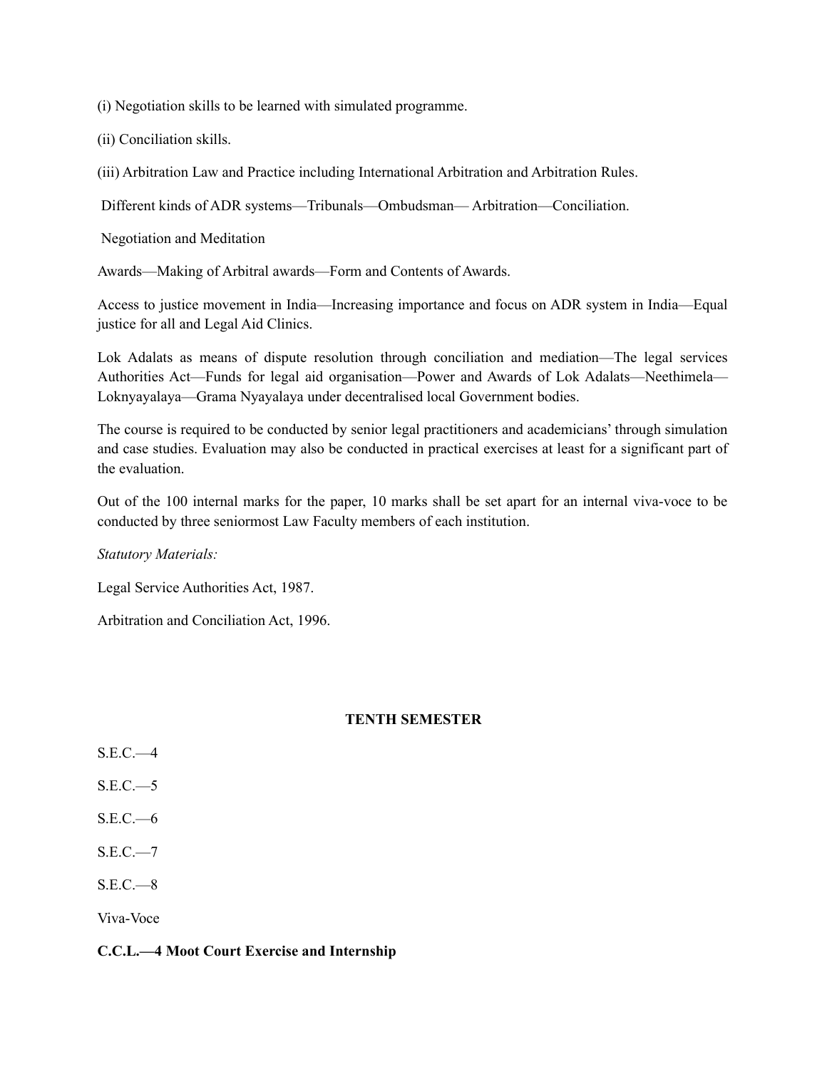(i) Negotiation skills to be learned with simulated programme.

(ii) Conciliation skills.

(iii) Arbitration Law and Practice including International Arbitration and Arbitration Rules.

Different kinds of ADR systems—Tribunals—Ombudsman— Arbitration—Conciliation.

Negotiation and Meditation

Awards—Making of Arbitral awards—Form and Contents of Awards.

Access to justice movement in India—Increasing importance and focus on ADR system in India—Equal justice for all and Legal Aid Clinics.

Lok Adalats as means of dispute resolution through conciliation and mediation—The legal services Authorities Act—Funds for legal aid organisation—Power and Awards of Lok Adalats—Neethimela—Loknyayalaya—Grama Nyayalaya under decentralised local Government bodies.

The course is required to be conducted by senior legal practitioners and academicians' through simulation and case studies. Evaluation may also be conducted in practical exercises at least for a significant part of the evaluation.

Out of the 100 internal marks for the paper, 10 marks shall be set apart for an internal viva-voce to be conducted by three seniormost Law Faculty members of each institution.

*Statutory Materials:*

Legal Service Authorities Act, 1987.

Arbitration and Conciliation Act, 1996.

## TENTH SEMESTER

S.E.C.—4

S.E.C.—5

S.E.C.—6

S.E.C.—7

S.E.C.—8

Viva-Voce

**C.C.L.—4 Moot Court Exercise and Internship**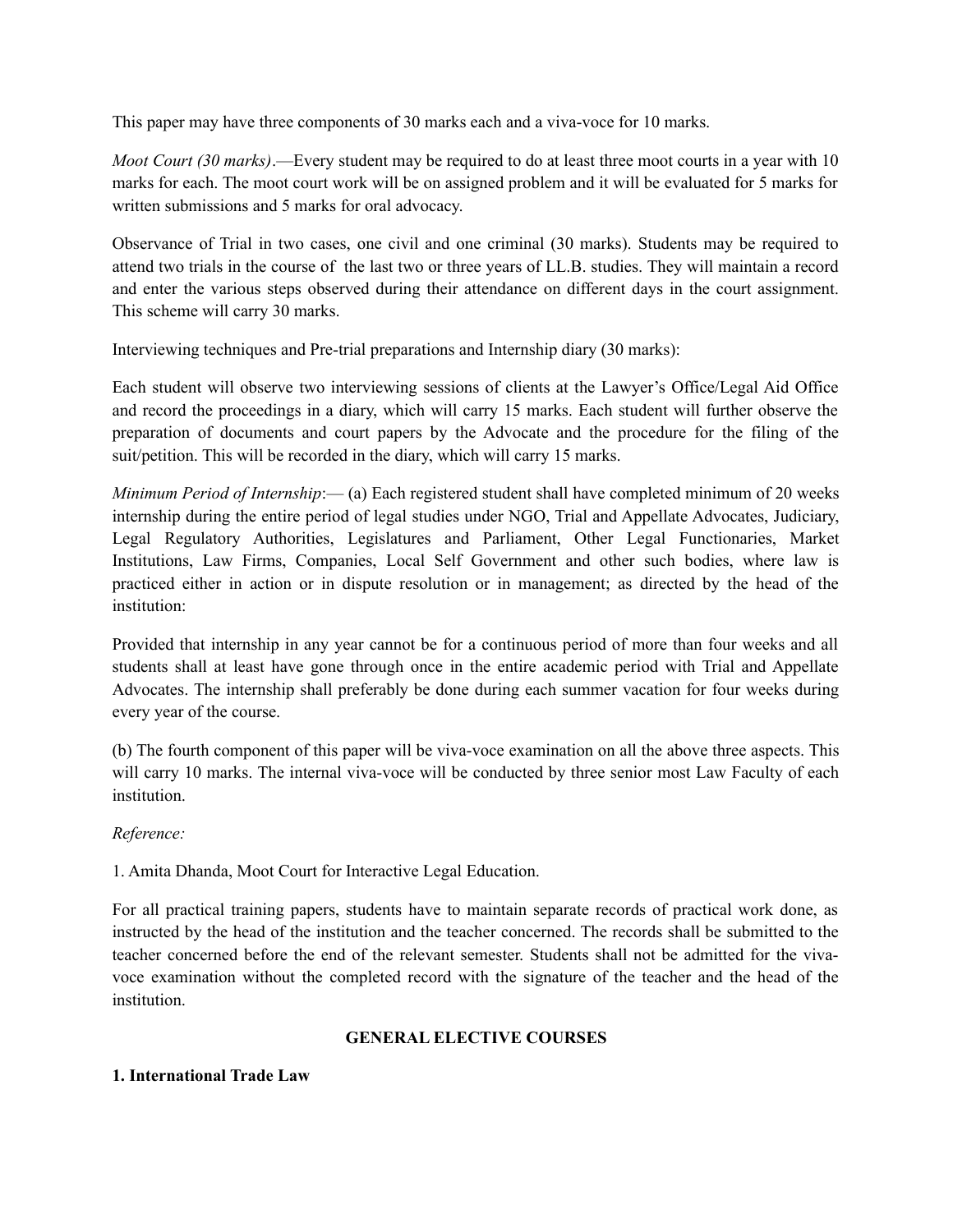This paper may have three components of 30 marks each and a viva-voce for 10 marks.

*Moot Court (30 marks)*.—Every student may be required to do at least three moot courts in a year with 10 marks for each. The moot court work will be on assigned problem and it will be evaluated for 5 marks for written submissions and 5 marks for oral advocacy.

Observance of Trial in two cases, one civil and one criminal (30 marks). Students may be required to attend two trials in the course of the last two or three years of LL.B. studies. They will maintain a record and enter the various steps observed during their attendance on different days in the court assignment. This scheme will carry 30 marks.

Interviewing techniques and Pre-trial preparations and Internship diary (30 marks):

Each student will observe two interviewing sessions of clients at the Lawyer's Office/Legal Aid Office and record the proceedings in a diary, which will carry 15 marks. Each student will further observe the preparation of documents and court papers by the Advocate and the procedure for the filing of the suit/petition. This will be recorded in the diary, which will carry 15 marks.

*Minimum Period of Internship*:— (a) Each registered student shall have completed minimum of 20 weeks internship during the entire period of legal studies under NGO, Trial and Appellate Advocates, Judiciary, Legal Regulatory Authorities, Legislatures and Parliament, Other Legal Functionaries, Market Institutions, Law Firms, Companies, Local Self Government and other such bodies, where law is practiced either in action or in dispute resolution or in management; as directed by the head of the institution:

Provided that internship in any year cannot be for a continuous period of more than four weeks and all students shall at least have gone through once in the entire academic period with Trial and Appellate Advocates. The internship shall preferably be done during each summer vacation for four weeks during every year of the course.

(b) The fourth component of this paper will be viva-voce examination on all the above three aspects. This will carry 10 marks. The internal viva-voce will be conducted by three senior most Law Faculty of each institution.

*Reference:*

1. Amita Dhanda, Moot Court for Interactive Legal Education.

For all practical training papers, students have to maintain separate records of practical work done, as instructed by the head of the institution and the teacher concerned. The records shall be submitted to the teacher concerned before the end of the relevant semester. Students shall not be admitted for the viva-voce examination without the completed record with the signature of the teacher and the head of the institution.

## GENERAL ELECTIVE COURSES

### 1. International Trade Law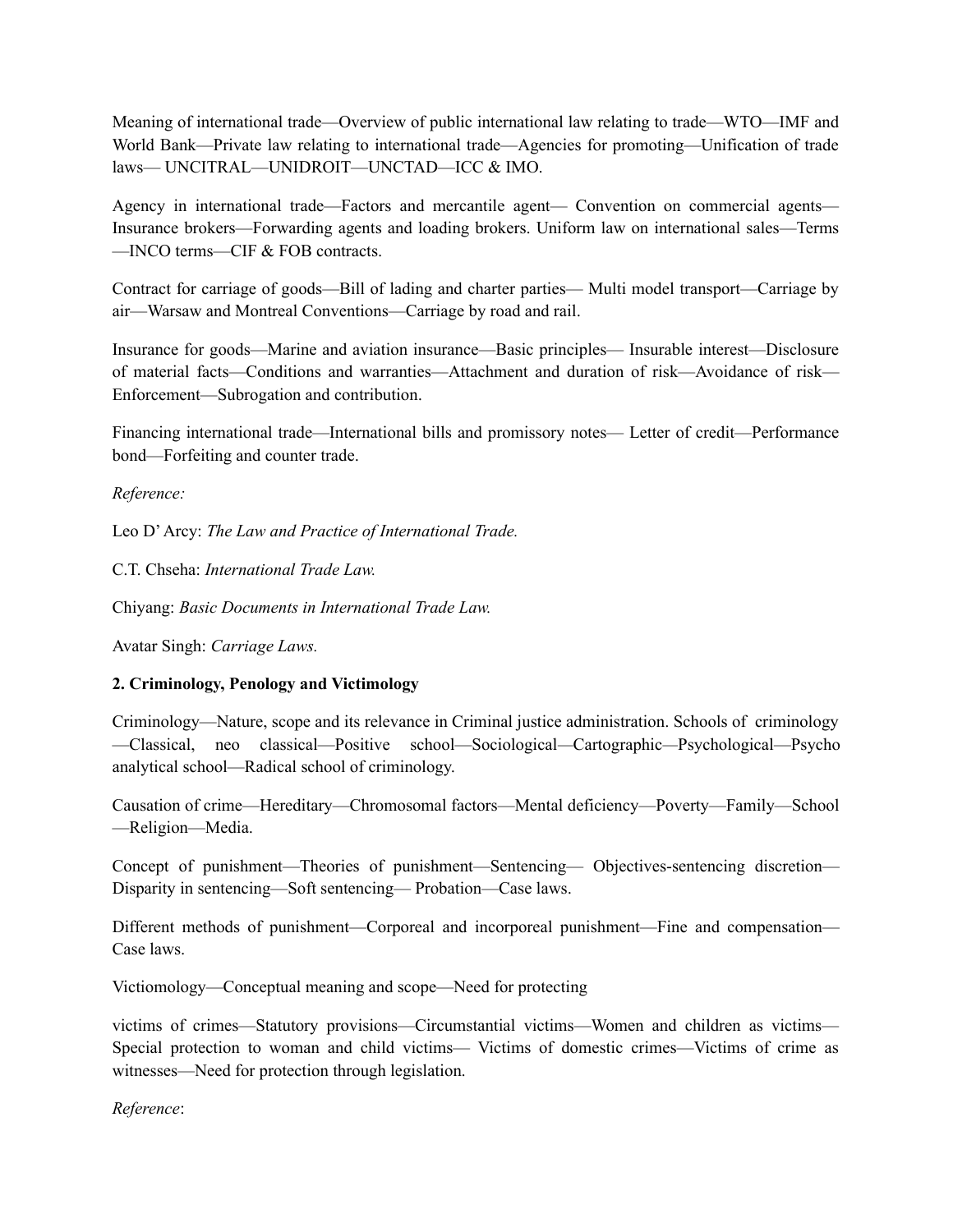Meaning of international trade—Overview of public international law relating to trade—WTO—IMF and World Bank—Private law relating to international trade—Agencies for promoting—Unification of trade laws— UNCITRAL—UNIDROIT—UNCTAD—ICC & IMO.

Agency in international trade—Factors and mercantile agent— Convention on commercial agents—Insurance brokers—Forwarding agents and loading brokers. Uniform law on international sales—Terms—INCO terms—CIF & FOB contracts.

Contract for carriage of goods—Bill of lading and charter parties— Multi model transport—Carriage by air—Warsaw and Montreal Conventions—Carriage by road and rail.

Insurance for goods—Marine and aviation insurance—Basic principles— Insurable interest—Disclosure of material facts—Conditions and warranties—Attachment and duration of risk—Avoidance of risk—Enforcement—Subrogation and contribution.

Financing international trade—International bills and promissory notes— Letter of credit—Performance bond—Forfeiting and counter trade.

*Reference:*

Leo D' Arcy: *The Law and Practice of International Trade.*

C.T. Chseha: *International Trade Law.*

Chiyang: *Basic Documents in International Trade Law.*

Avatar Singh: *Carriage Laws.*

**2. Criminology, Penology and Victimology**

Criminology—Nature, scope and its relevance in Criminal justice administration. Schools of criminology—Classical, neo classical—Positive school—Sociological—Cartographic—Psychological—Psycho analytical school—Radical school of criminology.

Causation of crime—Hereditary—Chromosomal factors—Mental deficiency—Poverty—Family—School—Religion—Media.

Concept of punishment—Theories of punishment—Sentencing— Objectives-sentencing discretion—Disparity in sentencing—Soft sentencing— Probation—Case laws.

Different methods of punishment—Corporeal and incorporeal punishment—Fine and compensation—Case laws.

Victiomology—Conceptual meaning and scope—Need for protecting

victims of crimes—Statutory provisions—Circumstantial victims—Women and children as victims—Special protection to woman and child victims— Victims of domestic crimes—Victims of crime as witnesses—Need for protection through legislation.

*Reference*: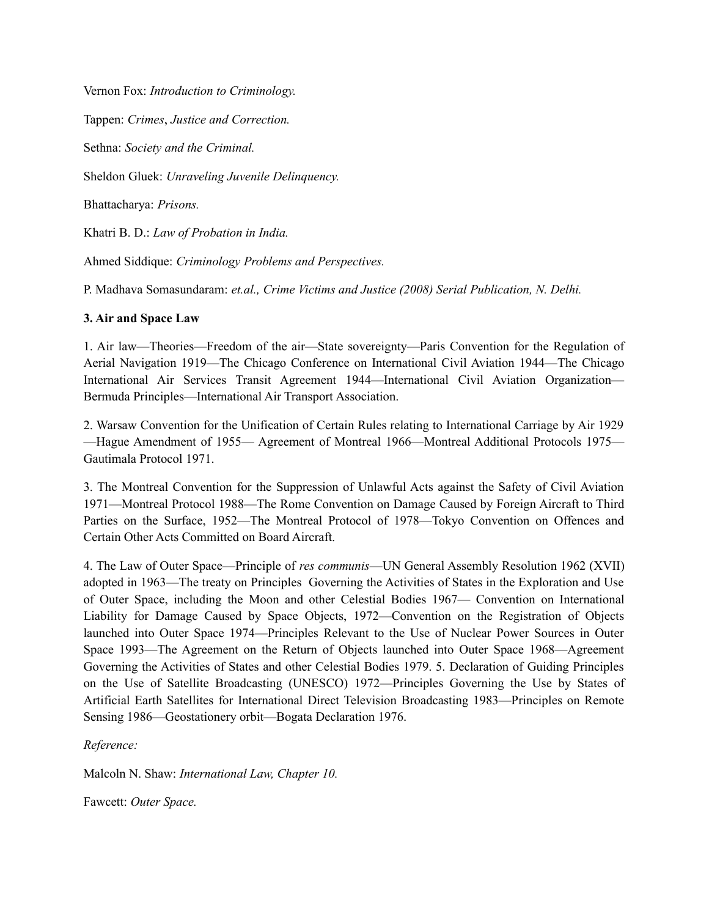Vernon Fox: *Introduction to Criminology.*

Tappen: *Crimes*, *Justice and Correction.*

Sethna: *Society and the Criminal.*

Sheldon Gluek: *Unraveling Juvenile Delinquency.*

Bhattacharya: *Prisons.*

Khatri B. D.: *Law of Probation in India.*

Ahmed Siddique: *Criminology Problems and Perspectives.*

P. Madhava Somasundaram: *et.al., Crime Victims and Justice (2008) Serial Publication, N. Delhi.*

**3. Air and Space Law**

1. Air law—Theories—Freedom of the air—State sovereignty—Paris Convention for the Regulation of Aerial Navigation 1919—The Chicago Conference on International Civil Aviation 1944—The Chicago International Air Services Transit Agreement 1944—International Civil Aviation Organization—Bermuda Principles—International Air Transport Association.

2. Warsaw Convention for the Unification of Certain Rules relating to International Carriage by Air 1929—Hague Amendment of 1955— Agreement of Montreal 1966—Montreal Additional Protocols 1975—Gautimala Protocol 1971.

3. The Montreal Convention for the Suppression of Unlawful Acts against the Safety of Civil Aviation 1971—Montreal Protocol 1988—The Rome Convention on Damage Caused by Foreign Aircraft to Third Parties on the Surface, 1952—The Montreal Protocol of 1978—Tokyo Convention on Offences and Certain Other Acts Committed on Board Aircraft.

4. The Law of Outer Space—Principle of *res communis*—UN General Assembly Resolution 1962 (XVII) adopted in 1963—The treaty on Principles Governing the Activities of States in the Exploration and Use of Outer Space, including the Moon and other Celestial Bodies 1967— Convention on International Liability for Damage Caused by Space Objects, 1972—Convention on the Registration of Objects launched into Outer Space 1974—Principles Relevant to the Use of Nuclear Power Sources in Outer Space 1993—The Agreement on the Return of Objects launched into Outer Space 1968—Agreement Governing the Activities of States and other Celestial Bodies 1979. 5. Declaration of Guiding Principles on the Use of Satellite Broadcasting (UNESCO) 1972—Principles Governing the Use by States of Artificial Earth Satellites for International Direct Television Broadcasting 1983—Principles on Remote Sensing 1986—Geostationery orbit—Bogata Declaration 1976.

*Reference:*

Malcoln N. Shaw: *International Law, Chapter 10.*

Fawcett: *Outer Space.*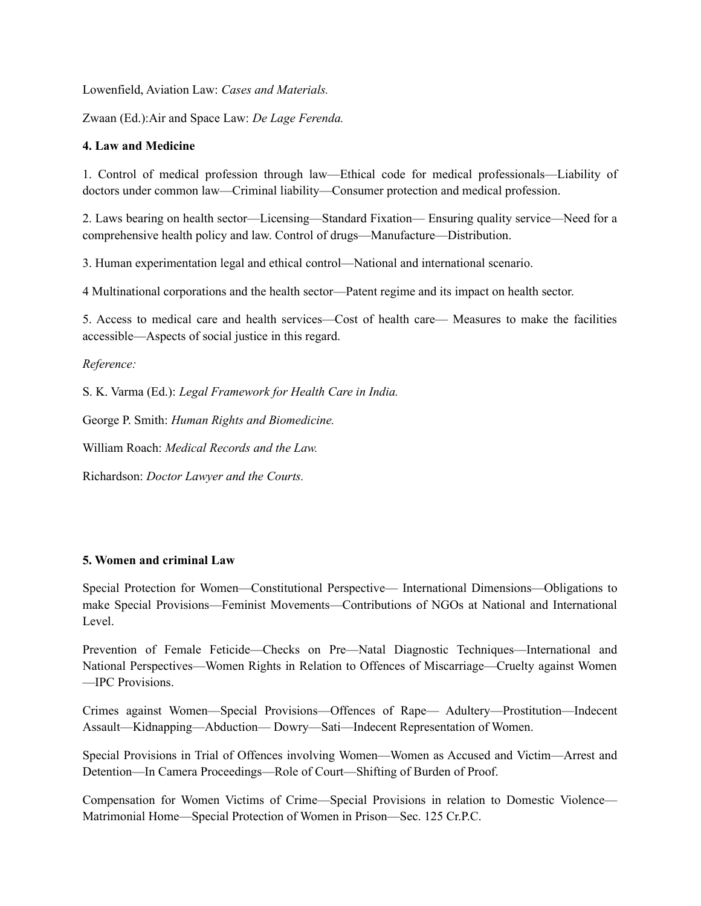Lowenfield, Aviation Law: *Cases and Materials.*

Zwaan (Ed.):Air and Space Law: *De Lage Ferenda.*

**4. Law and Medicine**

1. Control of medical profession through law—Ethical code for medical professionals—Liability of doctors under common law—Criminal liability—Consumer protection and medical profession.

2. Laws bearing on health sector—Licensing—Standard Fixation— Ensuring quality service—Need for a comprehensive health policy and law. Control of drugs—Manufacture—Distribution.

3. Human experimentation legal and ethical control—National and international scenario.

4 Multinational corporations and the health sector—Patent regime and its impact on health sector.

5. Access to medical care and health services—Cost of health care— Measures to make the facilities accessible—Aspects of social justice in this regard.

*Reference:*

S. K. Varma (Ed.): *Legal Framework for Health Care in India.*

George P. Smith: *Human Rights and Biomedicine.*

William Roach: *Medical Records and the Law.*

Richardson: *Doctor Lawyer and the Courts.*

**5. Women and criminal Law**

Special Protection for Women—Constitutional Perspective— International Dimensions—Obligations to make Special Provisions—Feminist Movements—Contributions of NGOs at National and International Level.

Prevention of Female Feticide—Checks on Pre—Natal Diagnostic Techniques—International and National Perspectives—Women Rights in Relation to Offences of Miscarriage—Cruelty against Women—IPC Provisions.

Crimes against Women—Special Provisions—Offences of Rape— Adultery—Prostitution—Indecent Assault—Kidnapping—Abduction— Dowry—Sati—Indecent Representation of Women.

Special Provisions in Trial of Offences involving Women—Women as Accused and Victim—Arrest and Detention—In Camera Proceedings—Role of Court—Shifting of Burden of Proof.

Compensation for Women Victims of Crime—Special Provisions in relation to Domestic Violence—Matrimonial Home—Special Protection of Women in Prison—Sec. 125 Cr.P.C.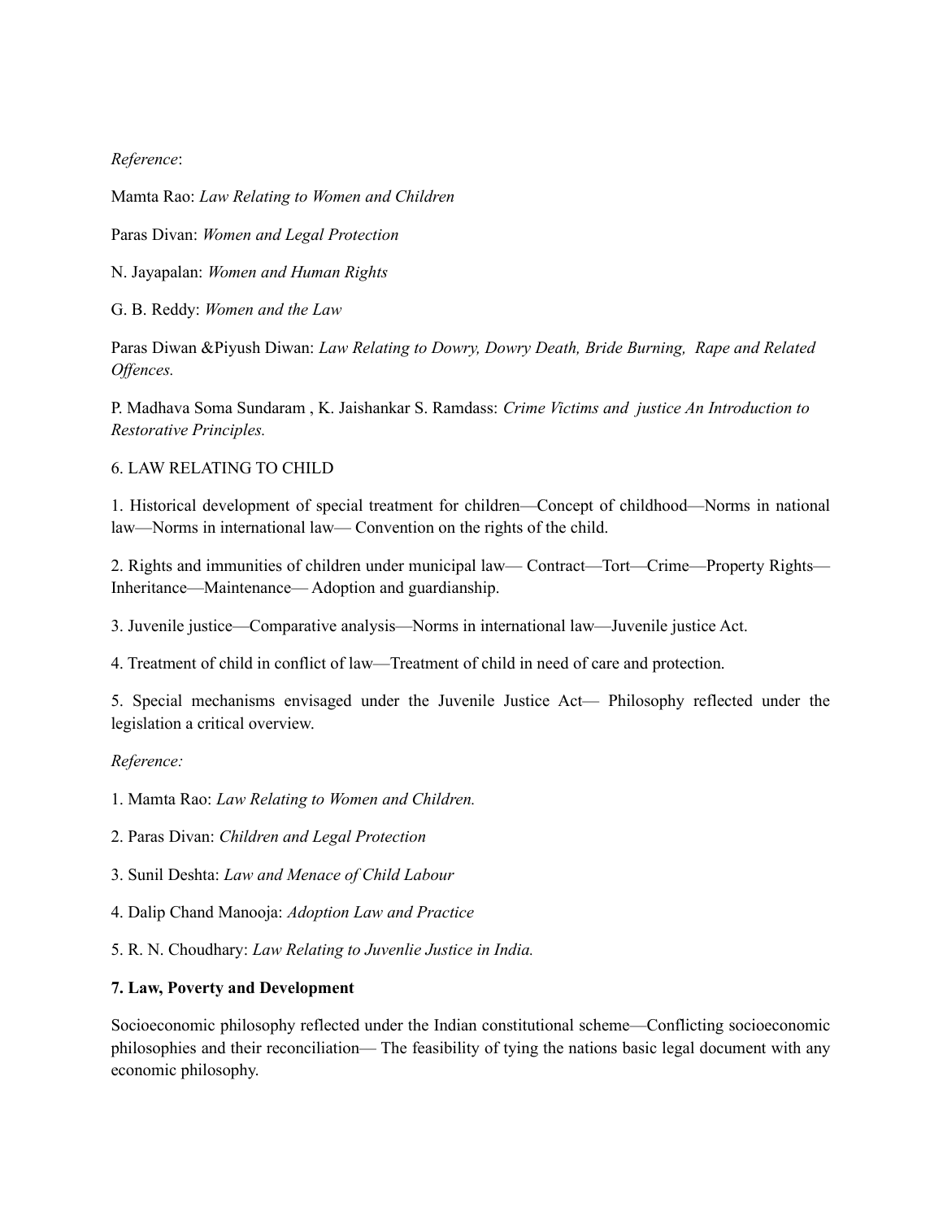*Reference*:

Mamta Rao: *Law Relating to Women and Children*

Paras Divan: *Women and Legal Protection*

N. Jayapalan: *Women and Human Rights*

G. B. Reddy: *Women and the Law*

Paras Diwan &Piyush Diwan: *Law Relating to Dowry, Dowry Death, Bride Burning, Rape and Related Offences.*

P. Madhava Soma Sundaram , K. Jaishankar S. Ramdass: *Crime Victims and justice An Introduction to Restorative Principles.*

6. LAW RELATING TO CHILD

1. Historical development of special treatment for children—Concept of childhood—Norms in national law—Norms in international law— Convention on the rights of the child.

2. Rights and immunities of children under municipal law— Contract—Tort—Crime—Property Rights—Inheritance—Maintenance— Adoption and guardianship.

3. Juvenile justice—Comparative analysis—Norms in international law—Juvenile justice Act.

4. Treatment of child in conflict of law—Treatment of child in need of care and protection.

5. Special mechanisms envisaged under the Juvenile Justice Act— Philosophy reflected under the legislation a critical overview.

*Reference:*

1. Mamta Rao: *Law Relating to Women and Children.*
2. Paras Divan: *Children and Legal Protection*
3. Sunil Deshta: *Law and Menace of Child Labour*
4. Dalip Chand Manooja: *Adoption Law and Practice*
5. R. N. Choudhary: *Law Relating to Juvenlie Justice in India.*

**7. Law, Poverty and Development**

Socioeconomic philosophy reflected under the Indian constitutional scheme—Conflicting socioeconomic philosophies and their reconciliation— The feasibility of tying the nations basic legal document with any economic philosophy.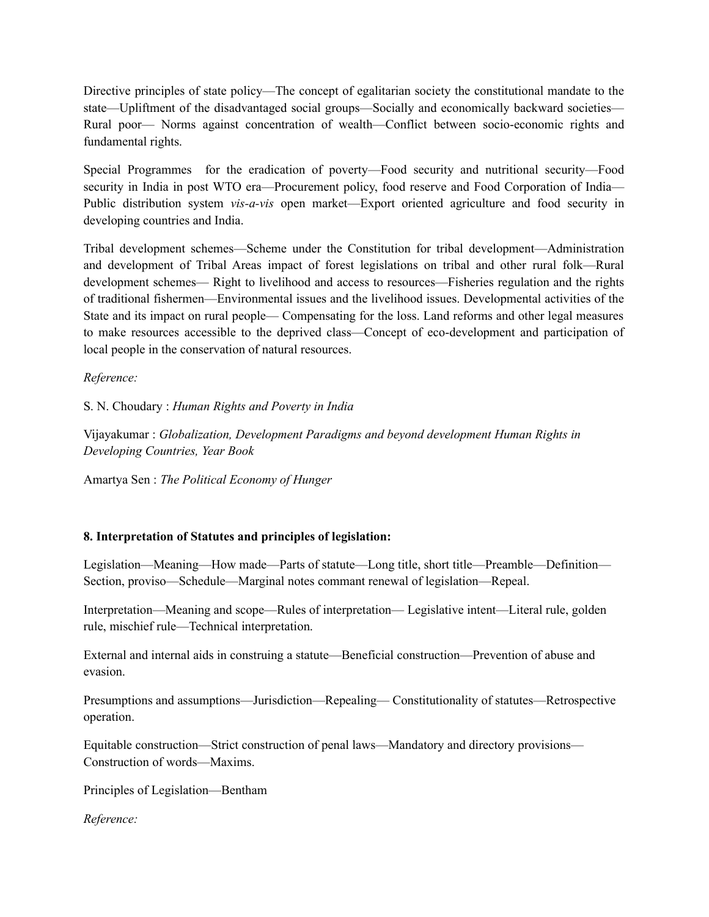Directive principles of state policy—The concept of egalitarian society the constitutional mandate to the state—Upliftment of the disadvantaged social groups—Socially and economically backward societies—Rural poor— Norms against concentration of wealth—Conflict between socio-economic rights and fundamental rights.

Special Programmes for the eradication of poverty—Food security and nutritional security—Food security in India in post WTO era—Procurement policy, food reserve and Food Corporation of India—Public distribution system *vis-a-vis* open market—Export oriented agriculture and food security in developing countries and India.

Tribal development schemes—Scheme under the Constitution for tribal development—Administration and development of Tribal Areas impact of forest legislations on tribal and other rural folk—Rural development schemes— Right to livelihood and access to resources—Fisheries regulation and the rights of traditional fishermen—Environmental issues and the livelihood issues. Developmental activities of the State and its impact on rural people— Compensating for the loss. Land reforms and other legal measures to make resources accessible to the deprived class—Concept of eco-development and participation of local people in the conservation of natural resources.

*Reference:*

S. N. Choudary : *Human Rights and Poverty in India*

Vijayakumar : *Globalization, Development Paradigms and beyond development Human Rights in Developing Countries, Year Book*

Amartya Sen : *The Political Economy of Hunger*

**8. Interpretation of Statutes and principles of legislation:**

Legislation—Meaning—How made—Parts of statute—Long title, short title—Preamble—Definition—Section, proviso—Schedule—Marginal notes commant renewal of legislation—Repeal.

Interpretation—Meaning and scope—Rules of interpretation— Legislative intent—Literal rule, golden rule, mischief rule—Technical interpretation.

External and internal aids in construing a statute—Beneficial construction—Prevention of abuse and evasion.

Presumptions and assumptions—Jurisdiction—Repealing— Constitutionality of statutes—Retrospective operation.

Equitable construction—Strict construction of penal laws—Mandatory and directory provisions—Construction of words—Maxims.

Principles of Legislation—Bentham

*Reference:*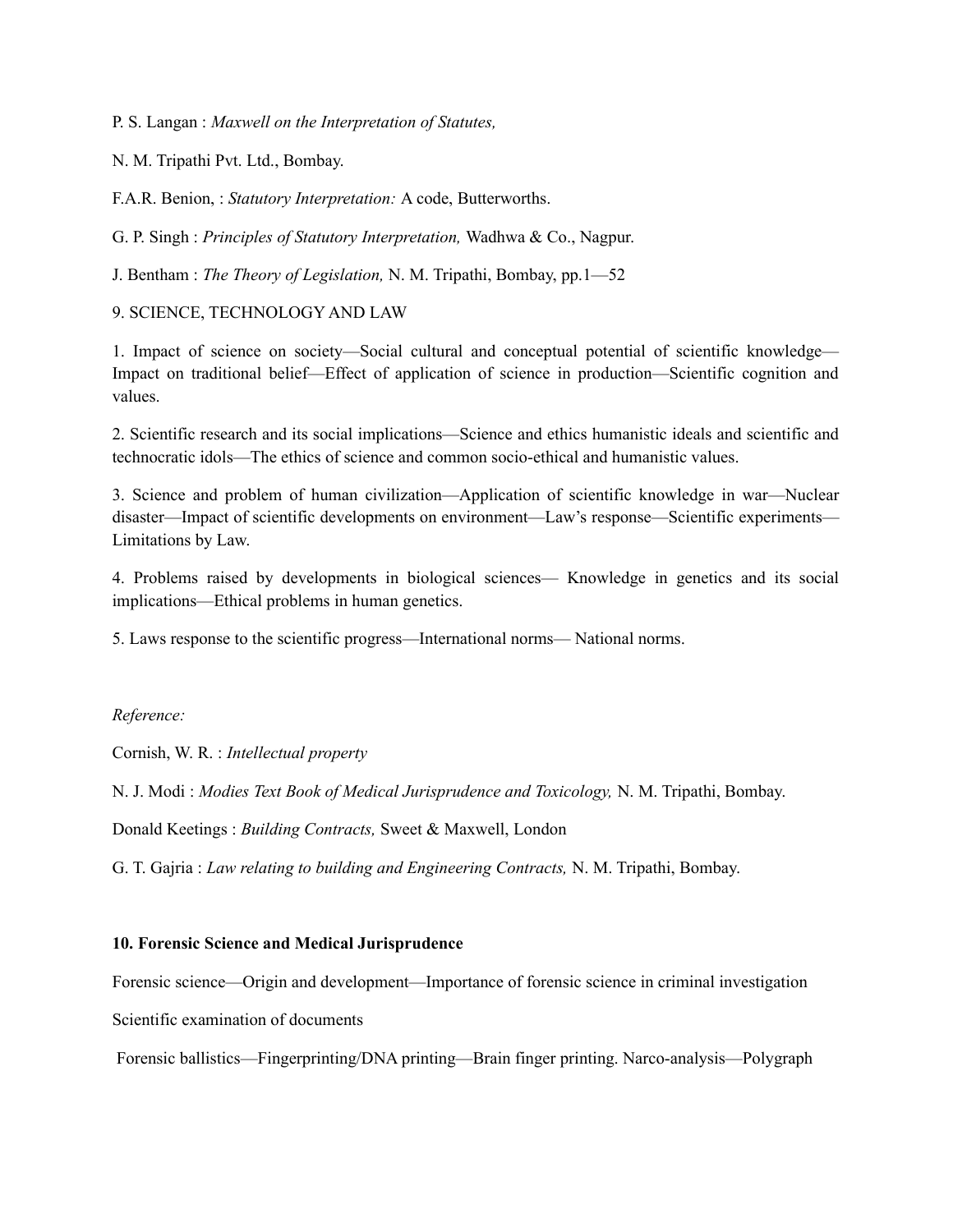P. S. Langan : *Maxwell on the Interpretation of Statutes,*

N. M. Tripathi Pvt. Ltd., Bombay.

F.A.R. Benion, : *Statutory Interpretation:* A code, Butterworths.

G. P. Singh : *Principles of Statutory Interpretation,* Wadhwa & Co., Nagpur.

J. Bentham : *The Theory of Legislation,* N. M. Tripathi, Bombay, pp.1—52

9. SCIENCE, TECHNOLOGY AND LAW

1. Impact of science on society—Social cultural and conceptual potential of scientific knowledge—Impact on traditional belief—Effect of application of science in production—Scientific cognition and values.

2. Scientific research and its social implications—Science and ethics humanistic ideals and scientific and technocratic idols—The ethics of science and common socio-ethical and humanistic values.

3. Science and problem of human civilization—Application of scientific knowledge in war—Nuclear disaster—Impact of scientific developments on environment—Law's response—Scientific experiments—Limitations by Law.

4. Problems raised by developments in biological sciences— Knowledge in genetics and its social implications—Ethical problems in human genetics.

5. Laws response to the scientific progress—International norms— National norms.

*Reference:*

Cornish, W. R. : *Intellectual property*

N. J. Modi : *Modies Text Book of Medical Jurisprudence and Toxicology,* N. M. Tripathi, Bombay.

Donald Keetings : *Building Contracts,* Sweet & Maxwell, London

G. T. Gajria : *Law relating to building and Engineering Contracts,* N. M. Tripathi, Bombay.

**10. Forensic Science and Medical Jurisprudence**

Forensic science—Origin and development—Importance of forensic science in criminal investigation

Scientific examination of documents

Forensic ballistics—Fingerprinting/DNA printing—Brain finger printing. Narco-analysis—Polygraph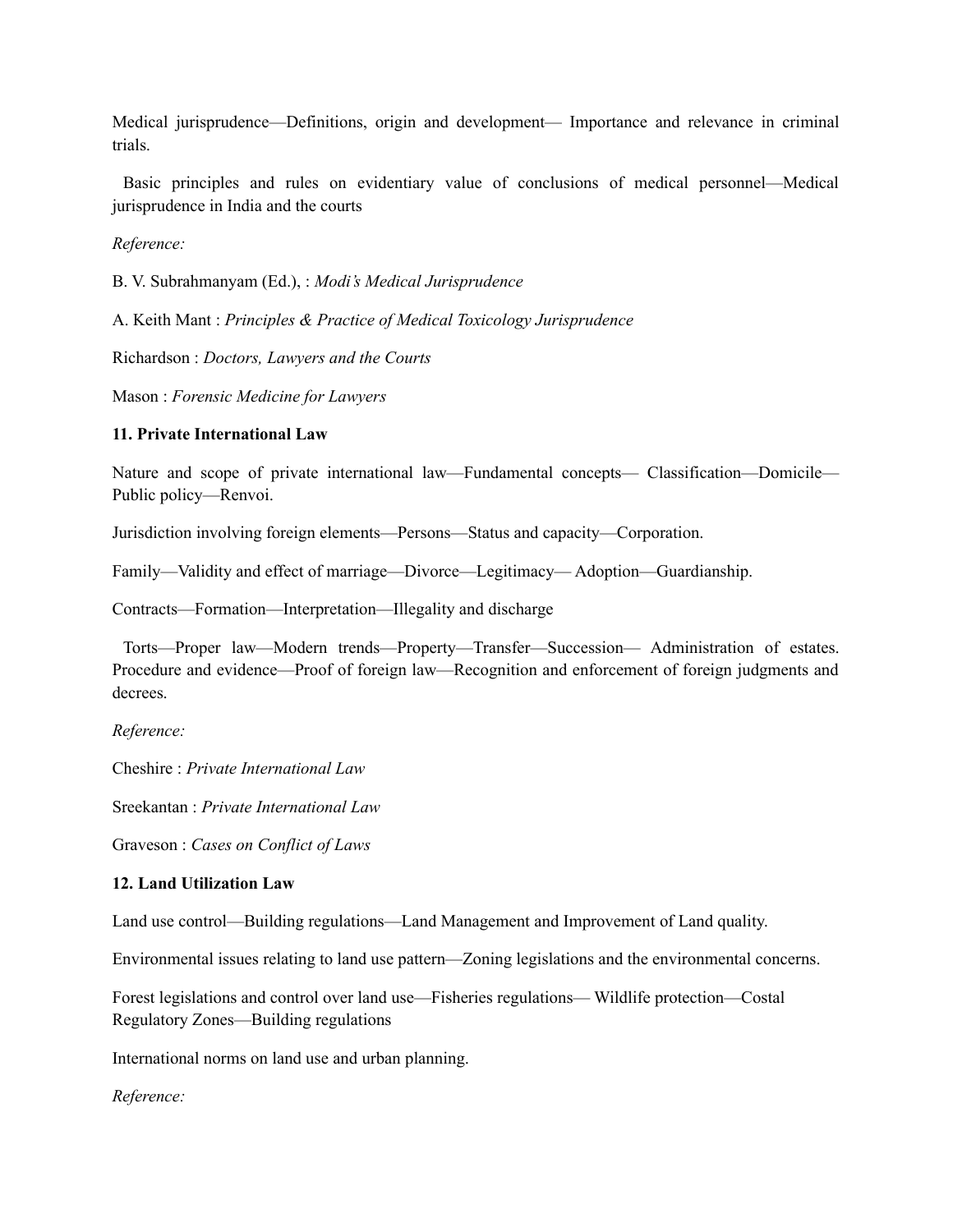Medical jurisprudence—Definitions, origin and development— Importance and relevance in criminal trials.

Basic principles and rules on evidentiary value of conclusions of medical personnel—Medical jurisprudence in India and the courts

*Reference:*

B. V. Subrahmanyam (Ed.), : *Modi's Medical Jurisprudence*

A. Keith Mant : *Principles & Practice of Medical Toxicology Jurisprudence*

Richardson : *Doctors, Lawyers and the Courts*

Mason : *Forensic Medicine for Lawyers*

**11. Private International Law**

Nature and scope of private international law—Fundamental concepts— Classification—Domicile—Public policy—Renvoi.

Jurisdiction involving foreign elements—Persons—Status and capacity—Corporation.

Family—Validity and effect of marriage—Divorce—Legitimacy— Adoption—Guardianship.

Contracts—Formation—Interpretation—Illegality and discharge

Torts—Proper law—Modern trends—Property—Transfer—Succession— Administration of estates. Procedure and evidence—Proof of foreign law—Recognition and enforcement of foreign judgments and decrees.

*Reference:*

Cheshire : *Private International Law*

Sreekantan : *Private International Law*

Graveson : *Cases on Conflict of Laws*

**12. Land Utilization Law**

Land use control—Building regulations—Land Management and Improvement of Land quality.

Environmental issues relating to land use pattern—Zoning legislations and the environmental concerns.

Forest legislations and control over land use—Fisheries regulations— Wildlife protection—Costal Regulatory Zones—Building regulations

International norms on land use and urban planning.

*Reference:*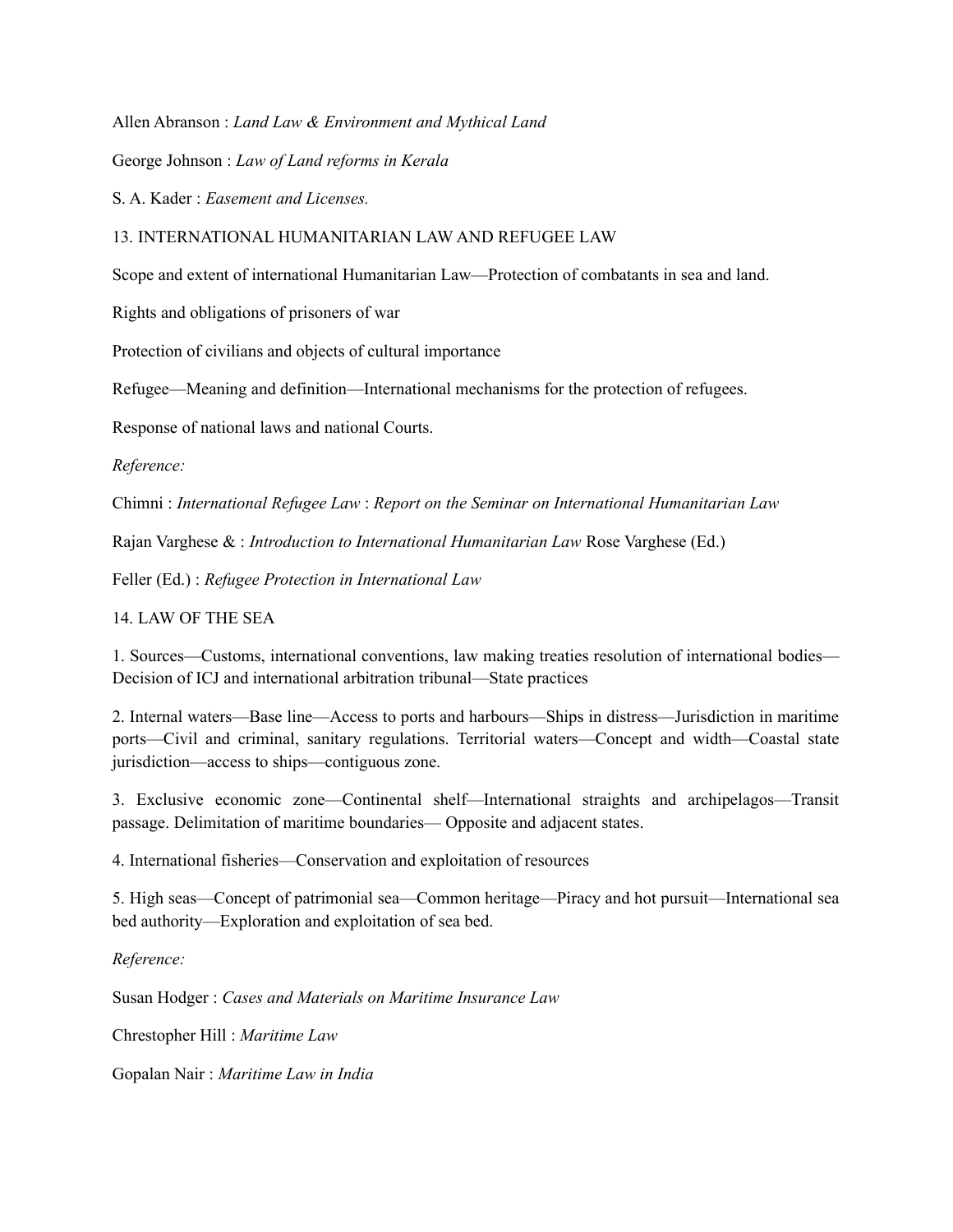Allen Abranson : *Land Law & Environment and Mythical Land*

George Johnson : *Law of Land reforms in Kerala*

S. A. Kader : *Easement and Licenses.*

## 13. INTERNATIONAL HUMANITARIAN LAW AND REFUGEE LAW

Scope and extent of international Humanitarian Law—Protection of combatants in sea and land.

Rights and obligations of prisoners of war

Protection of civilians and objects of cultural importance

Refugee—Meaning and definition—International mechanisms for the protection of refugees.

Response of national laws and national Courts.

*Reference:*

Chimni : *International Refugee Law* : *Report on the Seminar on International Humanitarian Law*

Rajan Varghese & : *Introduction to International Humanitarian Law* Rose Varghese (Ed.)

Feller (Ed.) : *Refugee Protection in International Law*

## 14. LAW OF THE SEA

1. Sources—Customs, international conventions, law making treaties resolution of international bodies—Decision of ICJ and international arbitration tribunal—State practices

2. Internal waters—Base line—Access to ports and harbours—Ships in distress—Jurisdiction in maritime ports—Civil and criminal, sanitary regulations. Territorial waters—Concept and width—Coastal state jurisdiction—access to ships—contiguous zone.

3. Exclusive economic zone—Continental shelf—International straights and archipelagos—Transit passage. Delimitation of maritime boundaries— Opposite and adjacent states.

4. International fisheries—Conservation and exploitation of resources

5. High seas—Concept of patrimonial sea—Common heritage—Piracy and hot pursuit—International sea bed authority—Exploration and exploitation of sea bed.

*Reference:*

Susan Hodger : *Cases and Materials on Maritime Insurance Law*

Chrestopher Hill : *Maritime Law*

Gopalan Nair : *Maritime Law in India*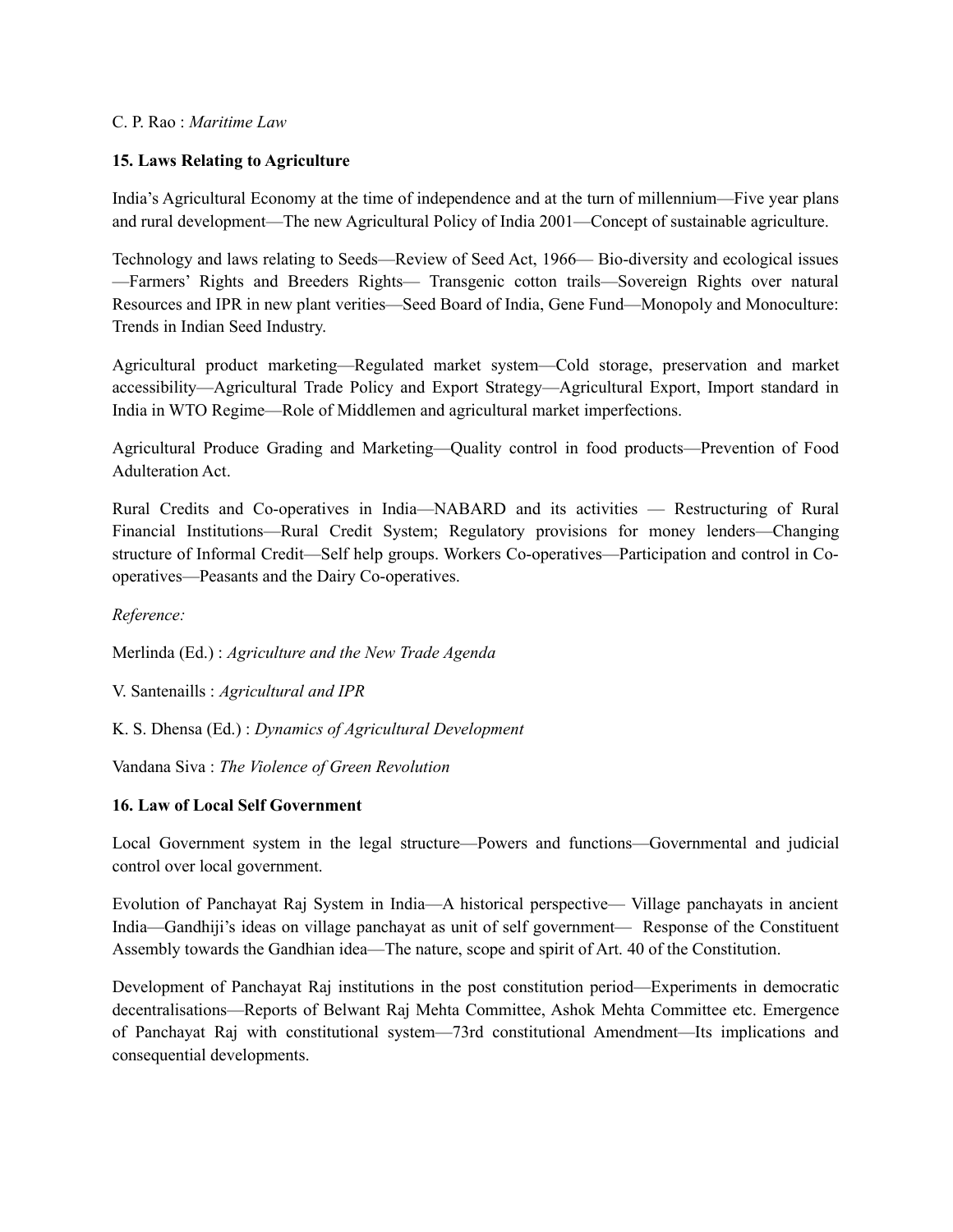C. P. Rao : *Maritime Law*

**15. Laws Relating to Agriculture**

India's Agricultural Economy at the time of independence and at the turn of millennium—Five year plans and rural development—The new Agricultural Policy of India 2001—Concept of sustainable agriculture.

Technology and laws relating to Seeds—Review of Seed Act, 1966— Bio-diversity and ecological issues —Farmers' Rights and Breeders Rights— Transgenic cotton trails—Sovereign Rights over natural Resources and IPR in new plant verities—Seed Board of India, Gene Fund—Monopoly and Monoculture: Trends in Indian Seed Industry.

Agricultural product marketing—Regulated market system—Cold storage, preservation and market accessibility—Agricultural Trade Policy and Export Strategy—Agricultural Export, Import standard in India in WTO Regime—Role of Middlemen and agricultural market imperfections.

Agricultural Produce Grading and Marketing—Quality control in food products—Prevention of Food Adulteration Act.

Rural Credits and Co-operatives in India—NABARD and its activities — Restructuring of Rural Financial Institutions—Rural Credit System; Regulatory provisions for money lenders—Changing structure of Informal Credit—Self help groups. Workers Co-operatives—Participation and control in Co-operatives—Peasants and the Dairy Co-operatives.

*Reference:*

Merlinda (Ed.) : *Agriculture and the New Trade Agenda*

V. Santenaills : *Agricultural and IPR*

K. S. Dhensa (Ed.) : *Dynamics of Agricultural Development*

Vandana Siva : *The Violence of Green Revolution*

**16. Law of Local Self Government**

Local Government system in the legal structure—Powers and functions—Governmental and judicial control over local government.

Evolution of Panchayat Raj System in India—A historical perspective— Village panchayats in ancient India—Gandhiji's ideas on village panchayat as unit of self government— Response of the Constituent Assembly towards the Gandhian idea—The nature, scope and spirit of Art. 40 of the Constitution.

Development of Panchayat Raj institutions in the post constitution period—Experiments in democratic decentralisations—Reports of Belwant Raj Mehta Committee, Ashok Mehta Committee etc. Emergence of Panchayat Raj with constitutional system—73rd constitutional Amendment—Its implications and consequential developments.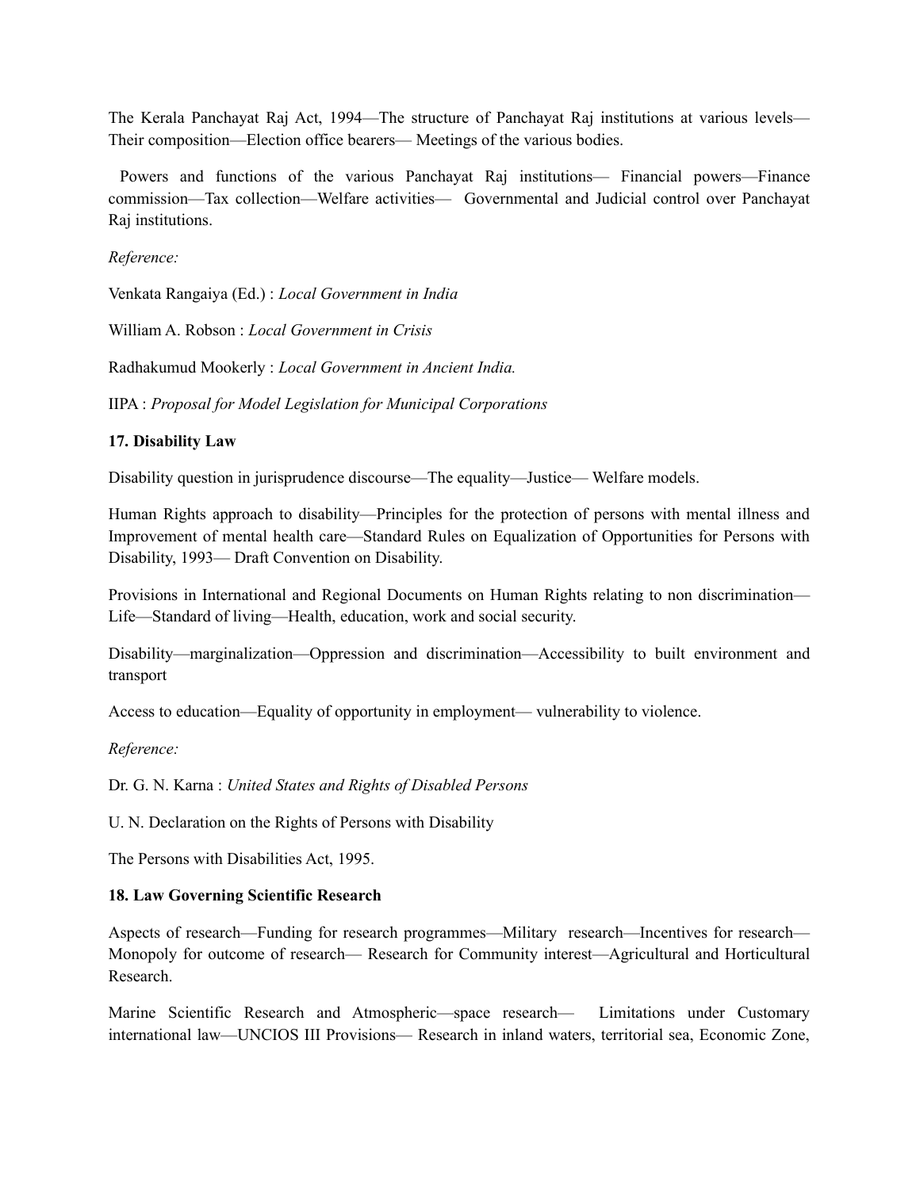The Kerala Panchayat Raj Act, 1994—The structure of Panchayat Raj institutions at various levels—Their composition—Election office bearers— Meetings of the various bodies.

Powers and functions of the various Panchayat Raj institutions— Financial powers—Finance commission—Tax collection—Welfare activities— Governmental and Judicial control over Panchayat Raj institutions.

*Reference:*

Venkata Rangaiya (Ed.) : *Local Government in India*

William A. Robson : *Local Government in Crisis*

Radhakumud Mookerly : *Local Government in Ancient India.*

IIPA : *Proposal for Model Legislation for Municipal Corporations*

**17. Disability Law**

Disability question in jurisprudence discourse—The equality—Justice— Welfare models.

Human Rights approach to disability—Principles for the protection of persons with mental illness and Improvement of mental health care—Standard Rules on Equalization of Opportunities for Persons with Disability, 1993— Draft Convention on Disability.

Provisions in International and Regional Documents on Human Rights relating to non discrimination—Life—Standard of living—Health, education, work and social security.

Disability—marginalization—Oppression and discrimination—Accessibility to built environment and transport

Access to education—Equality of opportunity in employment— vulnerability to violence.

*Reference:*

Dr. G. N. Karna : *United States and Rights of Disabled Persons*

U. N. Declaration on the Rights of Persons with Disability

The Persons with Disabilities Act, 1995.

**18. Law Governing Scientific Research**

Aspects of research—Funding for research programmes—Military research—Incentives for research—Monopoly for outcome of research— Research for Community interest—Agricultural and Horticultural Research.

Marine Scientific Research and Atmospheric—space research— Limitations under Customary international law—UNCIOS III Provisions— Research in inland waters, territorial sea, Economic Zone,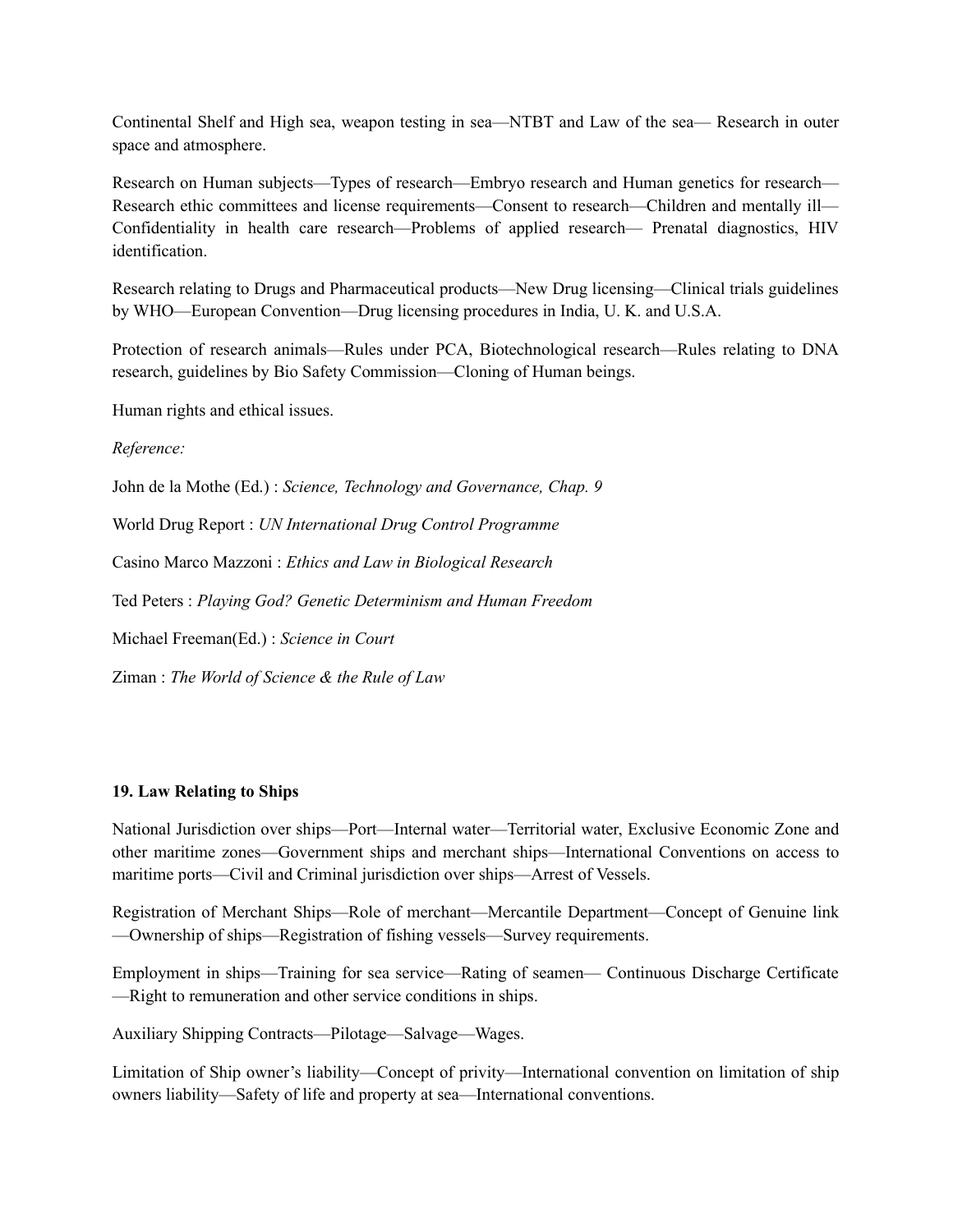Continental Shelf and High sea, weapon testing in sea—NTBT and Law of the sea— Research in outer space and atmosphere.

Research on Human subjects—Types of research—Embryo research and Human genetics for research—Research ethic committees and license requirements—Consent to research—Children and mentally ill—Confidentiality in health care research—Problems of applied research— Prenatal diagnostics, HIV identification.

Research relating to Drugs and Pharmaceutical products—New Drug licensing—Clinical trials guidelines by WHO—European Convention—Drug licensing procedures in India, U. K. and U.S.A.

Protection of research animals—Rules under PCA, Biotechnological research—Rules relating to DNA research, guidelines by Bio Safety Commission—Cloning of Human beings.

Human rights and ethical issues.

*Reference:*

John de la Mothe (Ed.) : *Science, Technology and Governance, Chap. 9*

World Drug Report : *UN International Drug Control Programme*

Casino Marco Mazzoni : *Ethics and Law in Biological Research*

Ted Peters : *Playing God? Genetic Determinism and Human Freedom*

Michael Freeman(Ed.) : *Science in Court*

Ziman : *The World of Science & the Rule of Law*

### 19. Law Relating to Ships

National Jurisdiction over ships—Port—Internal water—Territorial water, Exclusive Economic Zone and other maritime zones—Government ships and merchant ships—International Conventions on access to maritime ports—Civil and Criminal jurisdiction over ships—Arrest of Vessels.

Registration of Merchant Ships—Role of merchant—Mercantile Department—Concept of Genuine link—Ownership of ships—Registration of fishing vessels—Survey requirements.

Employment in ships—Training for sea service—Rating of seamen— Continuous Discharge Certificate—Right to remuneration and other service conditions in ships.

Auxiliary Shipping Contracts—Pilotage—Salvage—Wages.

Limitation of Ship owner's liability—Concept of privity—International convention on limitation of ship owners liability—Safety of life and property at sea—International conventions.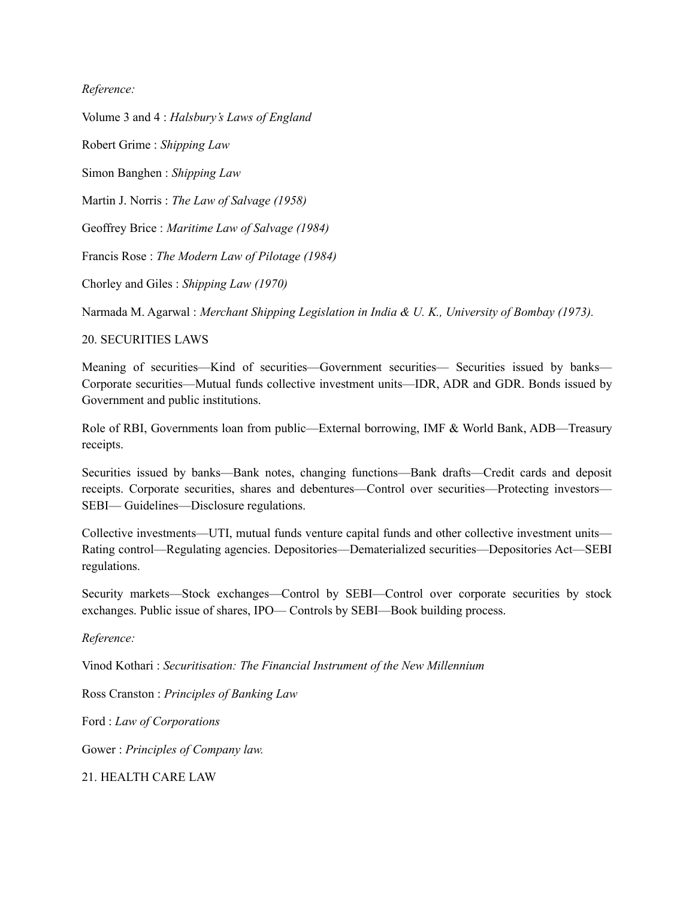*Reference:*

Volume 3 and 4 : *Halsbury's Laws of England*

Robert Grime : *Shipping Law*

Simon Banghen : *Shipping Law*

Martin J. Norris : *The Law of Salvage (1958)*

Geoffrey Brice : *Maritime Law of Salvage (1984)*

Francis Rose : *The Modern Law of Pilotage (1984)*

Chorley and Giles : *Shipping Law (1970)*

Narmada M. Agarwal : *Merchant Shipping Legislation in India & U. K., University of Bombay (1973).*

## 20. SECURITIES LAWS

Meaning of securities—Kind of securities—Government securities— Securities issued by banks—Corporate securities—Mutual funds collective investment units—IDR, ADR and GDR. Bonds issued by Government and public institutions.

Role of RBI, Governments loan from public—External borrowing, IMF & World Bank, ADB—Treasury receipts.

Securities issued by banks—Bank notes, changing functions—Bank drafts—Credit cards and deposit receipts. Corporate securities, shares and debentures—Control over securities—Protecting investors—SEBI— Guidelines—Disclosure regulations.

Collective investments—UTI, mutual funds venture capital funds and other collective investment units—Rating control—Regulating agencies. Depositories—Dematerialized securities—Depositories Act—SEBI regulations.

Security markets—Stock exchanges—Control by SEBI—Control over corporate securities by stock exchanges. Public issue of shares, IPO— Controls by SEBI—Book building process.

*Reference:*

Vinod Kothari : *Securitisation: The Financial Instrument of the New Millennium*

Ross Cranston : *Principles of Banking Law*

Ford : *Law of Corporations*

Gower : *Principles of Company law.*

## 21. HEALTH CARE LAW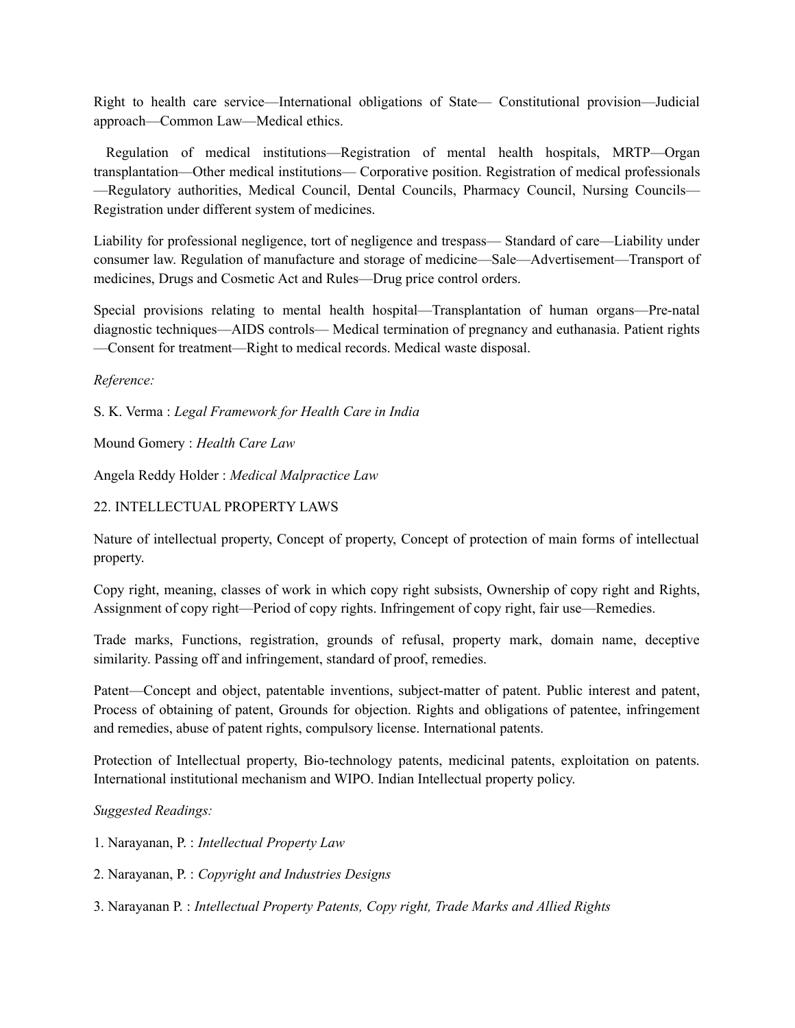Right to health care service—International obligations of State— Constitutional provision—Judicial approach—Common Law—Medical ethics.

Regulation of medical institutions—Registration of mental health hospitals, MRTP—Organ transplantation—Other medical institutions— Corporative position. Registration of medical professionals—Regulatory authorities, Medical Council, Dental Councils, Pharmacy Council, Nursing Councils—Registration under different system of medicines.

Liability for professional negligence, tort of negligence and trespass— Standard of care—Liability under consumer law. Regulation of manufacture and storage of medicine—Sale—Advertisement—Transport of medicines, Drugs and Cosmetic Act and Rules—Drug price control orders.

Special provisions relating to mental health hospital—Transplantation of human organs—Pre-natal diagnostic techniques—AIDS controls— Medical termination of pregnancy and euthanasia. Patient rights—Consent for treatment—Right to medical records. Medical waste disposal.

*Reference:*

S. K. Verma : *Legal Framework for Health Care in India*

Mound Gomery : *Health Care Law*

Angela Reddy Holder : *Medical Malpractice Law*

## 22. INTELLECTUAL PROPERTY LAWS

Nature of intellectual property, Concept of property, Concept of protection of main forms of intellectual property.

Copy right, meaning, classes of work in which copy right subsists, Ownership of copy right and Rights, Assignment of copy right—Period of copy rights. Infringement of copy right, fair use—Remedies.

Trade marks, Functions, registration, grounds of refusal, property mark, domain name, deceptive similarity. Passing off and infringement, standard of proof, remedies.

Patent—Concept and object, patentable inventions, subject-matter of patent. Public interest and patent, Process of obtaining of patent, Grounds for objection. Rights and obligations of patentee, infringement and remedies, abuse of patent rights, compulsory license. International patents.

Protection of Intellectual property, Bio-technology patents, medicinal patents, exploitation on patents. International institutional mechanism and WIPO. Indian Intellectual property policy.

*Suggested Readings:*

1. Narayanan, P. : *Intellectual Property Law*
2. Narayanan, P. : *Copyright and Industries Designs*
3. Narayanan P. : *Intellectual Property Patents, Copy right, Trade Marks and Allied Rights*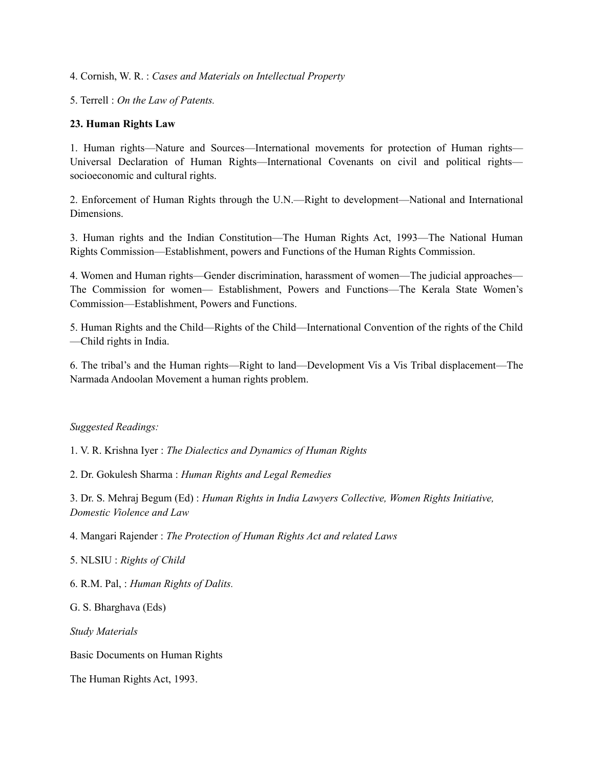4. Cornish, W. R. : *Cases and Materials on Intellectual Property*

5. Terrell : *On the Law of Patents.*

**23. Human Rights Law**

1. Human rights—Nature and Sources—International movements for protection of Human rights—Universal Declaration of Human Rights—International Covenants on civil and political rights—socioeconomic and cultural rights.

2. Enforcement of Human Rights through the U.N.—Right to development—National and International Dimensions.

3. Human rights and the Indian Constitution—The Human Rights Act, 1993—The National Human Rights Commission—Establishment, powers and Functions of the Human Rights Commission.

4. Women and Human rights—Gender discrimination, harassment of women—The judicial approaches—The Commission for women— Establishment, Powers and Functions—The Kerala State Women's Commission—Establishment, Powers and Functions.

5. Human Rights and the Child—Rights of the Child—International Convention of the rights of the Child—Child rights in India.

6. The tribal's and the Human rights—Right to land—Development Vis a Vis Tribal displacement—The Narmada Andoolan Movement a human rights problem.

*Suggested Readings:*

1. V. R. Krishna Iyer : *The Dialectics and Dynamics of Human Rights*

2. Dr. Gokulesh Sharma : *Human Rights and Legal Remedies*

3. Dr. S. Mehraj Begum (Ed) : *Human Rights in India Lawyers Collective, Women Rights Initiative, Domestic Violence and Law*

4. Mangari Rajender : *The Protection of Human Rights Act and related Laws*

5. NLSIU : *Rights of Child*

6. R.M. Pal, : *Human Rights of Dalits.*

G. S. Bharghava (Eds)

*Study Materials*

Basic Documents on Human Rights

The Human Rights Act, 1993.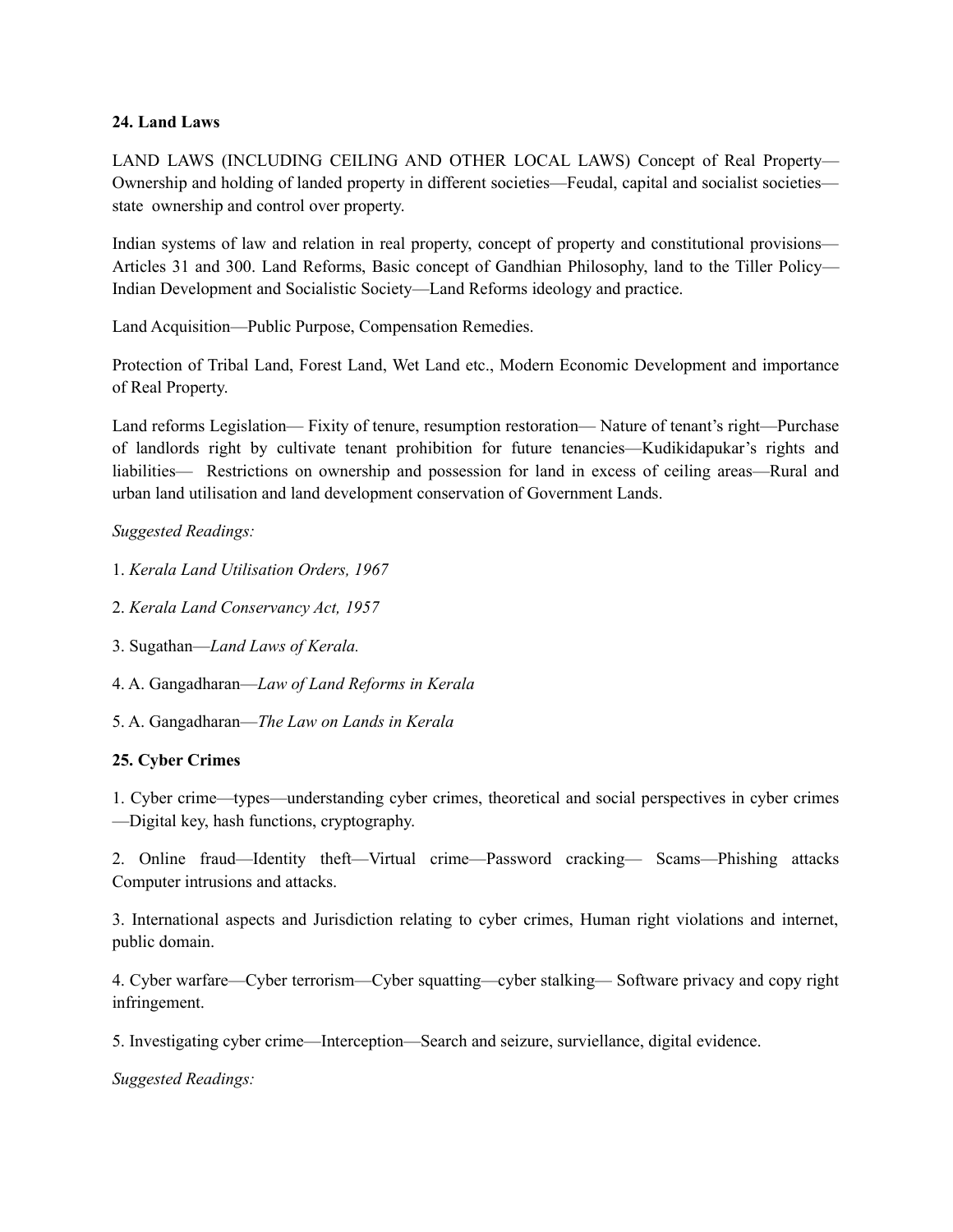**24. Land Laws**

LAND LAWS (INCLUDING CEILING AND OTHER LOCAL LAWS) Concept of Real Property—Ownership and holding of landed property in different societies—Feudal, capital and socialist societies—state ownership and control over property.

Indian systems of law and relation in real property, concept of property and constitutional provisions—Articles 31 and 300. Land Reforms, Basic concept of Gandhian Philosophy, land to the Tiller Policy—Indian Development and Socialistic Society—Land Reforms ideology and practice.

Land Acquisition—Public Purpose, Compensation Remedies.

Protection of Tribal Land, Forest Land, Wet Land etc., Modern Economic Development and importance of Real Property.

Land reforms Legislation— Fixity of tenure, resumption restoration— Nature of tenant's right—Purchase of landlords right by cultivate tenant prohibition for future tenancies—Kudikidapukar's rights and liabilities— Restrictions on ownership and possession for land in excess of ceiling areas—Rural and urban land utilisation and land development conservation of Government Lands.

*Suggested Readings:*

1. *Kerala Land Utilisation Orders, 1967*
2. *Kerala Land Conservancy Act, 1957*
3. Sugathan—*Land Laws of Kerala.*
4. A. Gangadharan—*Law of Land Reforms in Kerala*
5. A. Gangadharan—*The Law on Lands in Kerala*

**25. Cyber Crimes**

1. Cyber crime—types—understanding cyber crimes, theoretical and social perspectives in cyber crimes—Digital key, hash functions, cryptography.
2. Online fraud—Identity theft—Virtual crime—Password cracking— Scams—Phishing attacks Computer intrusions and attacks.
3. International aspects and Jurisdiction relating to cyber crimes, Human right violations and internet, public domain.
4. Cyber warfare—Cyber terrorism—Cyber squatting—cyber stalking— Software privacy and copy right infringement.
5. Investigating cyber crime—Interception—Search and seizure, surviellance, digital evidence.

*Suggested Readings:*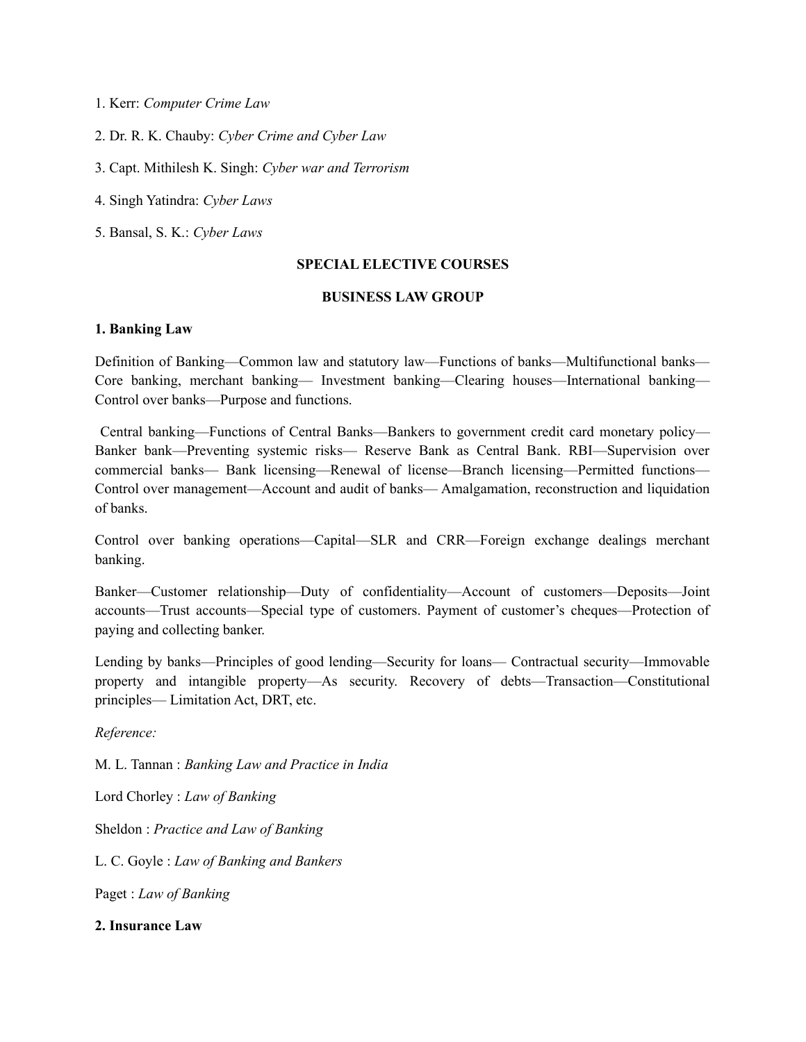1. Kerr: *Computer Crime Law*

2. Dr. R. K. Chauby: *Cyber Crime and Cyber Law*

3. Capt. Mithilesh K. Singh: *Cyber war and Terrorism*

4. Singh Yatindra: *Cyber Laws*

5. Bansal, S. K.: *Cyber Laws*

## SPECIAL ELECTIVE COURSES

## BUSINESS LAW GROUP

### 1. Banking Law

Definition of Banking—Common law and statutory law—Functions of banks—Multifunctional banks—Core banking, merchant banking— Investment banking—Clearing houses—International banking—Control over banks—Purpose and functions.

Central banking—Functions of Central Banks—Bankers to government credit card monetary policy—Banker bank—Preventing systemic risks— Reserve Bank as Central Bank. RBI—Supervision over commercial banks— Bank licensing—Renewal of license—Branch licensing—Permitted functions—Control over management—Account and audit of banks— Amalgamation, reconstruction and liquidation of banks.

Control over banking operations—Capital—SLR and CRR—Foreign exchange dealings merchant banking.

Banker—Customer relationship—Duty of confidentiality—Account of customers—Deposits—Joint accounts—Trust accounts—Special type of customers. Payment of customer's cheques—Protection of paying and collecting banker.

Lending by banks—Principles of good lending—Security for loans— Contractual security—Immovable property and intangible property—As security. Recovery of debts—Transaction—Constitutional principles— Limitation Act, DRT, etc.

*Reference:*

M. L. Tannan : *Banking Law and Practice in India*

Lord Chorley : *Law of Banking*

Sheldon : *Practice and Law of Banking*

L. C. Goyle : *Law of Banking and Bankers*

Paget : *Law of Banking*

### 2. Insurance Law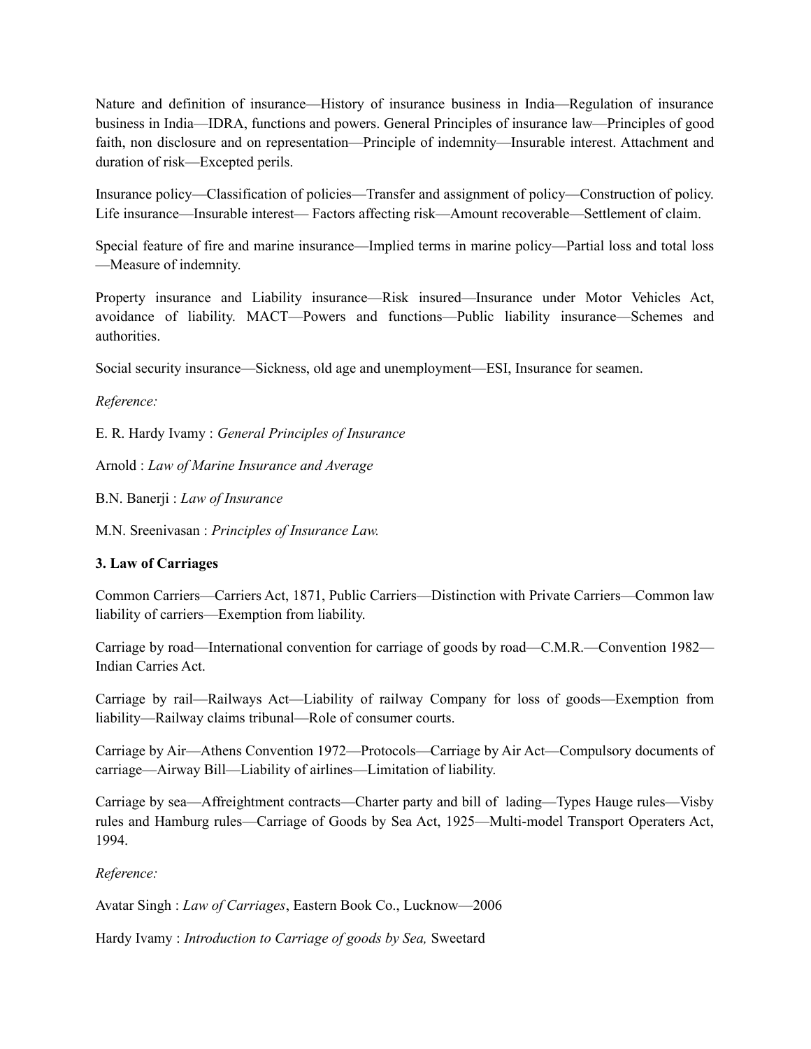Nature and definition of insurance—History of insurance business in India—Regulation of insurance business in India—IDRA, functions and powers. General Principles of insurance law—Principles of good faith, non disclosure and on representation—Principle of indemnity—Insurable interest. Attachment and duration of risk—Excepted perils.

Insurance policy—Classification of policies—Transfer and assignment of policy—Construction of policy. Life insurance—Insurable interest— Factors affecting risk—Amount recoverable—Settlement of claim.

Special feature of fire and marine insurance—Implied terms in marine policy—Partial loss and total loss—Measure of indemnity.

Property insurance and Liability insurance—Risk insured—Insurance under Motor Vehicles Act, avoidance of liability. MACT—Powers and functions—Public liability insurance—Schemes and authorities.

Social security insurance—Sickness, old age and unemployment—ESI, Insurance for seamen.

*Reference:*

E. R. Hardy Ivamy : *General Principles of Insurance*

Arnold : *Law of Marine Insurance and Average*

B.N. Banerji : *Law of Insurance*

M.N. Sreenivasan : *Principles of Insurance Law.*

**3. Law of Carriages**

Common Carriers—Carriers Act, 1871, Public Carriers—Distinction with Private Carriers—Common law liability of carriers—Exemption from liability.

Carriage by road—International convention for carriage of goods by road—C.M.R.—Convention 1982—Indian Carries Act.

Carriage by rail—Railways Act—Liability of railway Company for loss of goods—Exemption from liability—Railway claims tribunal—Role of consumer courts.

Carriage by Air—Athens Convention 1972—Protocols—Carriage by Air Act—Compulsory documents of carriage—Airway Bill—Liability of airlines—Limitation of liability.

Carriage by sea—Affreightment contracts—Charter party and bill of lading—Types Hauge rules—Visby rules and Hamburg rules—Carriage of Goods by Sea Act, 1925—Multi-model Transport Operaters Act, 1994.

*Reference:*

Avatar Singh : *Law of Carriages*, Eastern Book Co., Lucknow—2006

Hardy Ivamy : *Introduction to Carriage of goods by Sea,* Sweetard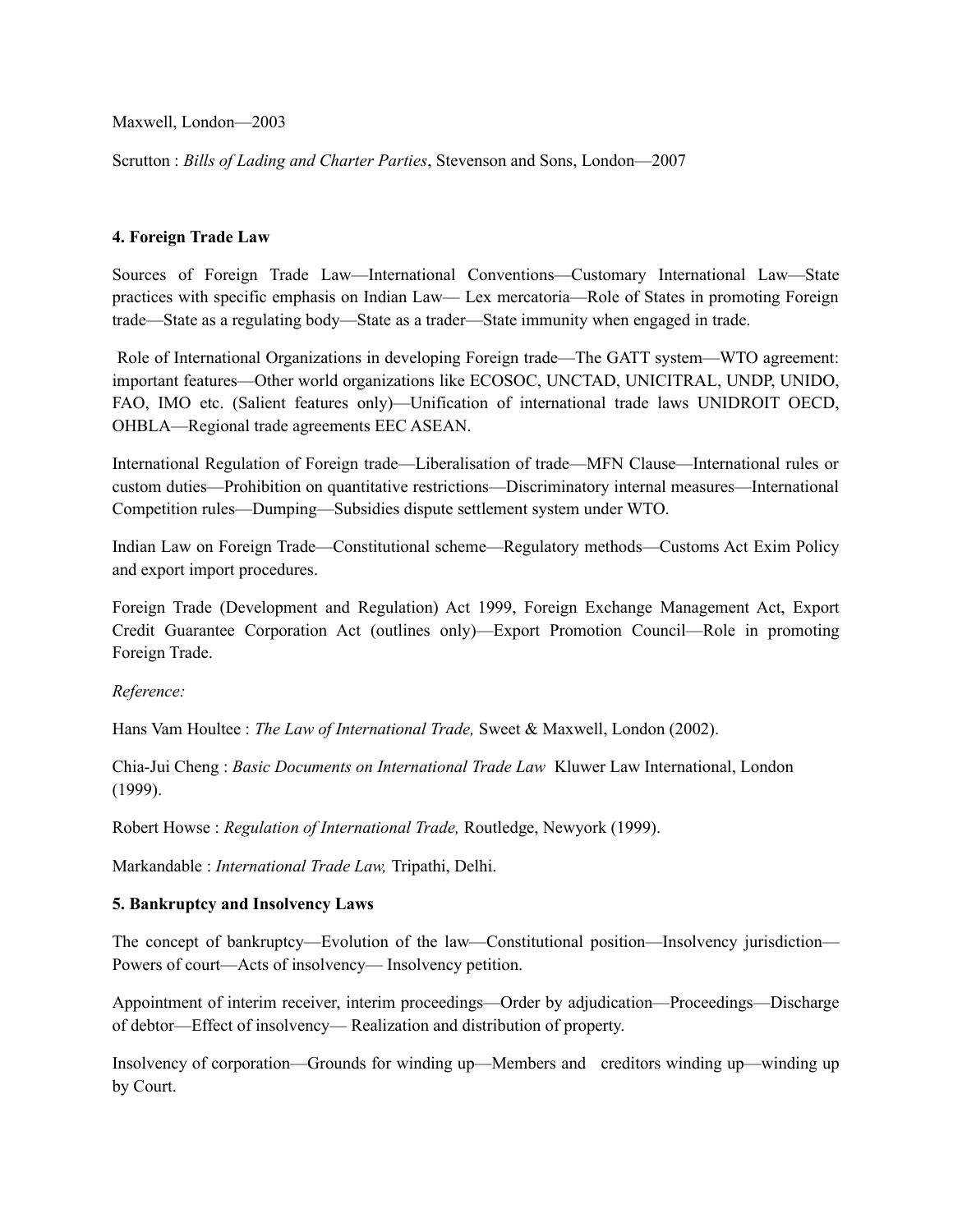Maxwell, London—2003

Scrutton : *Bills of Lading and Charter Parties*, Stevenson and Sons, London—2007

**4. Foreign Trade Law**

Sources of Foreign Trade Law—International Conventions—Customary International Law—State practices with specific emphasis on Indian Law— Lex mercatoria—Role of States in promoting Foreign trade—State as a regulating body—State as a trader—State immunity when engaged in trade.

Role of International Organizations in developing Foreign trade—The GATT system—WTO agreement: important features—Other world organizations like ECOSOC, UNCTAD, UNICITRAL, UNDP, UNIDO, FAO, IMO etc. (Salient features only)—Unification of international trade laws UNIDROIT OECD, OHBLA—Regional trade agreements EEC ASEAN.

International Regulation of Foreign trade—Liberalisation of trade—MFN Clause—International rules or custom duties—Prohibition on quantitative restrictions—Discriminatory internal measures—International Competition rules—Dumping—Subsidies dispute settlement system under WTO.

Indian Law on Foreign Trade—Constitutional scheme—Regulatory methods—Customs Act Exim Policy and export import procedures.

Foreign Trade (Development and Regulation) Act 1999, Foreign Exchange Management Act, Export Credit Guarantee Corporation Act (outlines only)—Export Promotion Council—Role in promoting Foreign Trade.

*Reference:*

Hans Vam Houltee : *The Law of International Trade,* Sweet & Maxwell, London (2002).

Chia-Jui Cheng : *Basic Documents on International Trade Law* Kluwer Law International, London (1999).

Robert Howse : *Regulation of International Trade,* Routledge, Newyork (1999).

Markandable : *International Trade Law,* Tripathi, Delhi.

**5. Bankruptcy and Insolvency Laws**

The concept of bankruptcy—Evolution of the law—Constitutional position—Insolvency jurisdiction—Powers of court—Acts of insolvency— Insolvency petition.

Appointment of interim receiver, interim proceedings—Order by adjudication—Proceedings—Discharge of debtor—Effect of insolvency— Realization and distribution of property.

Insolvency of corporation—Grounds for winding up—Members and creditors winding up—winding up by Court.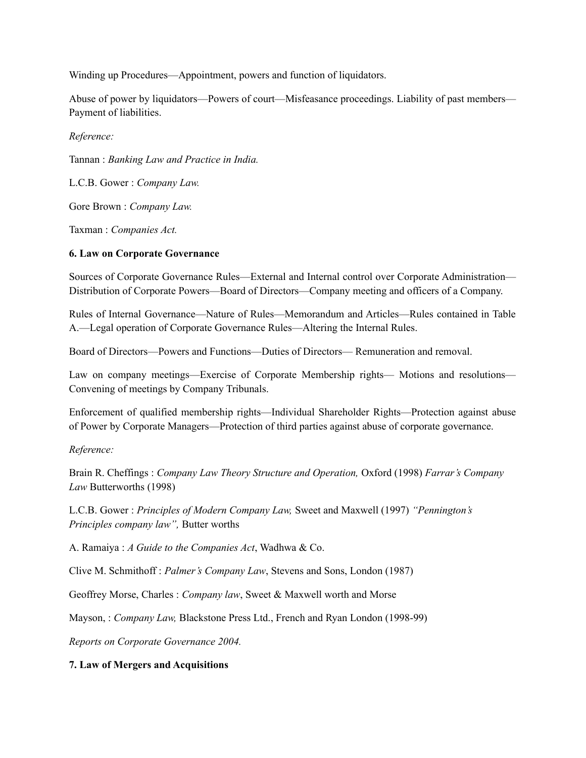Winding up Procedures—Appointment, powers and function of liquidators.

Abuse of power by liquidators—Powers of court—Misfeasance proceedings. Liability of past members—Payment of liabilities.

*Reference:*

Tannan : *Banking Law and Practice in India.*

L.C.B. Gower : *Company Law.*

Gore Brown : *Company Law.*

Taxman : *Companies Act.*

**6. Law on Corporate Governance**

Sources of Corporate Governance Rules—External and Internal control over Corporate Administration—Distribution of Corporate Powers—Board of Directors—Company meeting and officers of a Company.

Rules of Internal Governance—Nature of Rules—Memorandum and Articles—Rules contained in Table A.—Legal operation of Corporate Governance Rules—Altering the Internal Rules.

Board of Directors—Powers and Functions—Duties of Directors— Remuneration and removal.

Law on company meetings—Exercise of Corporate Membership rights— Motions and resolutions—Convening of meetings by Company Tribunals.

Enforcement of qualified membership rights—Individual Shareholder Rights—Protection against abuse of Power by Corporate Managers—Protection of third parties against abuse of corporate governance.

*Reference:*

Brain R. Cheffings : *Company Law Theory Structure and Operation,* Oxford (1998) *Farrar's Company Law* Butterworths (1998)

L.C.B. Gower : *Principles of Modern Company Law,* Sweet and Maxwell (1997) *"Pennington's Principles company law",* Butter worths

A. Ramaiya : *A Guide to the Companies Act*, Wadhwa & Co.

Clive M. Schmithoff : *Palmer's Company Law*, Stevens and Sons, London (1987)

Geoffrey Morse, Charles : *Company law*, Sweet & Maxwell worth and Morse

Mayson, : *Company Law,* Blackstone Press Ltd., French and Ryan London (1998-99)

*Reports on Corporate Governance 2004.*

**7. Law of Mergers and Acquisitions**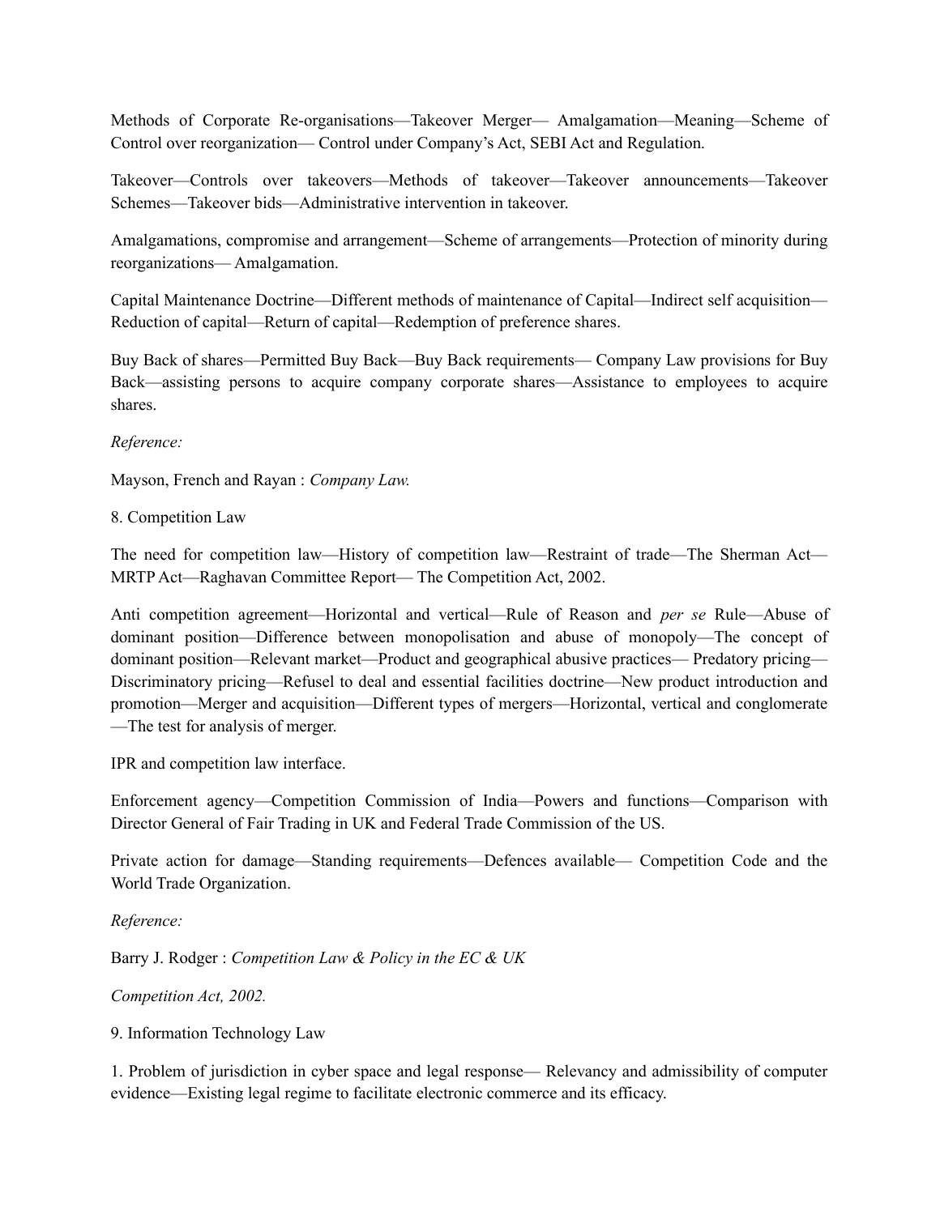Methods of Corporate Re-organisations—Takeover Merger— Amalgamation—Meaning—Scheme of Control over reorganization— Control under Company's Act, SEBI Act and Regulation.

Takeover—Controls over takeovers—Methods of takeover—Takeover announcements—Takeover Schemes—Takeover bids—Administrative intervention in takeover.

Amalgamations, compromise and arrangement—Scheme of arrangements—Protection of minority during reorganizations— Amalgamation.

Capital Maintenance Doctrine—Different methods of maintenance of Capital—Indirect self acquisition—Reduction of capital—Return of capital—Redemption of preference shares.

Buy Back of shares—Permitted Buy Back—Buy Back requirements— Company Law provisions for Buy Back—assisting persons to acquire company corporate shares—Assistance to employees to acquire shares.

*Reference:*

Mayson, French and Rayan : *Company Law.*

8. Competition Law

The need for competition law—History of competition law—Restraint of trade—The Sherman Act—MRTP Act—Raghavan Committee Report— The Competition Act, 2002.

Anti competition agreement—Horizontal and vertical—Rule of Reason and *per se* Rule—Abuse of dominant position—Difference between monopolisation and abuse of monopoly—The concept of dominant position—Relevant market—Product and geographical abusive practices— Predatory pricing—Discriminatory pricing—Refusel to deal and essential facilities doctrine—New product introduction and promotion—Merger and acquisition—Different types of mergers—Horizontal, vertical and conglomerate—The test for analysis of merger.

IPR and competition law interface.

Enforcement agency—Competition Commission of India—Powers and functions—Comparison with Director General of Fair Trading in UK and Federal Trade Commission of the US.

Private action for damage—Standing requirements—Defences available— Competition Code and the World Trade Organization.

*Reference:*

Barry J. Rodger : *Competition Law & Policy in the EC & UK*

*Competition Act, 2002.*

9. Information Technology Law

1. Problem of jurisdiction in cyber space and legal response— Relevancy and admissibility of computer evidence—Existing legal regime to facilitate electronic commerce and its efficacy.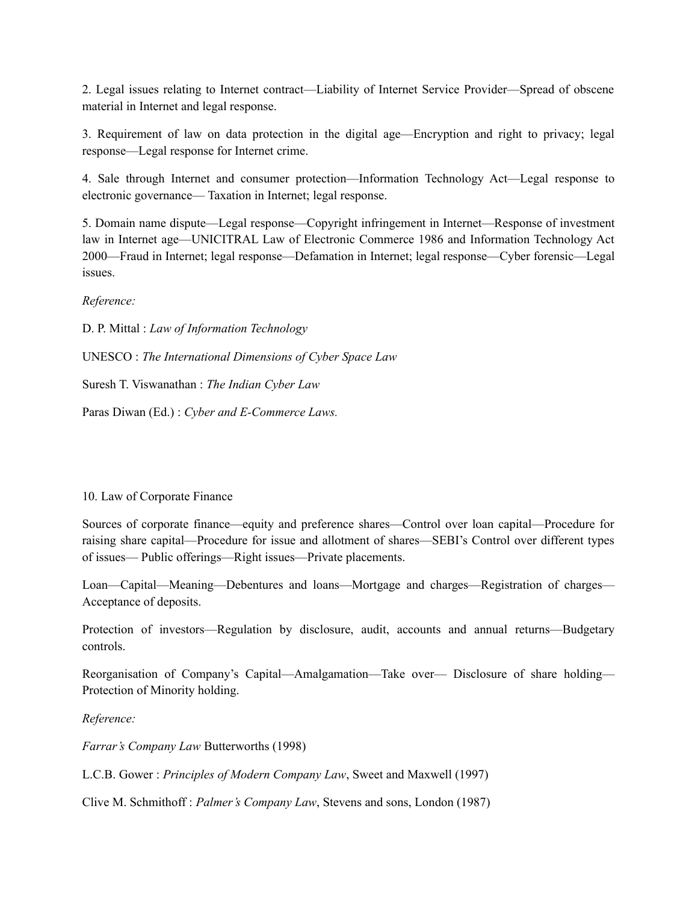2. Legal issues relating to Internet contract—Liability of Internet Service Provider—Spread of obscene material in Internet and legal response.

3. Requirement of law on data protection in the digital age—Encryption and right to privacy; legal response—Legal response for Internet crime.

4. Sale through Internet and consumer protection—Information Technology Act—Legal response to electronic governance— Taxation in Internet; legal response.

5. Domain name dispute—Legal response—Copyright infringement in Internet—Response of investment law in Internet age—UNICITRAL Law of Electronic Commerce 1986 and Information Technology Act 2000—Fraud in Internet; legal response—Defamation in Internet; legal response—Cyber forensic—Legal issues.

*Reference:*

D. P. Mittal : *Law of Information Technology*

UNESCO : *The International Dimensions of Cyber Space Law*

Suresh T. Viswanathan : *The Indian Cyber Law*

Paras Diwan (Ed.) : *Cyber and E-Commerce Laws.*

10. Law of Corporate Finance

Sources of corporate finance—equity and preference shares—Control over loan capital—Procedure for raising share capital—Procedure for issue and allotment of shares—SEBI's Control over different types of issues— Public offerings—Right issues—Private placements.

Loan—Capital—Meaning—Debentures and loans—Mortgage and charges—Registration of charges—Acceptance of deposits.

Protection of investors—Regulation by disclosure, audit, accounts and annual returns—Budgetary controls.

Reorganisation of Company's Capital—Amalgamation—Take over— Disclosure of share holding—Protection of Minority holding.

*Reference:*

*Farrar's Company Law* Butterworths (1998)

L.C.B. Gower : *Principles of Modern Company Law*, Sweet and Maxwell (1997)

Clive M. Schmithoff : *Palmer's Company Law*, Stevens and sons, London (1987)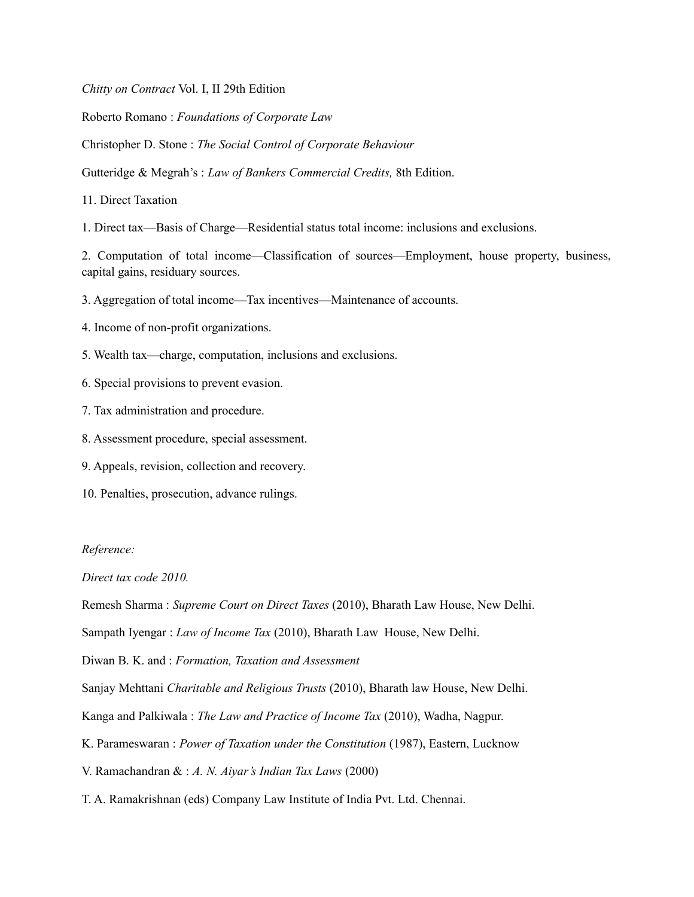*Chitty on Contract* Vol. I, II 29th Edition

Roberto Romano : *Foundations of Corporate Law*

Christopher D. Stone : *The Social Control of Corporate Behaviour*

Gutteridge & Megrah's : *Law of Bankers Commercial Credits,* 8th Edition.

11. Direct Taxation

1. Direct tax—Basis of Charge—Residential status total income: inclusions and exclusions.

2. Computation of total income—Classification of sources—Employment, house property, business, capital gains, residuary sources.

3. Aggregation of total income—Tax incentives—Maintenance of accounts.

4. Income of non-profit organizations.

5. Wealth tax—charge, computation, inclusions and exclusions.

6. Special provisions to prevent evasion.

7. Tax administration and procedure.

8. Assessment procedure, special assessment.

9. Appeals, revision, collection and recovery.

10. Penalties, prosecution, advance rulings.

*Reference:*

*Direct tax code 2010.*

Remesh Sharma : *Supreme Court on Direct Taxes* (2010), Bharath Law House, New Delhi.

Sampath Iyengar : *Law of Income Tax* (2010), Bharath Law House, New Delhi.

Diwan B. K. and : *Formation, Taxation and Assessment*

Sanjay Mehttani *Charitable and Religious Trusts* (2010), Bharath law House, New Delhi.

Kanga and Palkiwala : *The Law and Practice of Income Tax* (2010), Wadha, Nagpur.

K. Parameswaran : *Power of Taxation under the Constitution* (1987), Eastern, Lucknow

V. Ramachandran & : *A. N. Aiyar's Indian Tax Laws* (2000)

T. A. Ramakrishnan (eds) Company Law Institute of India Pvt. Ltd. Chennai.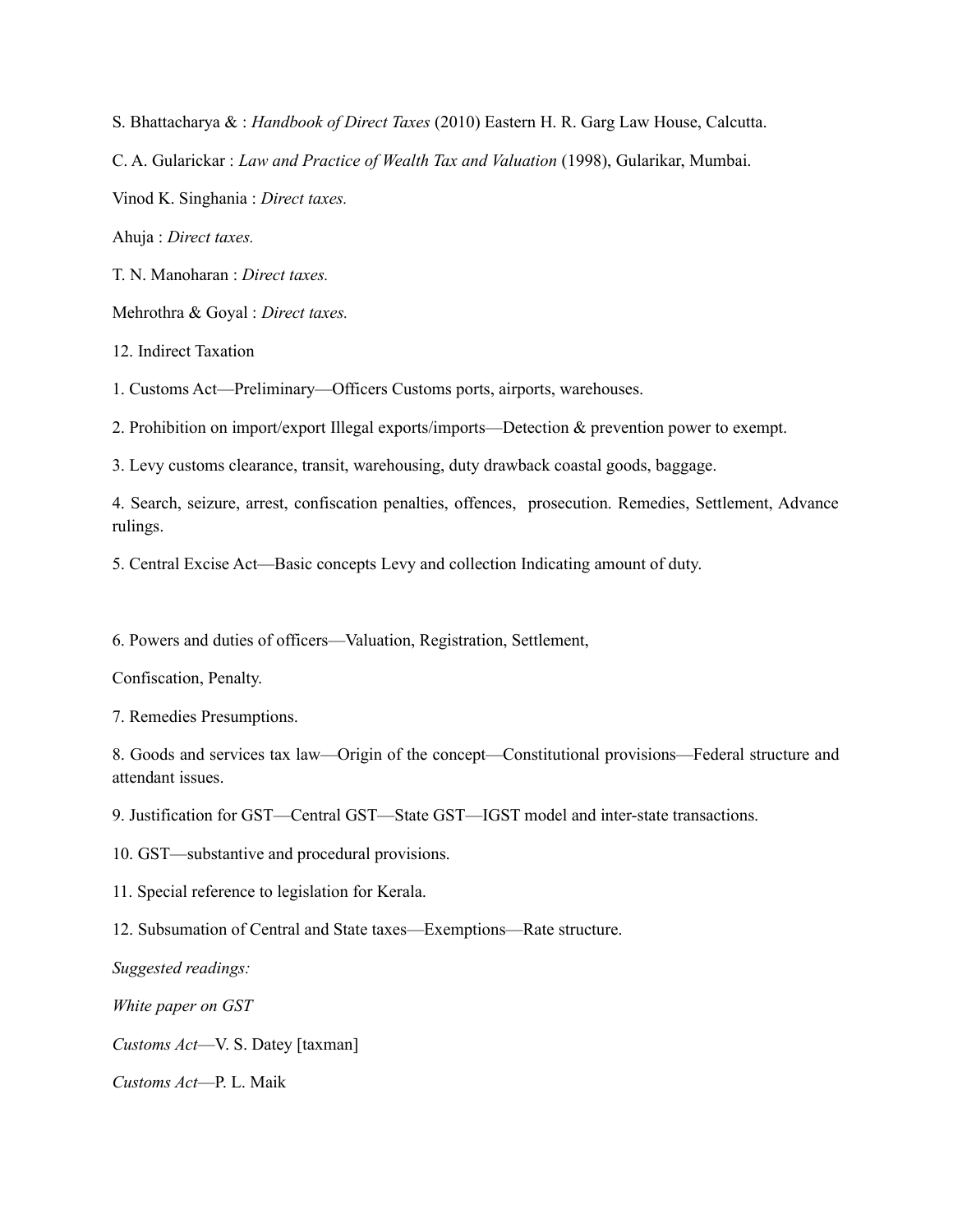S. Bhattacharya & : *Handbook of Direct Taxes* (2010) Eastern H. R. Garg Law House, Calcutta.

C. A. Gularickar : *Law and Practice of Wealth Tax and Valuation* (1998), Gularikar, Mumbai.

Vinod K. Singhania : *Direct taxes.*

Ahuja : *Direct taxes.*

T. N. Manoharan : *Direct taxes.*

Mehrothra & Goyal : *Direct taxes.*

12. Indirect Taxation

1. Customs Act—Preliminary—Officers Customs ports, airports, warehouses.

2. Prohibition on import/export Illegal exports/imports—Detection & prevention power to exempt.

3. Levy customs clearance, transit, warehousing, duty drawback coastal goods, baggage.

4. Search, seizure, arrest, confiscation penalties, offences, prosecution. Remedies, Settlement, Advance rulings.

5. Central Excise Act—Basic concepts Levy and collection Indicating amount of duty.

6. Powers and duties of officers—Valuation, Registration, Settlement,

Confiscation, Penalty.

7. Remedies Presumptions.

8. Goods and services tax law—Origin of the concept—Constitutional provisions—Federal structure and attendant issues.

9. Justification for GST—Central GST—State GST—IGST model and inter-state transactions.

10. GST—substantive and procedural provisions.

11. Special reference to legislation for Kerala.

12. Subsumation of Central and State taxes—Exemptions—Rate structure.

*Suggested readings:*

*White paper on GST*

*Customs Act*—V. S. Datey [taxman]

*Customs Act*—P. L. Maik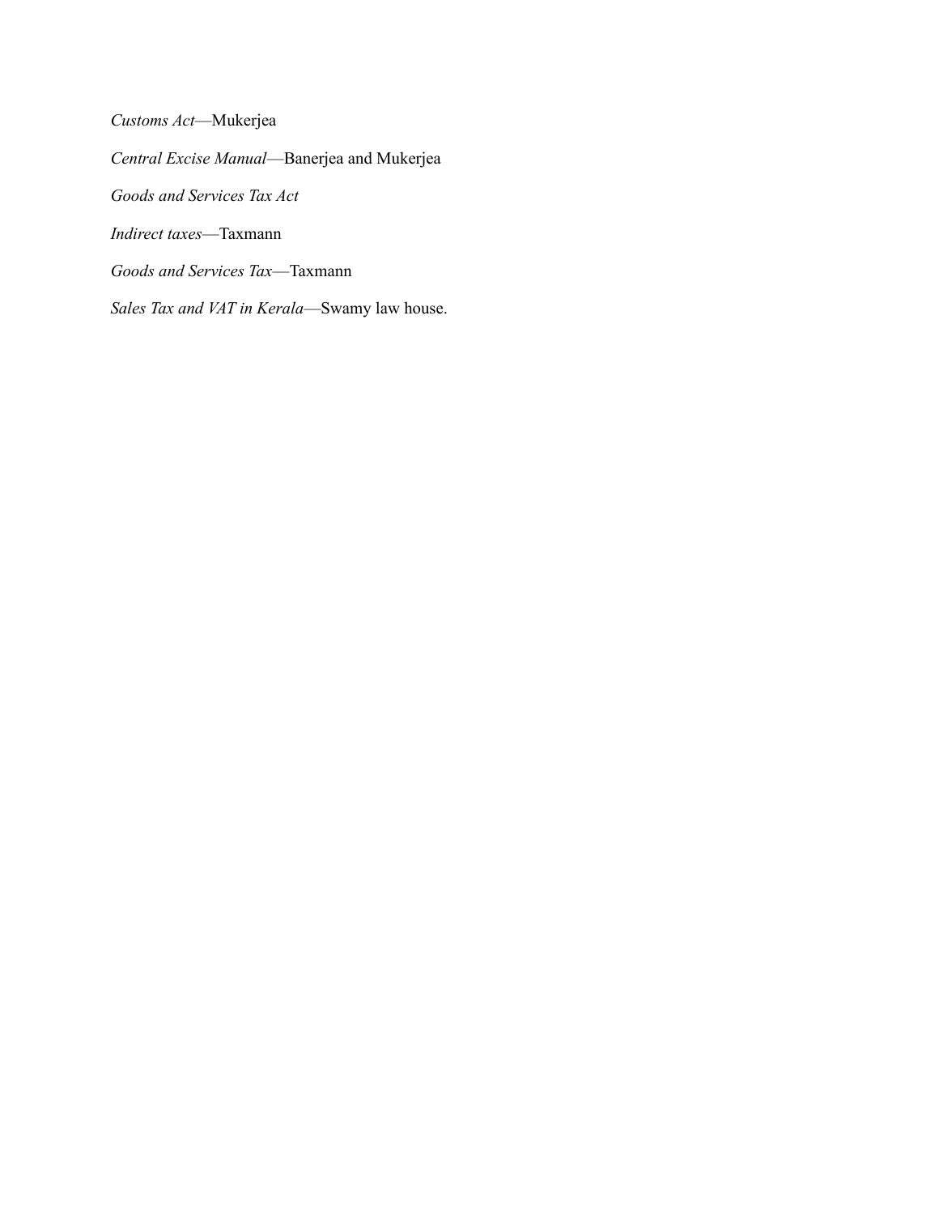*Customs Act*—Mukerjea

*Central Excise Manual*—Banerjea and Mukerjea

*Goods and Services Tax Act*

*Indirect taxes*—Taxmann

*Goods and Services Tax*—Taxmann

*Sales Tax and VAT in Kerala*—Swamy law house.